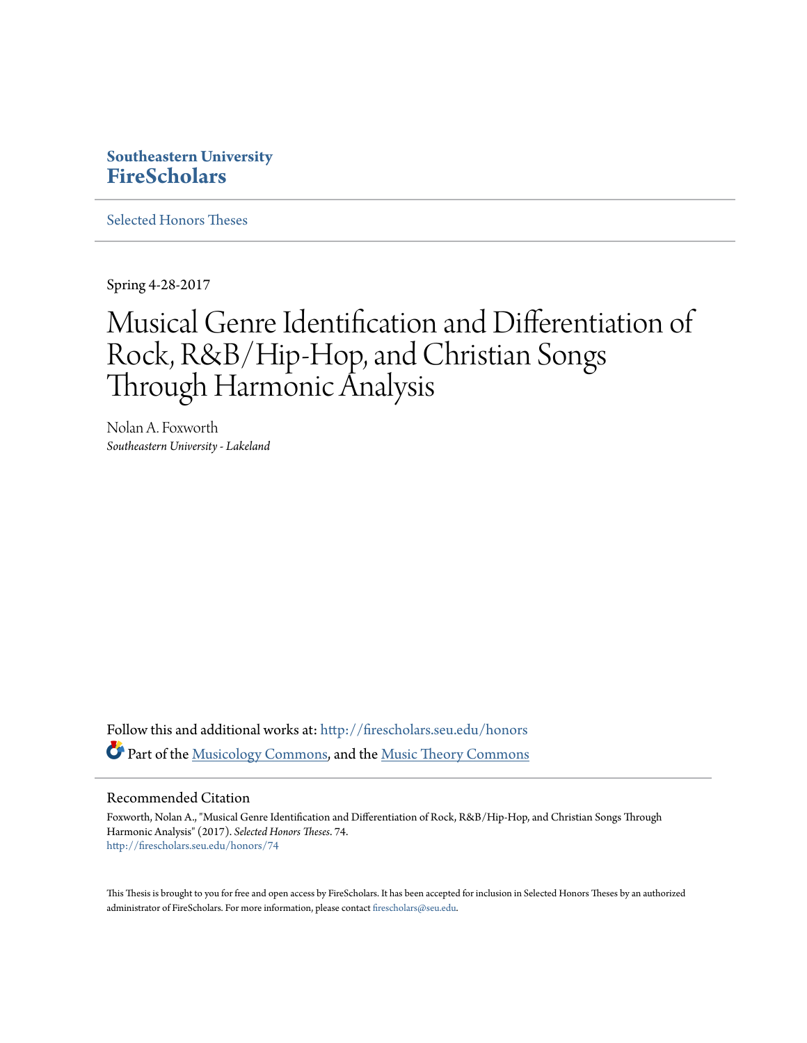**Southeastern University**
**FireScholars**

Selected Honors Theses

Spring 4-28-2017

# Musical Genre Identification and Differentiation of Rock, R&B/Hip-Hop, and Christian Songs Through Harmonic Analysis

Nolan A. Foxworth
*Southeastern University - Lakeland*

Follow this and additional works at: http://firescholars.seu.edu/honors

Part of the Musicology Commons, and the Music Theory Commons

## Recommended Citation

Foxworth, Nolan A., "Musical Genre Identification and Differentiation of Rock, R&B/Hip-Hop, and Christian Songs Through Harmonic Analysis" (2017). *Selected Honors Theses*. 74.
http://firescholars.seu.edu/honors/74

This Thesis is brought to you for free and open access by FireScholars. It has been accepted for inclusion in Selected Honors Theses by an authorized administrator of FireScholars. For more information, please contact firescholars@seu.edu.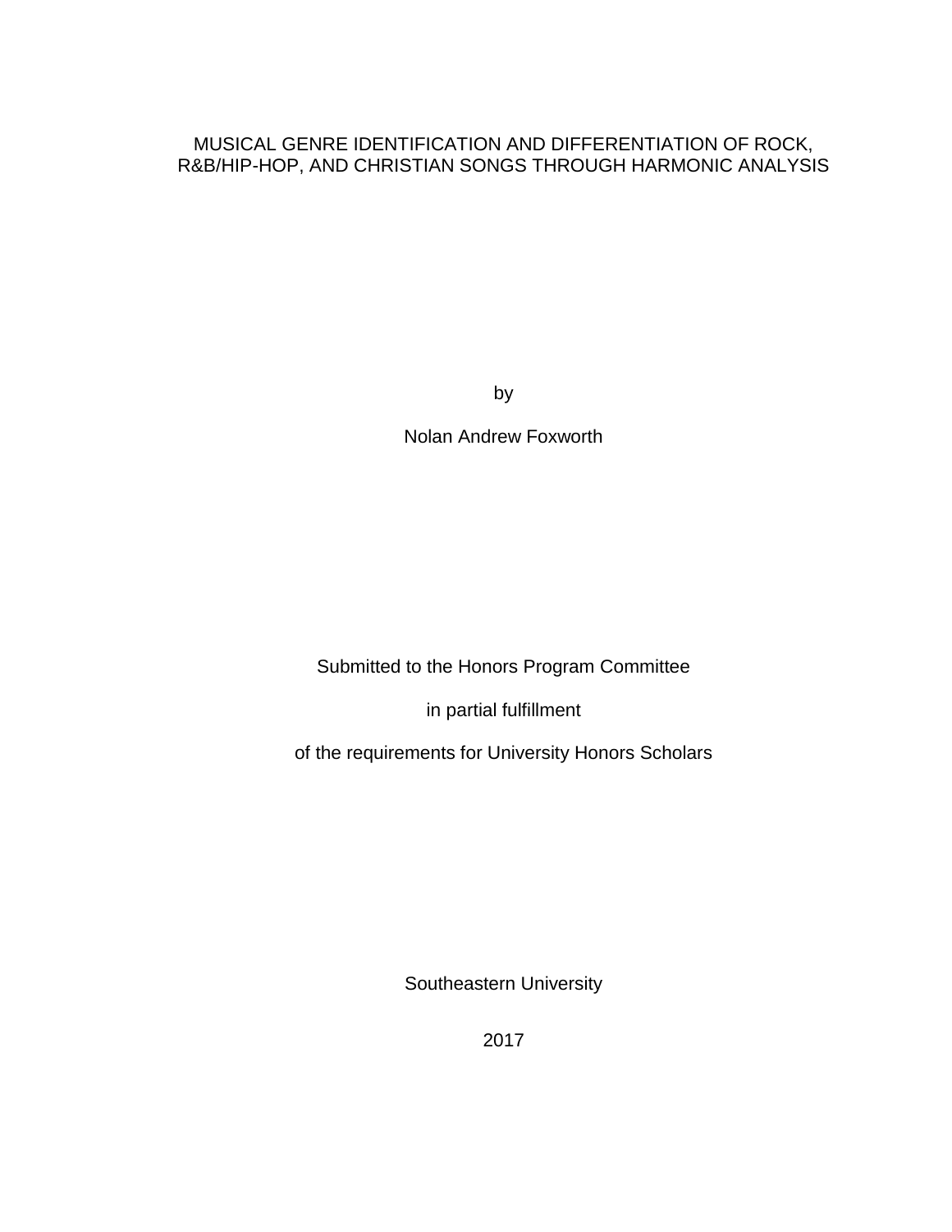# MUSICAL GENRE IDENTIFICATION AND DIFFERENTIATION OF ROCK, R&B/HIP-HOP, AND CHRISTIAN SONGS THROUGH HARMONIC ANALYSIS

by

Nolan Andrew Foxworth

Submitted to the Honors Program Committee

in partial fulfillment

of the requirements for University Honors Scholars

Southeastern University

2017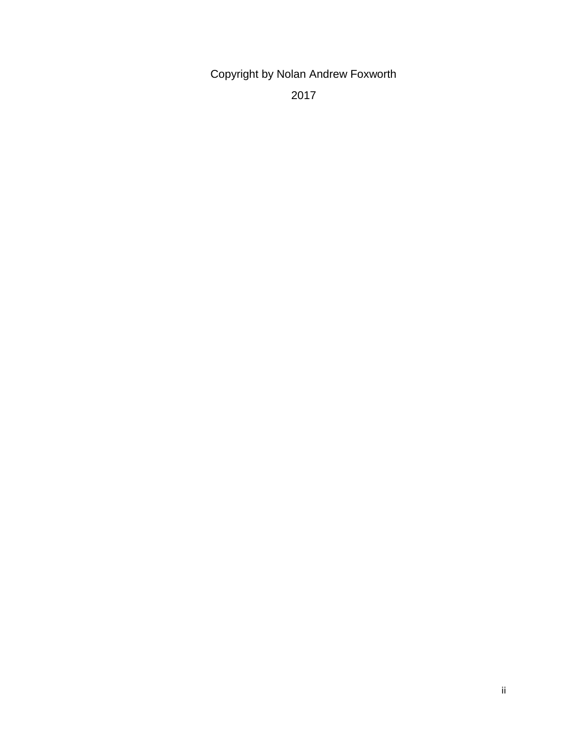Copyright by Nolan Andrew Foxworth

2017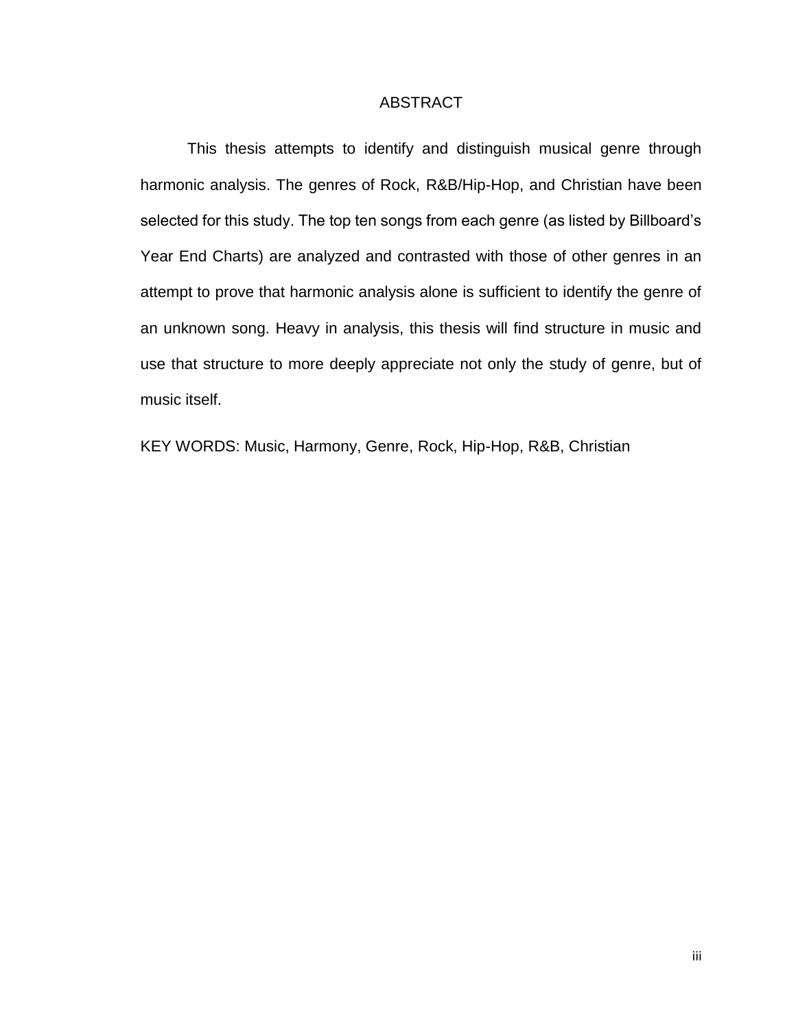# ABSTRACT

This thesis attempts to identify and distinguish musical genre through harmonic analysis. The genres of Rock, R&B/Hip-Hop, and Christian have been selected for this study. The top ten songs from each genre (as listed by Billboard's Year End Charts) are analyzed and contrasted with those of other genres in an attempt to prove that harmonic analysis alone is sufficient to identify the genre of an unknown song. Heavy in analysis, this thesis will find structure in music and use that structure to more deeply appreciate not only the study of genre, but of music itself.

KEY WORDS: Music, Harmony, Genre, Rock, Hip-Hop, R&B, Christian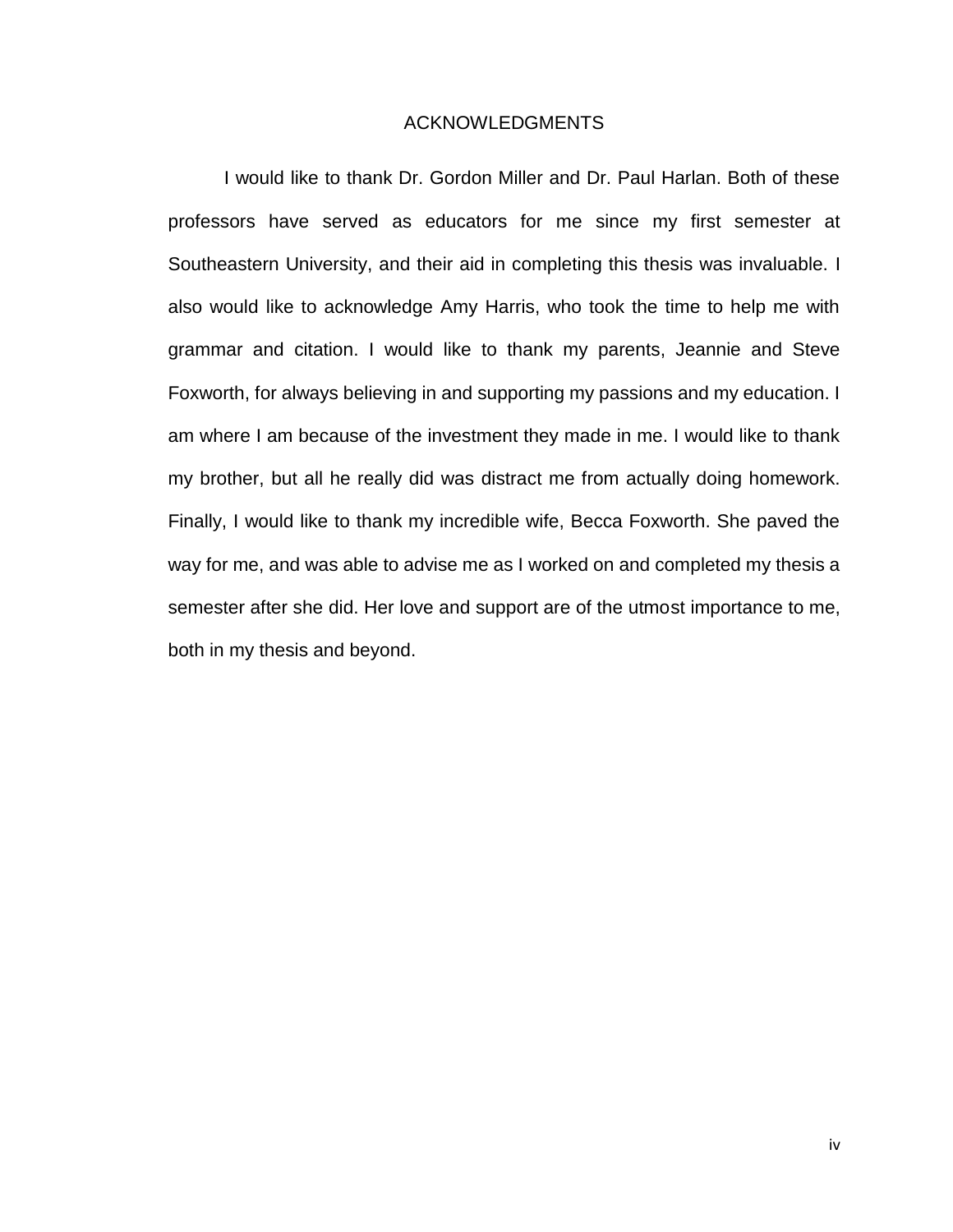# ACKNOWLEDGMENTS

I would like to thank Dr. Gordon Miller and Dr. Paul Harlan. Both of these professors have served as educators for me since my first semester at Southeastern University, and their aid in completing this thesis was invaluable. I also would like to acknowledge Amy Harris, who took the time to help me with grammar and citation. I would like to thank my parents, Jeannie and Steve Foxworth, for always believing in and supporting my passions and my education. I am where I am because of the investment they made in me. I would like to thank my brother, but all he really did was distract me from actually doing homework. Finally, I would like to thank my incredible wife, Becca Foxworth. She paved the way for me, and was able to advise me as I worked on and completed my thesis a semester after she did. Her love and support are of the utmost importance to me, both in my thesis and beyond.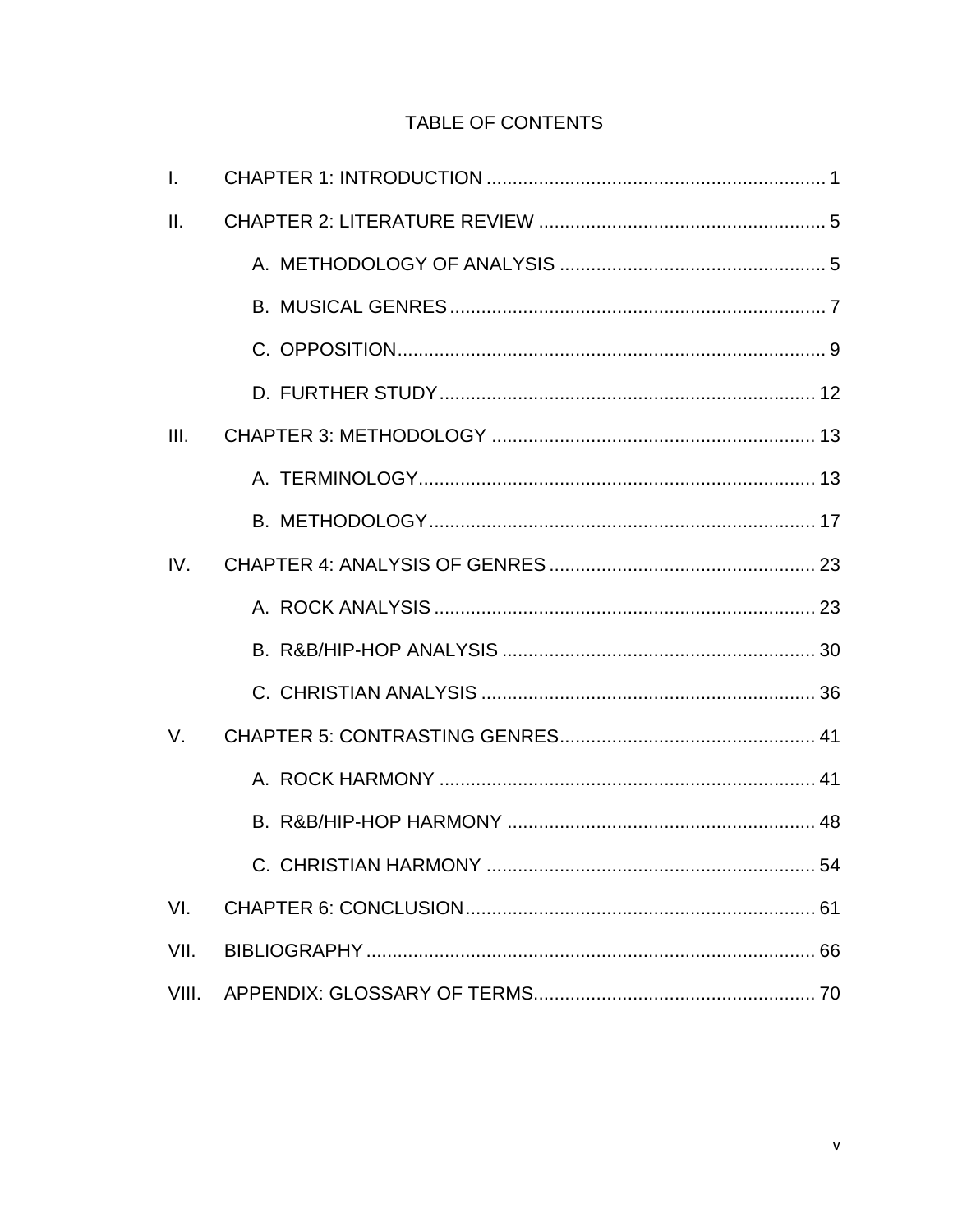# TABLE OF CONTENTS

I. CHAPTER 1: INTRODUCTION ........ 1

II. CHAPTER 2: LITERATURE REVIEW ........ 5

- A. METHODOLOGY OF ANALYSIS ........ 5
- B. MUSICAL GENRES ........ 7
- C. OPPOSITION ........ 9
- D. FURTHER STUDY ........ 12

III. CHAPTER 3: METHODOLOGY ........ 13

- A. TERMINOLOGY ........ 13
- B. METHODOLOGY ........ 17

IV. CHAPTER 4: ANALYSIS OF GENRES ........ 23

- A. ROCK ANALYSIS ........ 23
- B. R&B/HIP-HOP ANALYSIS ........ 30
- C. CHRISTIAN ANALYSIS ........ 36

V. CHAPTER 5: CONTRASTING GENRES ........ 41

- A. ROCK HARMONY ........ 41
- B. R&B/HIP-HOP HARMONY ........ 48
- C. CHRISTIAN HARMONY ........ 54

VI. CHAPTER 6: CONCLUSION ........ 61

VII. BIBLIOGRAPHY ........ 66

VIII. APPENDIX: GLOSSARY OF TERMS ........ 70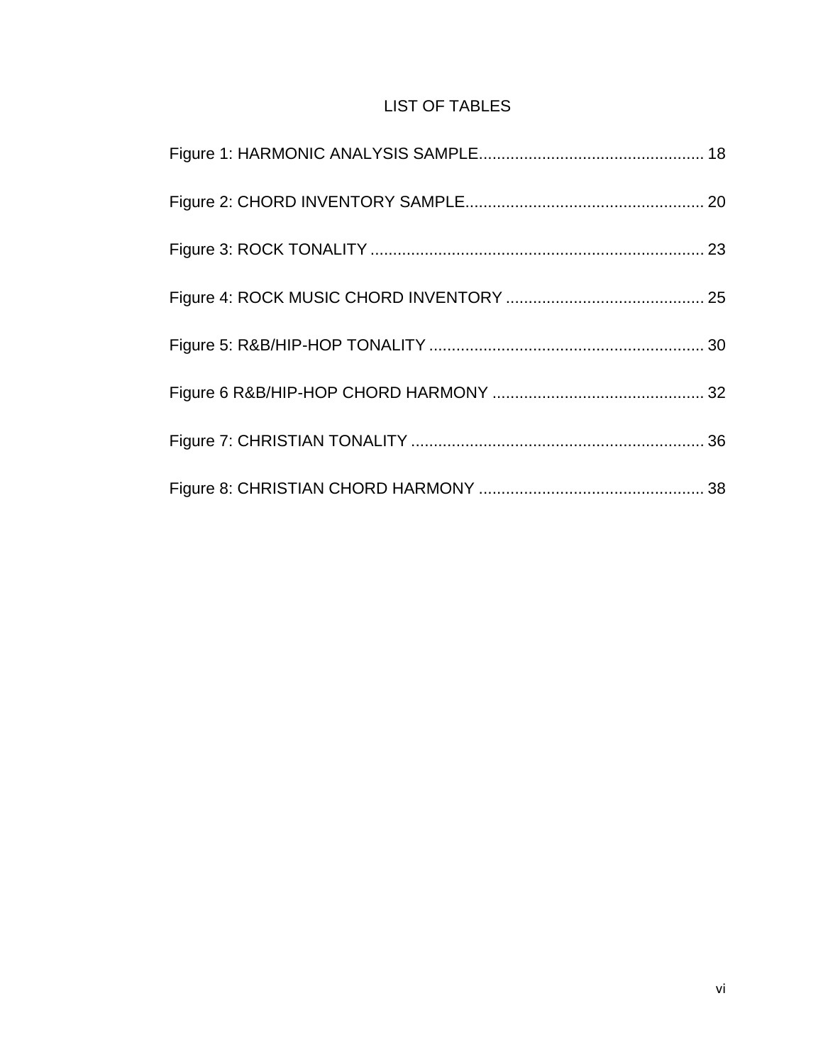# LIST OF TABLES

Figure 1: HARMONIC ANALYSIS SAMPLE................................................. 18

Figure 2: CHORD INVENTORY SAMPLE.................................................... 20

Figure 3: ROCK TONALITY .......................................................................... 23

Figure 4: ROCK MUSIC CHORD INVENTORY ............................................ 25

Figure 5: R&B/HIP-HOP TONALITY ............................................................. 30

Figure 6 R&B/HIP-HOP CHORD HARMONY ............................................... 32

Figure 7: CHRISTIAN TONALITY ................................................................. 36

Figure 8: CHRISTIAN CHORD HARMONY .................................................. 38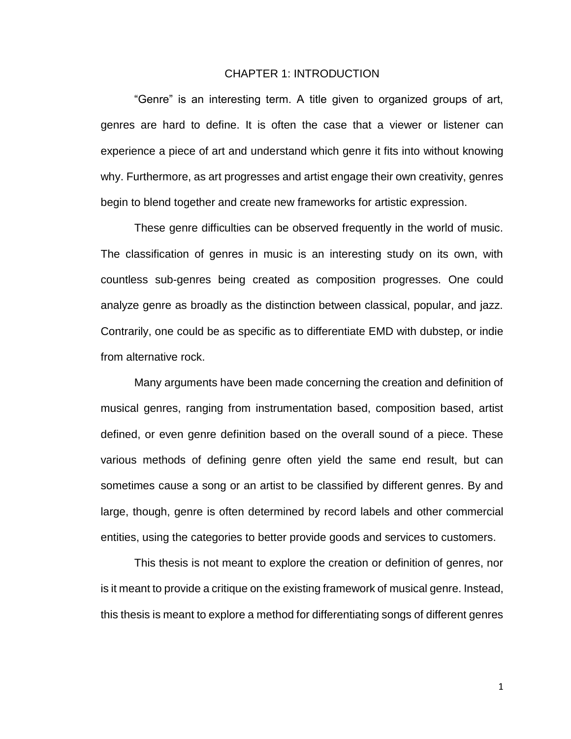# CHAPTER 1: INTRODUCTION

"Genre" is an interesting term. A title given to organized groups of art, genres are hard to define. It is often the case that a viewer or listener can experience a piece of art and understand which genre it fits into without knowing why. Furthermore, as art progresses and artist engage their own creativity, genres begin to blend together and create new frameworks for artistic expression.

These genre difficulties can be observed frequently in the world of music. The classification of genres in music is an interesting study on its own, with countless sub-genres being created as composition progresses. One could analyze genre as broadly as the distinction between classical, popular, and jazz. Contrarily, one could be as specific as to differentiate EMD with dubstep, or indie from alternative rock.

Many arguments have been made concerning the creation and definition of musical genres, ranging from instrumentation based, composition based, artist defined, or even genre definition based on the overall sound of a piece. These various methods of defining genre often yield the same end result, but can sometimes cause a song or an artist to be classified by different genres. By and large, though, genre is often determined by record labels and other commercial entities, using the categories to better provide goods and services to customers.

This thesis is not meant to explore the creation or definition of genres, nor is it meant to provide a critique on the existing framework of musical genre. Instead, this thesis is meant to explore a method for differentiating songs of different genres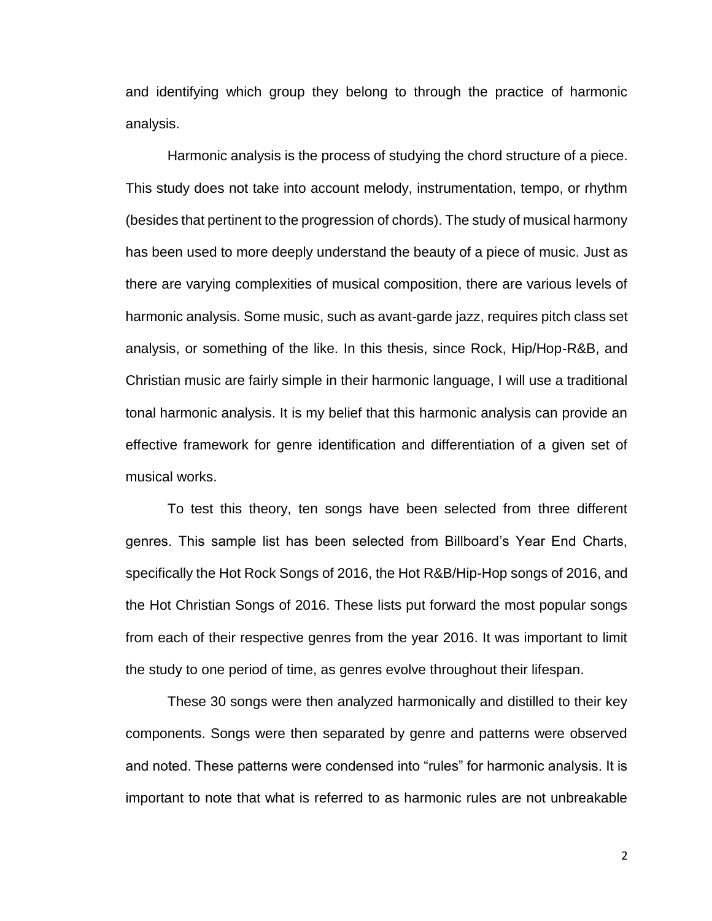and identifying which group they belong to through the practice of harmonic analysis.

Harmonic analysis is the process of studying the chord structure of a piece. This study does not take into account melody, instrumentation, tempo, or rhythm (besides that pertinent to the progression of chords). The study of musical harmony has been used to more deeply understand the beauty of a piece of music. Just as there are varying complexities of musical composition, there are various levels of harmonic analysis. Some music, such as avant-garde jazz, requires pitch class set analysis, or something of the like. In this thesis, since Rock, Hip/Hop-R&B, and Christian music are fairly simple in their harmonic language, I will use a traditional tonal harmonic analysis. It is my belief that this harmonic analysis can provide an effective framework for genre identification and differentiation of a given set of musical works.

To test this theory, ten songs have been selected from three different genres. This sample list has been selected from Billboard's Year End Charts, specifically the Hot Rock Songs of 2016, the Hot R&B/Hip-Hop songs of 2016, and the Hot Christian Songs of 2016. These lists put forward the most popular songs from each of their respective genres from the year 2016. It was important to limit the study to one period of time, as genres evolve throughout their lifespan.

These 30 songs were then analyzed harmonically and distilled to their key components. Songs were then separated by genre and patterns were observed and noted. These patterns were condensed into "rules" for harmonic analysis. It is important to note that what is referred to as harmonic rules are not unbreakable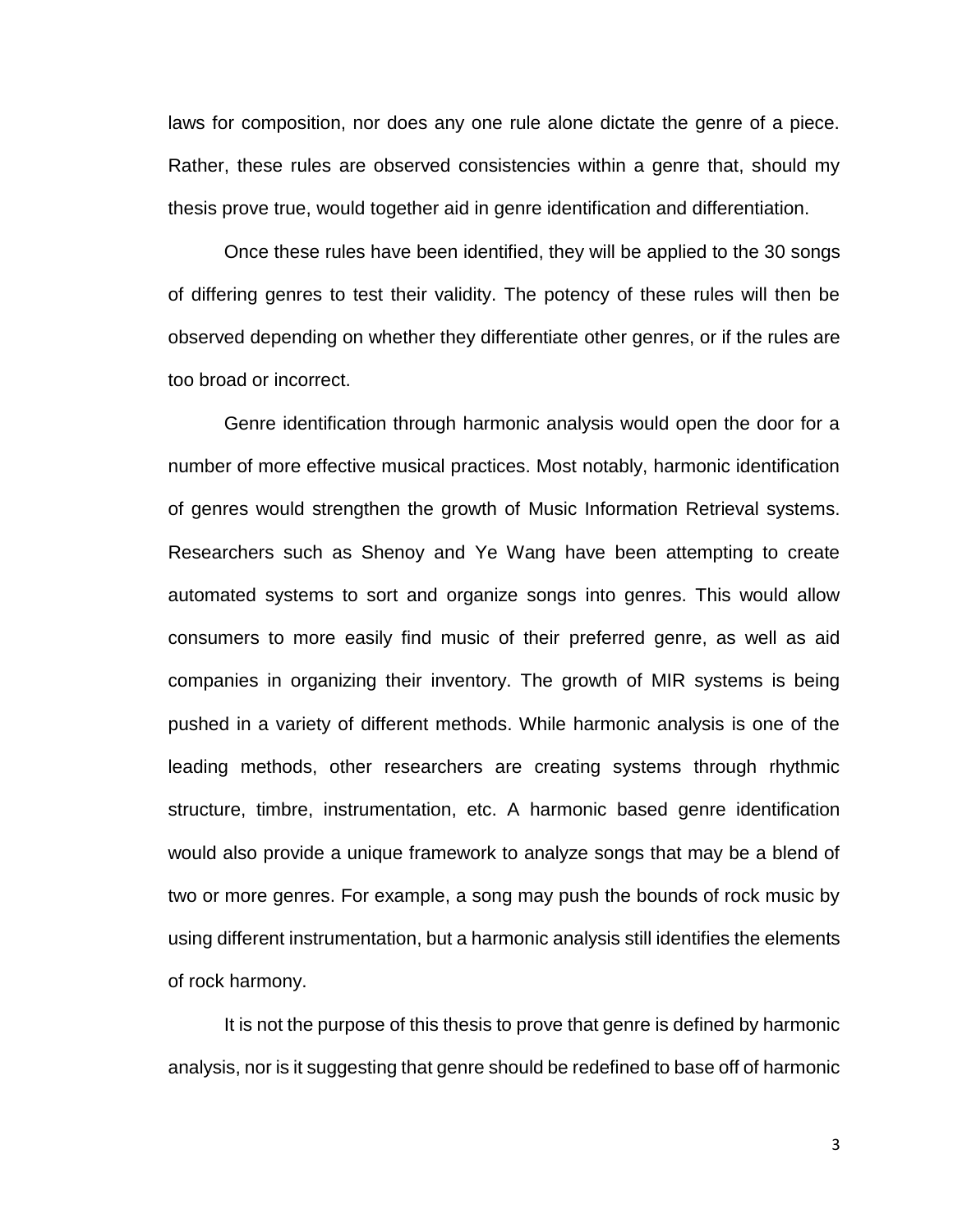laws for composition, nor does any one rule alone dictate the genre of a piece. Rather, these rules are observed consistencies within a genre that, should my thesis prove true, would together aid in genre identification and differentiation.

Once these rules have been identified, they will be applied to the 30 songs of differing genres to test their validity. The potency of these rules will then be observed depending on whether they differentiate other genres, or if the rules are too broad or incorrect.

Genre identification through harmonic analysis would open the door for a number of more effective musical practices. Most notably, harmonic identification of genres would strengthen the growth of Music Information Retrieval systems. Researchers such as Shenoy and Ye Wang have been attempting to create automated systems to sort and organize songs into genres. This would allow consumers to more easily find music of their preferred genre, as well as aid companies in organizing their inventory. The growth of MIR systems is being pushed in a variety of different methods. While harmonic analysis is one of the leading methods, other researchers are creating systems through rhythmic structure, timbre, instrumentation, etc. A harmonic based genre identification would also provide a unique framework to analyze songs that may be a blend of two or more genres. For example, a song may push the bounds of rock music by using different instrumentation, but a harmonic analysis still identifies the elements of rock harmony.

It is not the purpose of this thesis to prove that genre is defined by harmonic analysis, nor is it suggesting that genre should be redefined to base off of harmonic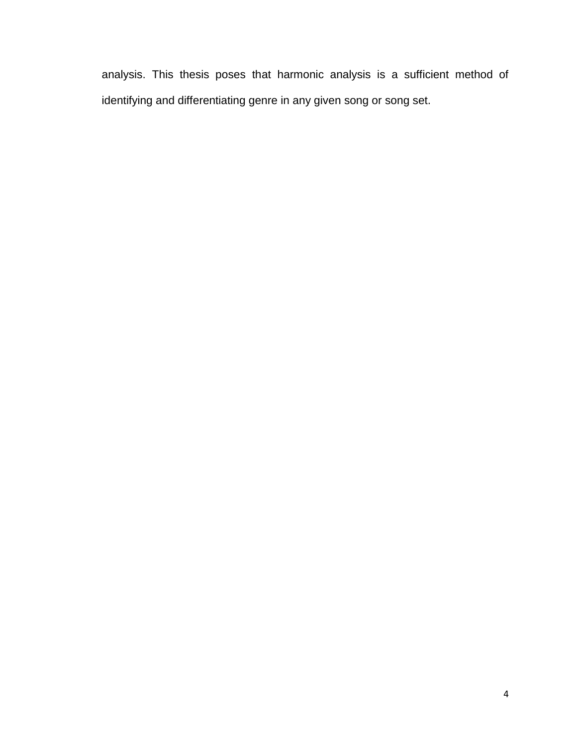analysis. This thesis poses that harmonic analysis is a sufficient method of identifying and differentiating genre in any given song or song set.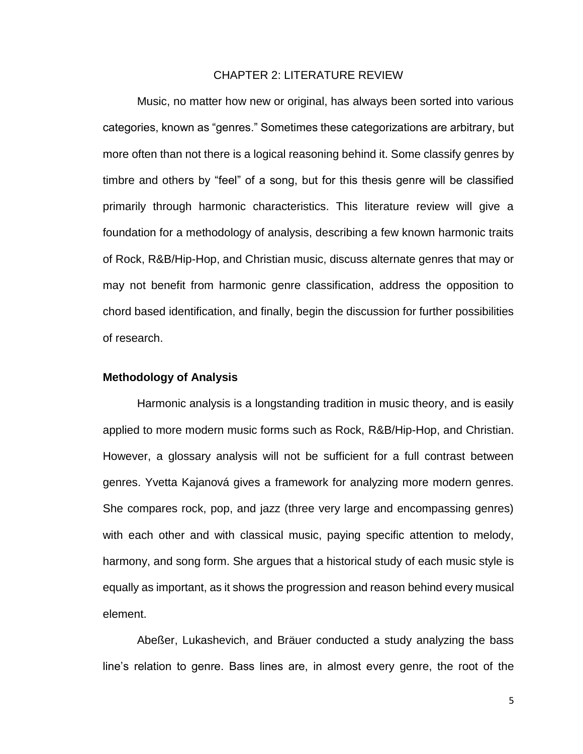# CHAPTER 2: LITERATURE REVIEW

Music, no matter how new or original, has always been sorted into various categories, known as "genres." Sometimes these categorizations are arbitrary, but more often than not there is a logical reasoning behind it. Some classify genres by timbre and others by "feel" of a song, but for this thesis genre will be classified primarily through harmonic characteristics. This literature review will give a foundation for a methodology of analysis, describing a few known harmonic traits of Rock, R&B/Hip-Hop, and Christian music, discuss alternate genres that may or may not benefit from harmonic genre classification, address the opposition to chord based identification, and finally, begin the discussion for further possibilities of research.

## Methodology of Analysis

Harmonic analysis is a longstanding tradition in music theory, and is easily applied to more modern music forms such as Rock, R&B/Hip-Hop, and Christian. However, a glossary analysis will not be sufficient for a full contrast between genres. Yvetta Kajanová gives a framework for analyzing more modern genres. She compares rock, pop, and jazz (three very large and encompassing genres) with each other and with classical music, paying specific attention to melody, harmony, and song form. She argues that a historical study of each music style is equally as important, as it shows the progression and reason behind every musical element.

Abeßer, Lukashevich, and Bräuer conducted a study analyzing the bass line's relation to genre. Bass lines are, in almost every genre, the root of the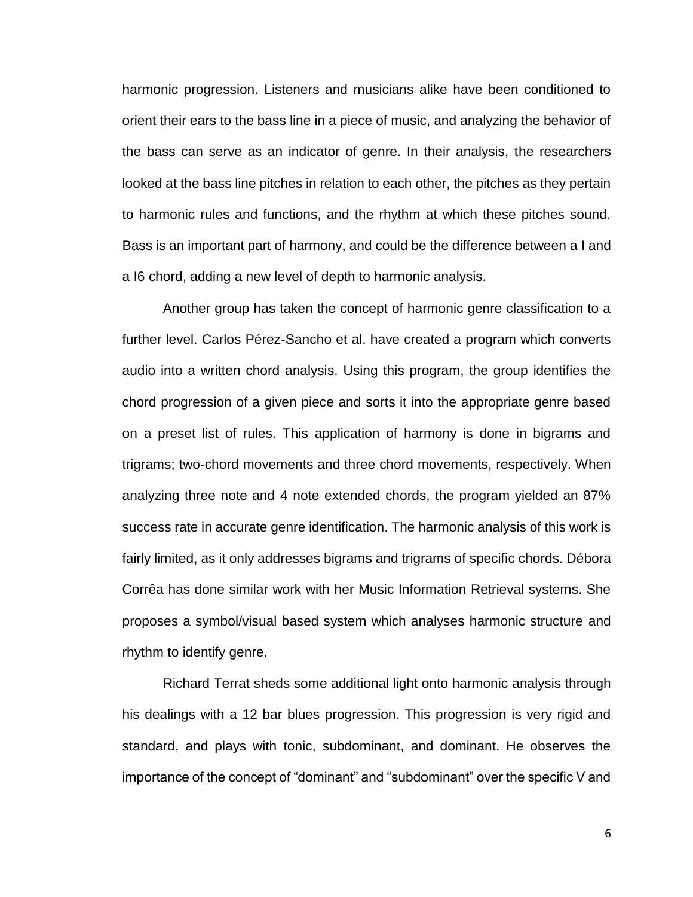harmonic progression. Listeners and musicians alike have been conditioned to orient their ears to the bass line in a piece of music, and analyzing the behavior of the bass can serve as an indicator of genre. In their analysis, the researchers looked at the bass line pitches in relation to each other, the pitches as they pertain to harmonic rules and functions, and the rhythm at which these pitches sound. Bass is an important part of harmony, and could be the difference between a I and a I6 chord, adding a new level of depth to harmonic analysis.

Another group has taken the concept of harmonic genre classification to a further level. Carlos Pérez-Sancho et al. have created a program which converts audio into a written chord analysis. Using this program, the group identifies the chord progression of a given piece and sorts it into the appropriate genre based on a preset list of rules. This application of harmony is done in bigrams and trigrams; two-chord movements and three chord movements, respectively. When analyzing three note and 4 note extended chords, the program yielded an 87% success rate in accurate genre identification. The harmonic analysis of this work is fairly limited, as it only addresses bigrams and trigrams of specific chords. Débora Corrêa has done similar work with her Music Information Retrieval systems. She proposes a symbol/visual based system which analyses harmonic structure and rhythm to identify genre.

Richard Terrat sheds some additional light onto harmonic analysis through his dealings with a 12 bar blues progression. This progression is very rigid and standard, and plays with tonic, subdominant, and dominant. He observes the importance of the concept of "dominant" and "subdominant" over the specific V and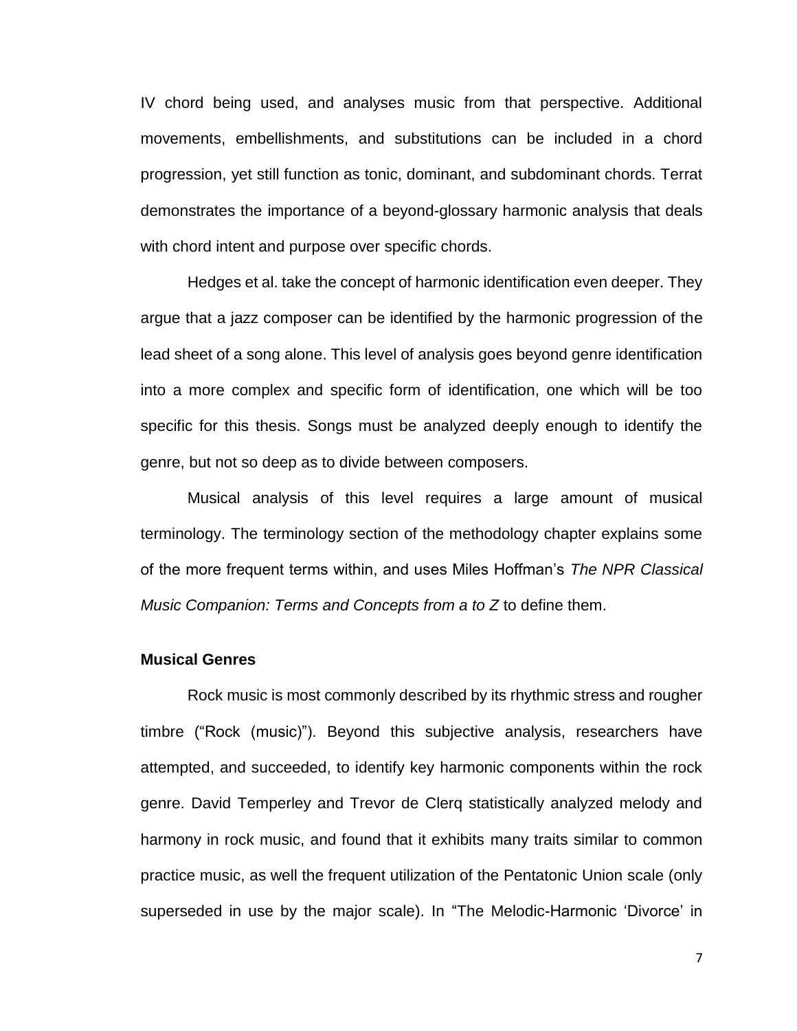IV chord being used, and analyses music from that perspective. Additional movements, embellishments, and substitutions can be included in a chord progression, yet still function as tonic, dominant, and subdominant chords. Terrat demonstrates the importance of a beyond-glossary harmonic analysis that deals with chord intent and purpose over specific chords.

Hedges et al. take the concept of harmonic identification even deeper. They argue that a jazz composer can be identified by the harmonic progression of the lead sheet of a song alone. This level of analysis goes beyond genre identification into a more complex and specific form of identification, one which will be too specific for this thesis. Songs must be analyzed deeply enough to identify the genre, but not so deep as to divide between composers.

Musical analysis of this level requires a large amount of musical terminology. The terminology section of the methodology chapter explains some of the more frequent terms within, and uses Miles Hoffman's *The NPR Classical Music Companion: Terms and Concepts from a to Z* to define them.

**Musical Genres**

Rock music is most commonly described by its rhythmic stress and rougher timbre ("Rock (music)"). Beyond this subjective analysis, researchers have attempted, and succeeded, to identify key harmonic components within the rock genre. David Temperley and Trevor de Clerq statistically analyzed melody and harmony in rock music, and found that it exhibits many traits similar to common practice music, as well the frequent utilization of the Pentatonic Union scale (only superseded in use by the major scale). In "The Melodic-Harmonic 'Divorce' in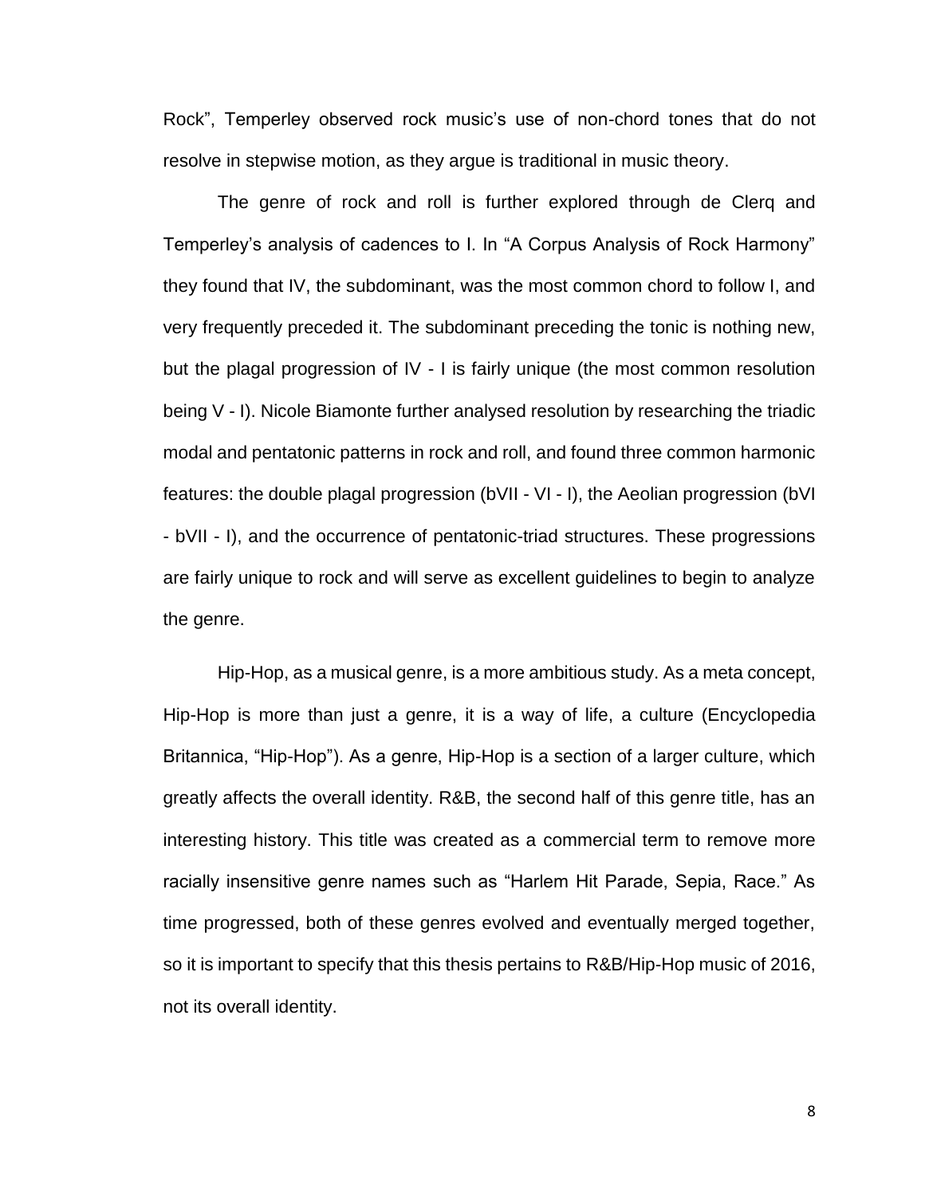Rock", Temperley observed rock music's use of non-chord tones that do not resolve in stepwise motion, as they argue is traditional in music theory.

The genre of rock and roll is further explored through de Clerq and Temperley's analysis of cadences to I. In "A Corpus Analysis of Rock Harmony" they found that IV, the subdominant, was the most common chord to follow I, and very frequently preceded it. The subdominant preceding the tonic is nothing new, but the plagal progression of IV - I is fairly unique (the most common resolution being V - I). Nicole Biamonte further analysed resolution by researching the triadic modal and pentatonic patterns in rock and roll, and found three common harmonic features: the double plagal progression (bVII - VI - I), the Aeolian progression (bVI - bVII - I), and the occurrence of pentatonic-triad structures. These progressions are fairly unique to rock and will serve as excellent guidelines to begin to analyze the genre.

Hip-Hop, as a musical genre, is a more ambitious study. As a meta concept, Hip-Hop is more than just a genre, it is a way of life, a culture (Encyclopedia Britannica, "Hip-Hop"). As a genre, Hip-Hop is a section of a larger culture, which greatly affects the overall identity. R&B, the second half of this genre title, has an interesting history. This title was created as a commercial term to remove more racially insensitive genre names such as "Harlem Hit Parade, Sepia, Race." As time progressed, both of these genres evolved and eventually merged together, so it is important to specify that this thesis pertains to R&B/Hip-Hop music of 2016, not its overall identity.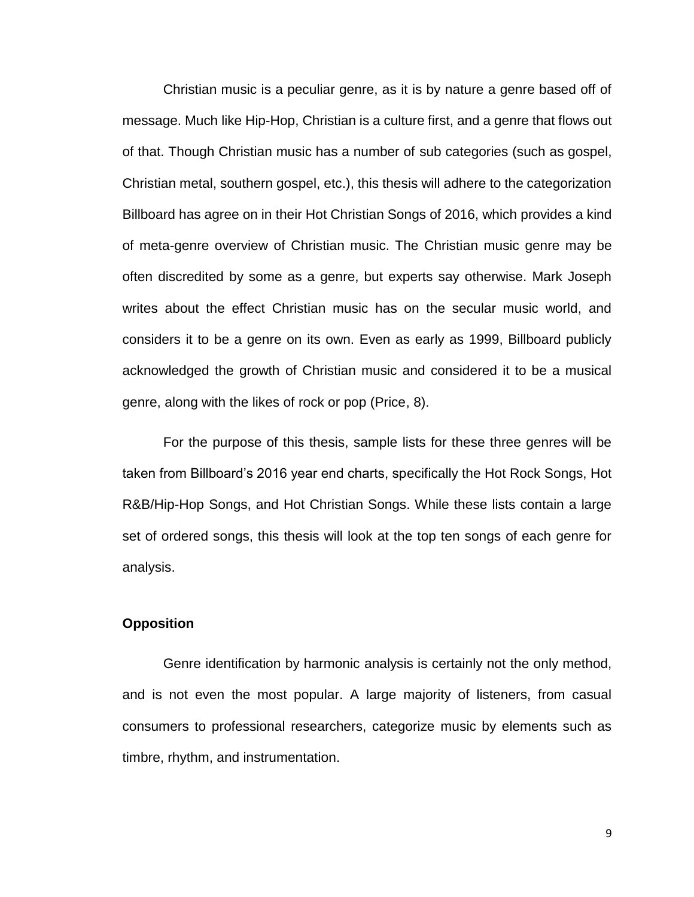Christian music is a peculiar genre, as it is by nature a genre based off of message. Much like Hip-Hop, Christian is a culture first, and a genre that flows out of that. Though Christian music has a number of sub categories (such as gospel, Christian metal, southern gospel, etc.), this thesis will adhere to the categorization Billboard has agree on in their Hot Christian Songs of 2016, which provides a kind of meta-genre overview of Christian music. The Christian music genre may be often discredited by some as a genre, but experts say otherwise. Mark Joseph writes about the effect Christian music has on the secular music world, and considers it to be a genre on its own. Even as early as 1999, Billboard publicly acknowledged the growth of Christian music and considered it to be a musical genre, along with the likes of rock or pop (Price, 8).

For the purpose of this thesis, sample lists for these three genres will be taken from Billboard's 2016 year end charts, specifically the Hot Rock Songs, Hot R&B/Hip-Hop Songs, and Hot Christian Songs. While these lists contain a large set of ordered songs, this thesis will look at the top ten songs of each genre for analysis.

### Opposition

Genre identification by harmonic analysis is certainly not the only method, and is not even the most popular. A large majority of listeners, from casual consumers to professional researchers, categorize music by elements such as timbre, rhythm, and instrumentation.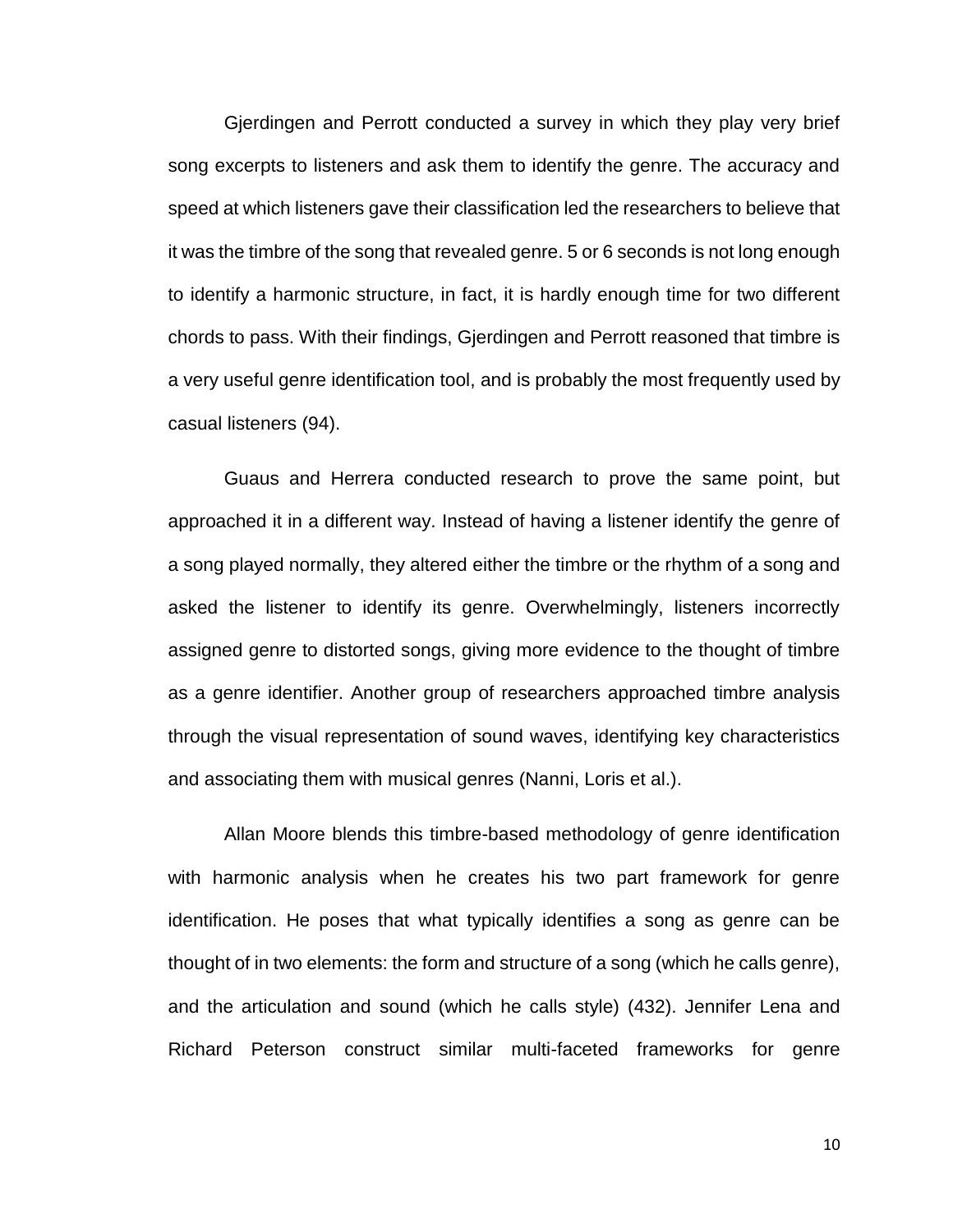Gjerdingen and Perrott conducted a survey in which they play very brief song excerpts to listeners and ask them to identify the genre. The accuracy and speed at which listeners gave their classification led the researchers to believe that it was the timbre of the song that revealed genre. 5 or 6 seconds is not long enough to identify a harmonic structure, in fact, it is hardly enough time for two different chords to pass. With their findings, Gjerdingen and Perrott reasoned that timbre is a very useful genre identification tool, and is probably the most frequently used by casual listeners (94).

Guaus and Herrera conducted research to prove the same point, but approached it in a different way. Instead of having a listener identify the genre of a song played normally, they altered either the timbre or the rhythm of a song and asked the listener to identify its genre. Overwhelmingly, listeners incorrectly assigned genre to distorted songs, giving more evidence to the thought of timbre as a genre identifier. Another group of researchers approached timbre analysis through the visual representation of sound waves, identifying key characteristics and associating them with musical genres (Nanni, Loris et al.).

Allan Moore blends this timbre-based methodology of genre identification with harmonic analysis when he creates his two part framework for genre identification. He poses that what typically identifies a song as genre can be thought of in two elements: the form and structure of a song (which he calls genre), and the articulation and sound (which he calls style) (432). Jennifer Lena and Richard Peterson construct similar multi-faceted frameworks for genre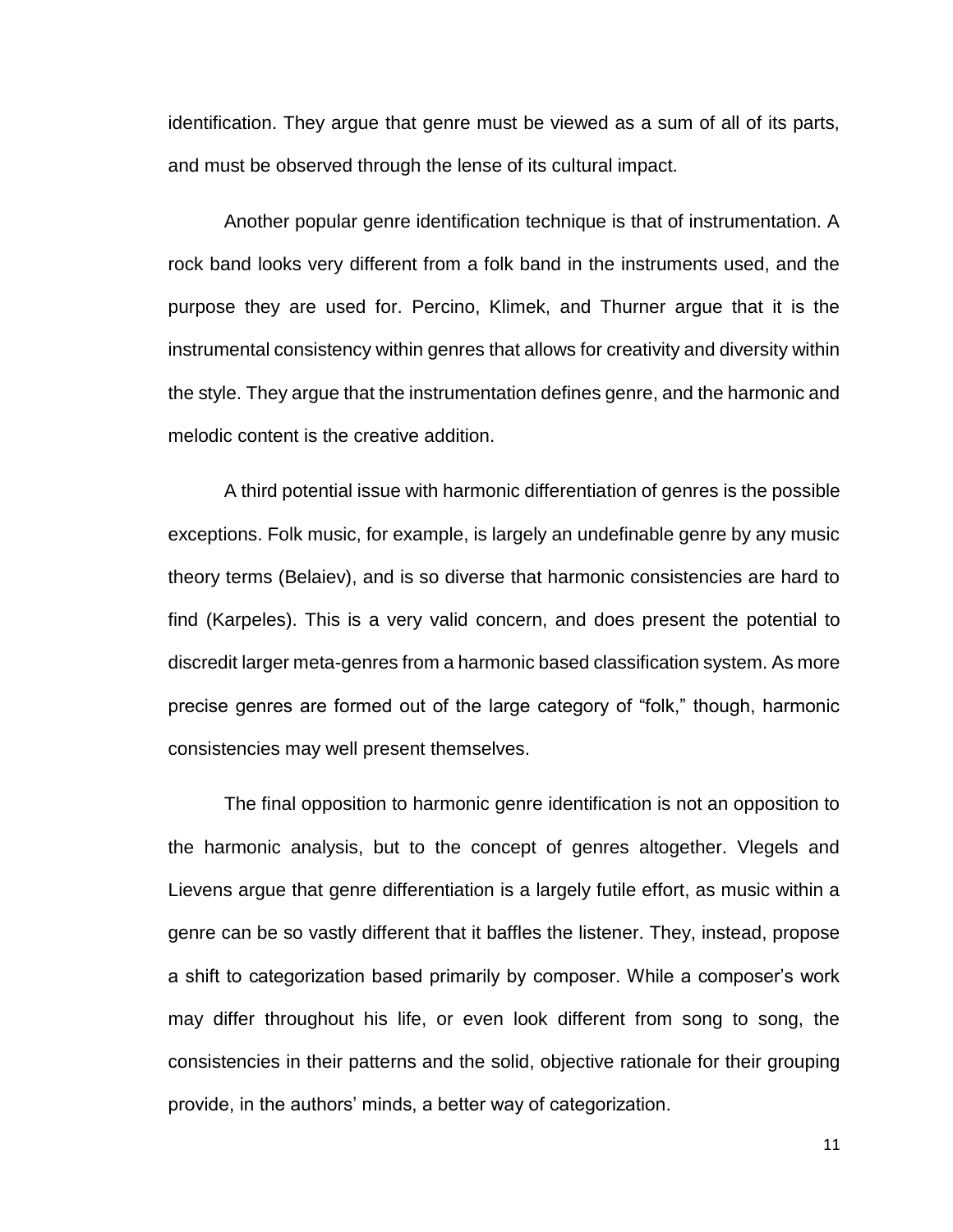identification. They argue that genre must be viewed as a sum of all of its parts, and must be observed through the lense of its cultural impact.

Another popular genre identification technique is that of instrumentation. A rock band looks very different from a folk band in the instruments used, and the purpose they are used for. Percino, Klimek, and Thurner argue that it is the instrumental consistency within genres that allows for creativity and diversity within the style. They argue that the instrumentation defines genre, and the harmonic and melodic content is the creative addition.

A third potential issue with harmonic differentiation of genres is the possible exceptions. Folk music, for example, is largely an undefinable genre by any music theory terms (Belaiev), and is so diverse that harmonic consistencies are hard to find (Karpeles). This is a very valid concern, and does present the potential to discredit larger meta-genres from a harmonic based classification system. As more precise genres are formed out of the large category of "folk," though, harmonic consistencies may well present themselves.

The final opposition to harmonic genre identification is not an opposition to the harmonic analysis, but to the concept of genres altogether. Vlegels and Lievens argue that genre differentiation is a largely futile effort, as music within a genre can be so vastly different that it baffles the listener. They, instead, propose a shift to categorization based primarily by composer. While a composer's work may differ throughout his life, or even look different from song to song, the consistencies in their patterns and the solid, objective rationale for their grouping provide, in the authors' minds, a better way of categorization.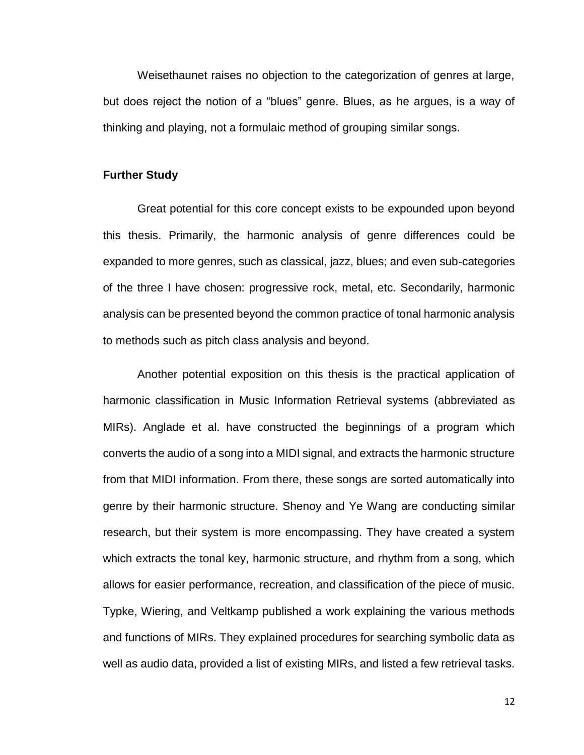Weisethaunet raises no objection to the categorization of genres at large, but does reject the notion of a "blues" genre. Blues, as he argues, is a way of thinking and playing, not a formulaic method of grouping similar songs.

### Further Study

Great potential for this core concept exists to be expounded upon beyond this thesis. Primarily, the harmonic analysis of genre differences could be expanded to more genres, such as classical, jazz, blues; and even sub-categories of the three I have chosen: progressive rock, metal, etc. Secondarily, harmonic analysis can be presented beyond the common practice of tonal harmonic analysis to methods such as pitch class analysis and beyond.

Another potential exposition on this thesis is the practical application of harmonic classification in Music Information Retrieval systems (abbreviated as MIRs). Anglade et al. have constructed the beginnings of a program which converts the audio of a song into a MIDI signal, and extracts the harmonic structure from that MIDI information. From there, these songs are sorted automatically into genre by their harmonic structure. Shenoy and Ye Wang are conducting similar research, but their system is more encompassing. They have created a system which extracts the tonal key, harmonic structure, and rhythm from a song, which allows for easier performance, recreation, and classification of the piece of music. Typke, Wiering, and Veltkamp published a work explaining the various methods and functions of MIRs. They explained procedures for searching symbolic data as well as audio data, provided a list of existing MIRs, and listed a few retrieval tasks.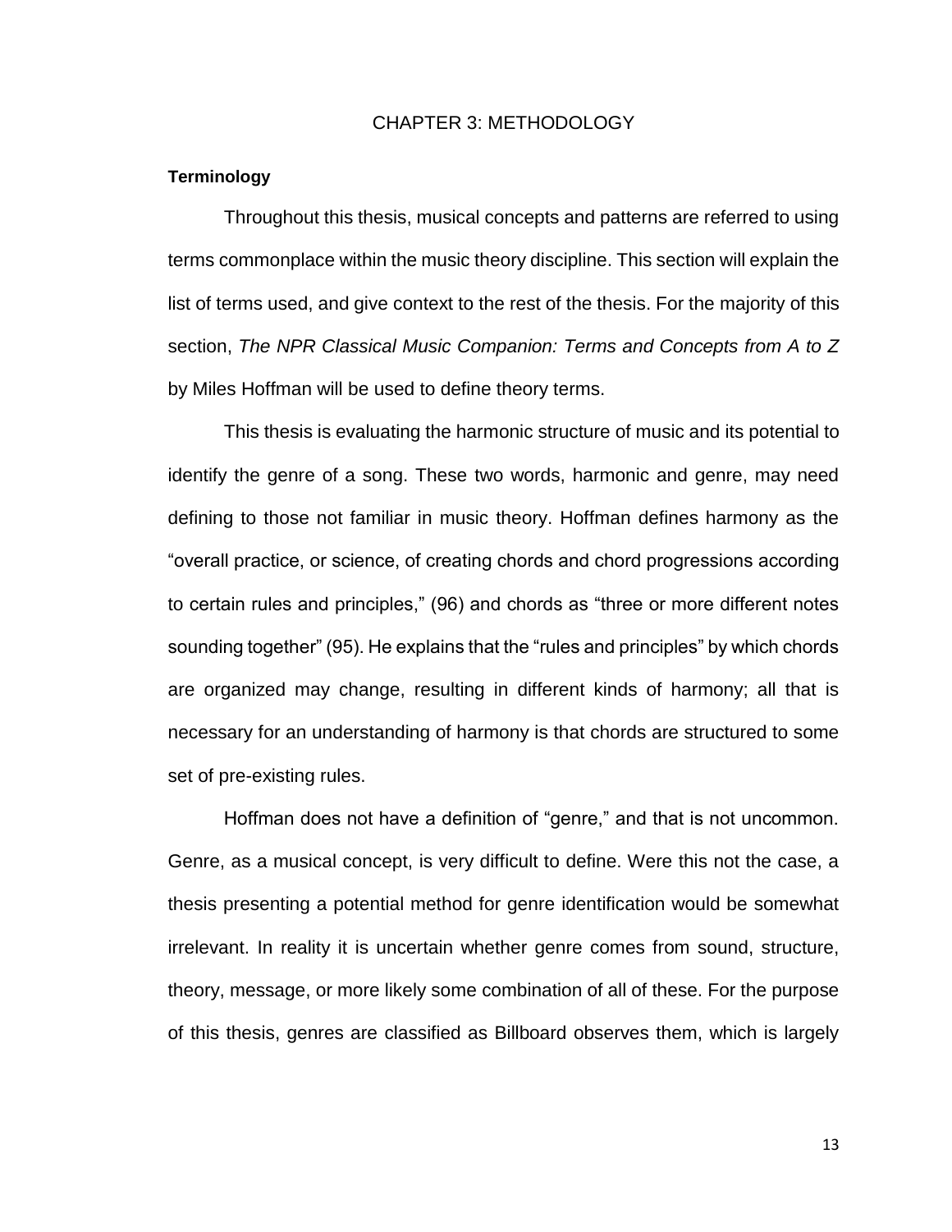# CHAPTER 3: METHODOLOGY

## Terminology

Throughout this thesis, musical concepts and patterns are referred to using terms commonplace within the music theory discipline. This section will explain the list of terms used, and give context to the rest of the thesis. For the majority of this section, *The NPR Classical Music Companion: Terms and Concepts from A to Z* by Miles Hoffman will be used to define theory terms.

This thesis is evaluating the harmonic structure of music and its potential to identify the genre of a song. These two words, harmonic and genre, may need defining to those not familiar in music theory. Hoffman defines harmony as the "overall practice, or science, of creating chords and chord progressions according to certain rules and principles," (96) and chords as "three or more different notes sounding together" (95). He explains that the "rules and principles" by which chords are organized may change, resulting in different kinds of harmony; all that is necessary for an understanding of harmony is that chords are structured to some set of pre-existing rules.

Hoffman does not have a definition of "genre," and that is not uncommon. Genre, as a musical concept, is very difficult to define. Were this not the case, a thesis presenting a potential method for genre identification would be somewhat irrelevant. In reality it is uncertain whether genre comes from sound, structure, theory, message, or more likely some combination of all of these. For the purpose of this thesis, genres are classified as Billboard observes them, which is largely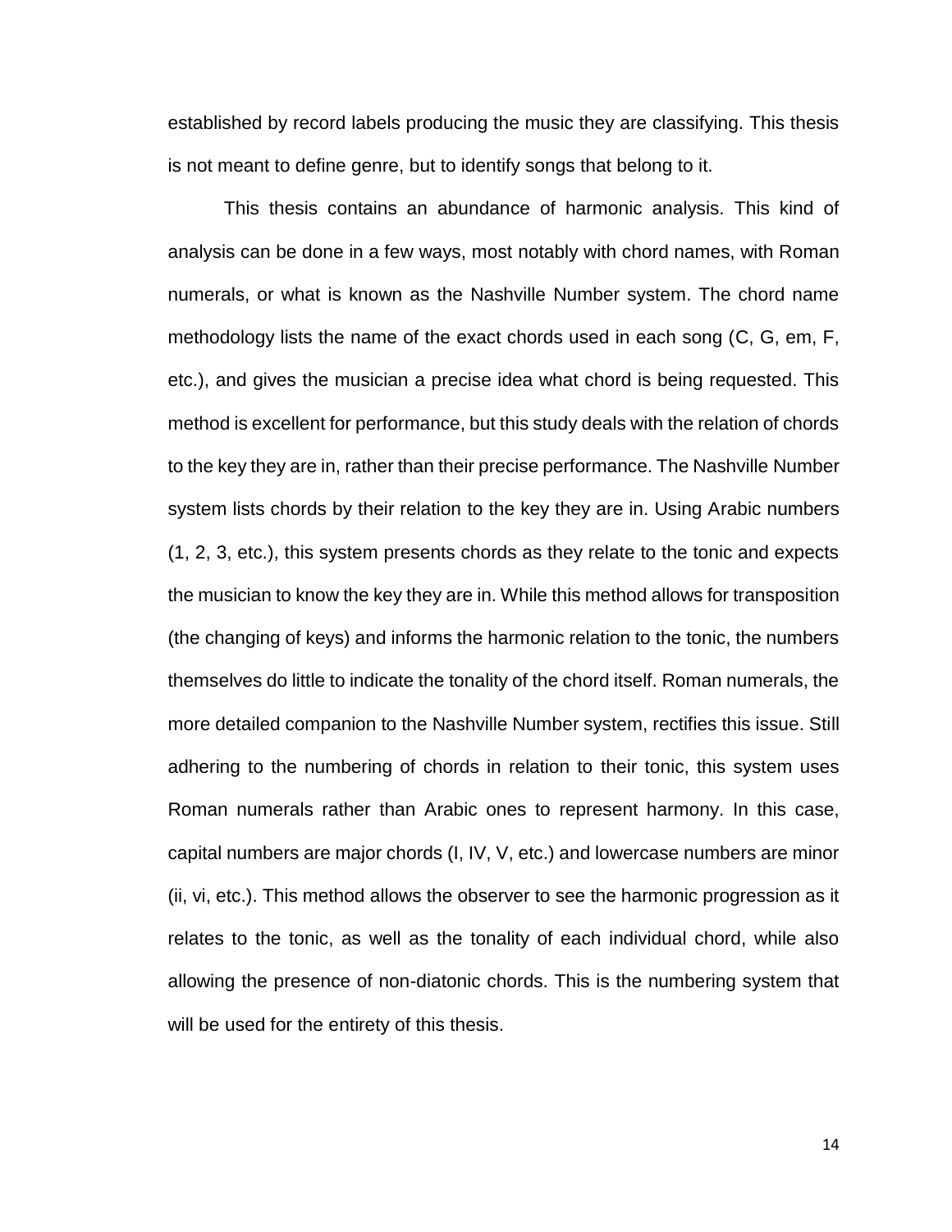established by record labels producing the music they are classifying. This thesis is not meant to define genre, but to identify songs that belong to it.

This thesis contains an abundance of harmonic analysis. This kind of analysis can be done in a few ways, most notably with chord names, with Roman numerals, or what is known as the Nashville Number system. The chord name methodology lists the name of the exact chords used in each song (C, G, em, F, etc.), and gives the musician a precise idea what chord is being requested. This method is excellent for performance, but this study deals with the relation of chords to the key they are in, rather than their precise performance. The Nashville Number system lists chords by their relation to the key they are in. Using Arabic numbers (1, 2, 3, etc.), this system presents chords as they relate to the tonic and expects the musician to know the key they are in. While this method allows for transposition (the changing of keys) and informs the harmonic relation to the tonic, the numbers themselves do little to indicate the tonality of the chord itself. Roman numerals, the more detailed companion to the Nashville Number system, rectifies this issue. Still adhering to the numbering of chords in relation to their tonic, this system uses Roman numerals rather than Arabic ones to represent harmony. In this case, capital numbers are major chords (I, IV, V, etc.) and lowercase numbers are minor (ii, vi, etc.). This method allows the observer to see the harmonic progression as it relates to the tonic, as well as the tonality of each individual chord, while also allowing the presence of non-diatonic chords. This is the numbering system that will be used for the entirety of this thesis.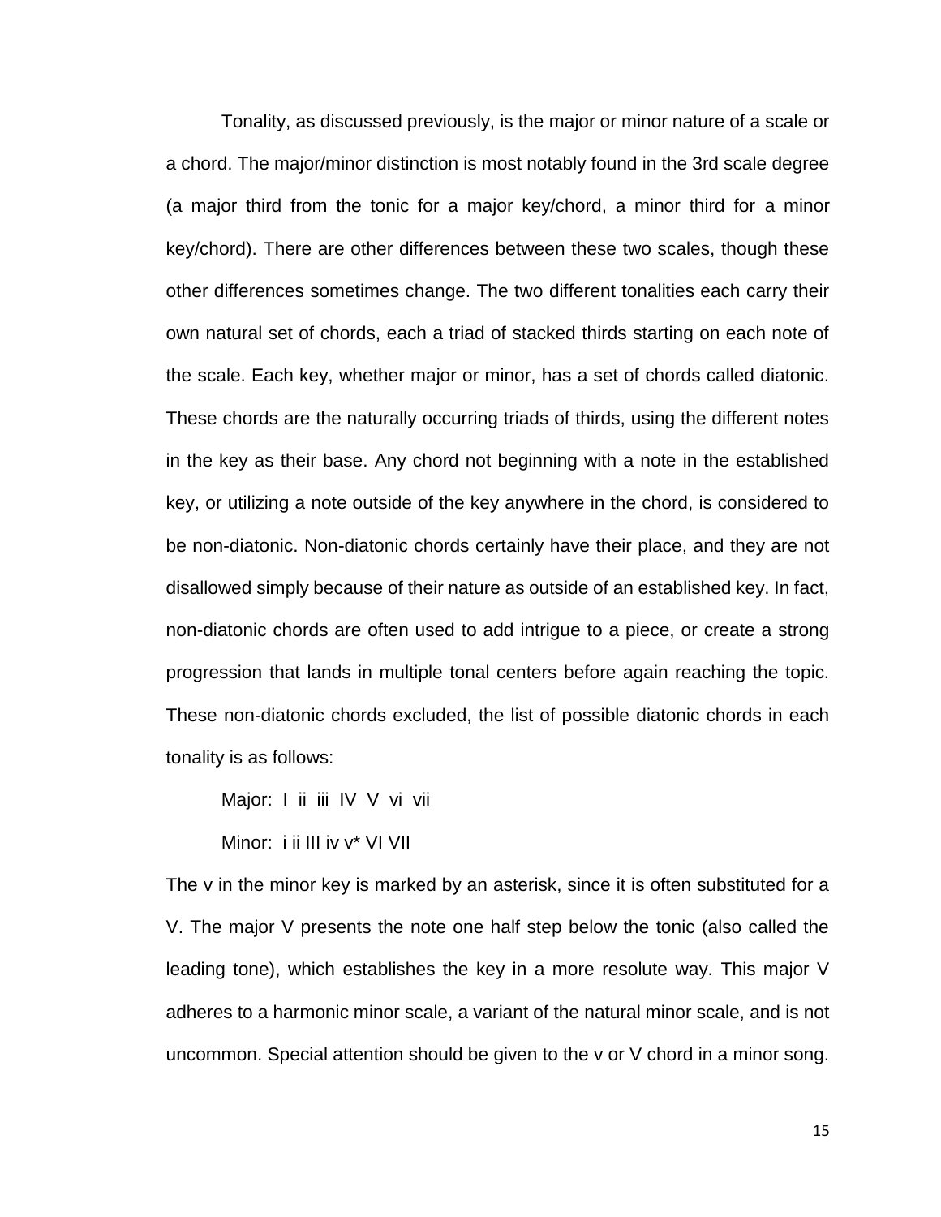Tonality, as discussed previously, is the major or minor nature of a scale or a chord. The major/minor distinction is most notably found in the 3rd scale degree (a major third from the tonic for a major key/chord, a minor third for a minor key/chord). There are other differences between these two scales, though these other differences sometimes change. The two different tonalities each carry their own natural set of chords, each a triad of stacked thirds starting on each note of the scale. Each key, whether major or minor, has a set of chords called diatonic. These chords are the naturally occurring triads of thirds, using the different notes in the key as their base. Any chord not beginning with a note in the established key, or utilizing a note outside of the key anywhere in the chord, is considered to be non-diatonic. Non-diatonic chords certainly have their place, and they are not disallowed simply because of their nature as outside of an established key. In fact, non-diatonic chords are often used to add intrigue to a piece, or create a strong progression that lands in multiple tonal centers before again reaching the topic. These non-diatonic chords excluded, the list of possible diatonic chords in each tonality is as follows:

Major: I ii iii IV V vi vii

Minor: i ii III iv v* VI VII

The v in the minor key is marked by an asterisk, since it is often substituted for a V. The major V presents the note one half step below the tonic (also called the leading tone), which establishes the key in a more resolute way. This major V adheres to a harmonic minor scale, a variant of the natural minor scale, and is not uncommon. Special attention should be given to the v or V chord in a minor song.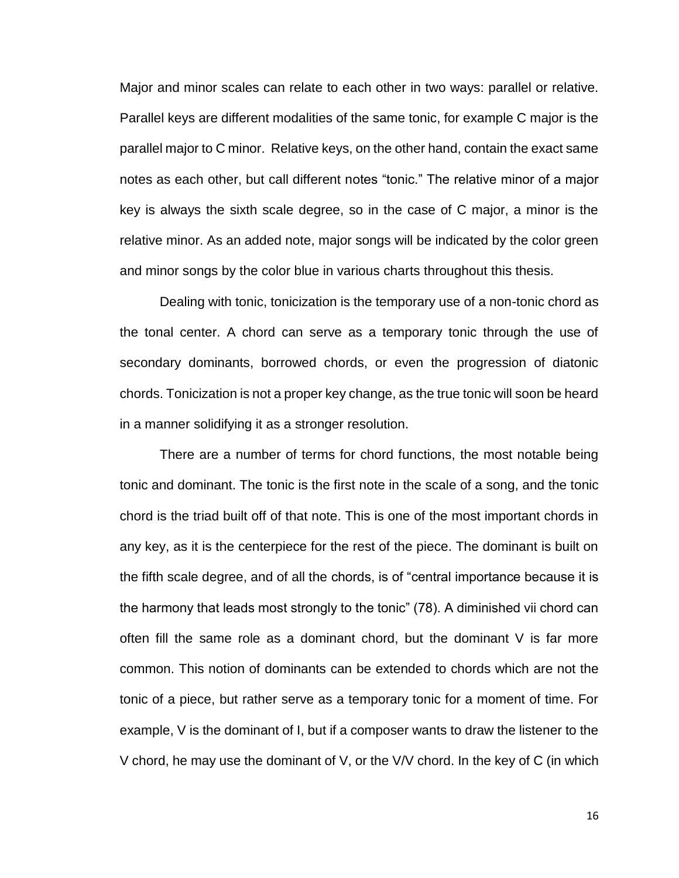Major and minor scales can relate to each other in two ways: parallel or relative. Parallel keys are different modalities of the same tonic, for example C major is the parallel major to C minor. Relative keys, on the other hand, contain the exact same notes as each other, but call different notes “tonic.” The relative minor of a major key is always the sixth scale degree, so in the case of C major, a minor is the relative minor. As an added note, major songs will be indicated by the color green and minor songs by the color blue in various charts throughout this thesis.

Dealing with tonic, tonicization is the temporary use of a non-tonic chord as the tonal center. A chord can serve as a temporary tonic through the use of secondary dominants, borrowed chords, or even the progression of diatonic chords. Tonicization is not a proper key change, as the true tonic will soon be heard in a manner solidifying it as a stronger resolution.

There are a number of terms for chord functions, the most notable being tonic and dominant. The tonic is the first note in the scale of a song, and the tonic chord is the triad built off of that note. This is one of the most important chords in any key, as it is the centerpiece for the rest of the piece. The dominant is built on the fifth scale degree, and of all the chords, is of “central importance because it is the harmony that leads most strongly to the tonic” (78). A diminished vii chord can often fill the same role as a dominant chord, but the dominant V is far more common. This notion of dominants can be extended to chords which are not the tonic of a piece, but rather serve as a temporary tonic for a moment of time. For example, V is the dominant of I, but if a composer wants to draw the listener to the V chord, he may use the dominant of V, or the V/V chord. In the key of C (in which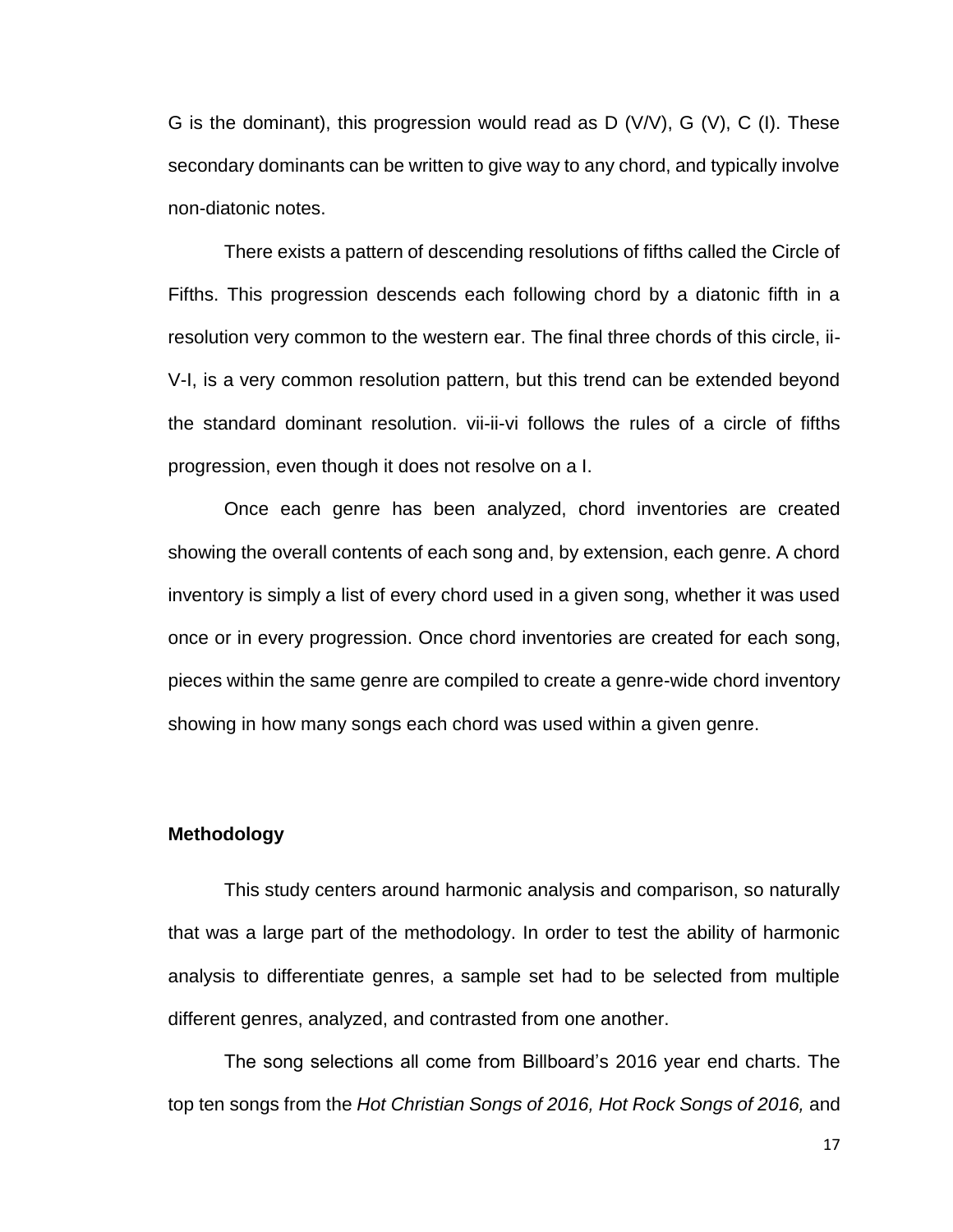G is the dominant), this progression would read as D (V/V), G (V), C (I). These secondary dominants can be written to give way to any chord, and typically involve non-diatonic notes.

There exists a pattern of descending resolutions of fifths called the Circle of Fifths. This progression descends each following chord by a diatonic fifth in a resolution very common to the western ear. The final three chords of this circle, ii-V-I, is a very common resolution pattern, but this trend can be extended beyond the standard dominant resolution. vii-ii-vi follows the rules of a circle of fifths progression, even though it does not resolve on a I.

Once each genre has been analyzed, chord inventories are created showing the overall contents of each song and, by extension, each genre. A chord inventory is simply a list of every chord used in a given song, whether it was used once or in every progression. Once chord inventories are created for each song, pieces within the same genre are compiled to create a genre-wide chord inventory showing in how many songs each chord was used within a given genre.

## Methodology

This study centers around harmonic analysis and comparison, so naturally that was a large part of the methodology. In order to test the ability of harmonic analysis to differentiate genres, a sample set had to be selected from multiple different genres, analyzed, and contrasted from one another.

The song selections all come from Billboard's 2016 year end charts. The top ten songs from the *Hot Christian Songs of 2016, Hot Rock Songs of 2016,* and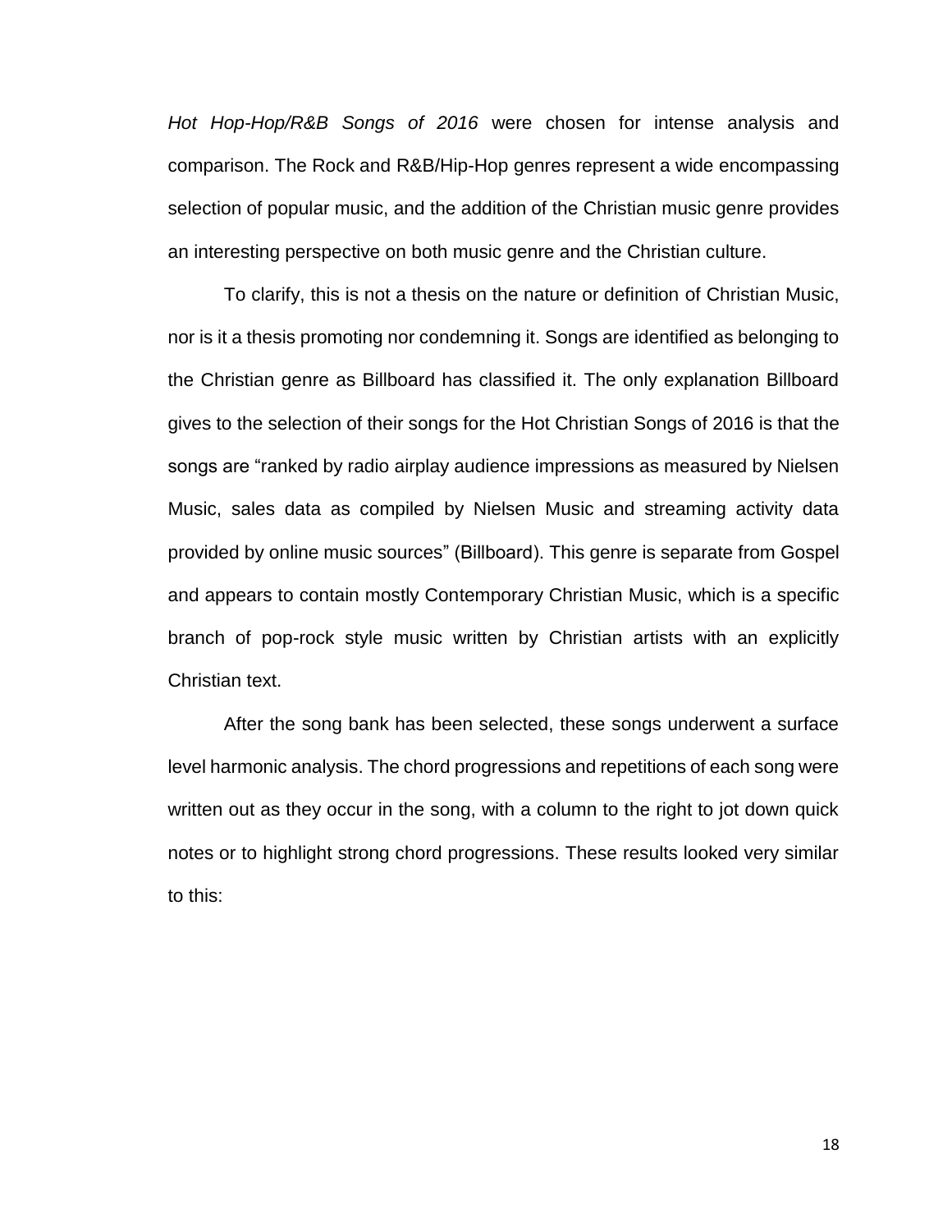*Hot Hop-Hop/R&B Songs of 2016* were chosen for intense analysis and comparison. The Rock and R&B/Hip-Hop genres represent a wide encompassing selection of popular music, and the addition of the Christian music genre provides an interesting perspective on both music genre and the Christian culture.

To clarify, this is not a thesis on the nature or definition of Christian Music, nor is it a thesis promoting nor condemning it. Songs are identified as belonging to the Christian genre as Billboard has classified it. The only explanation Billboard gives to the selection of their songs for the Hot Christian Songs of 2016 is that the songs are "ranked by radio airplay audience impressions as measured by Nielsen Music, sales data as compiled by Nielsen Music and streaming activity data provided by online music sources" (Billboard). This genre is separate from Gospel and appears to contain mostly Contemporary Christian Music, which is a specific branch of pop-rock style music written by Christian artists with an explicitly Christian text.

After the song bank has been selected, these songs underwent a surface level harmonic analysis. The chord progressions and repetitions of each song were written out as they occur in the song, with a column to the right to jot down quick notes or to highlight strong chord progressions. These results looked very similar to this: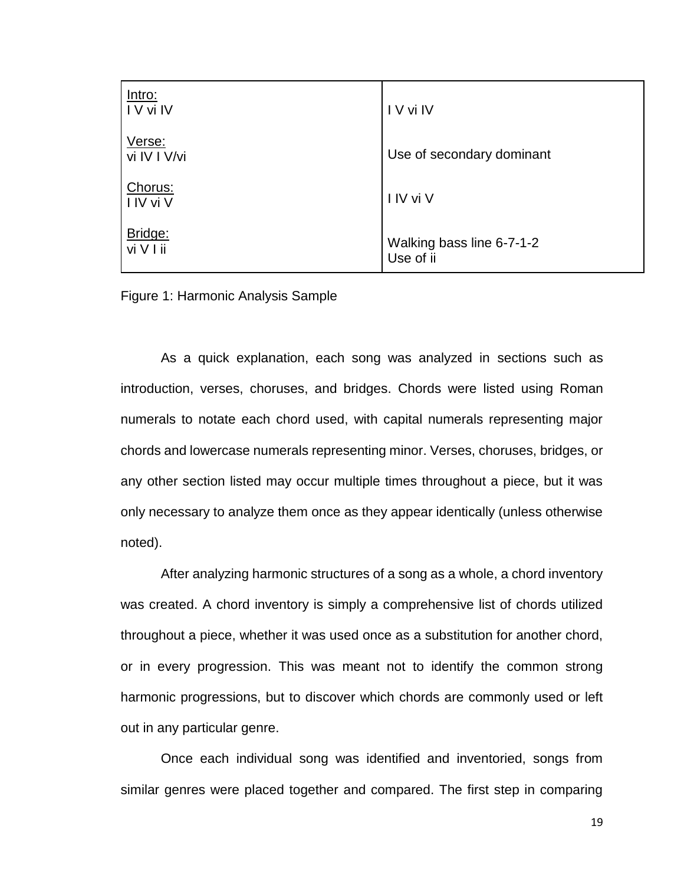| Intro:<br>I V vi IV | I V vi IV |
|---|---|
| Verse:<br>vi IV I V/vi | Use of secondary dominant |
| Chorus:<br>I IV vi V | I IV vi V |
| Bridge:<br>vi V I ii | Walking bass line 6-7-1-2<br>Use of ii |

Figure 1: Harmonic Analysis Sample

As a quick explanation, each song was analyzed in sections such as introduction, verses, choruses, and bridges. Chords were listed using Roman numerals to notate each chord used, with capital numerals representing major chords and lowercase numerals representing minor. Verses, choruses, bridges, or any other section listed may occur multiple times throughout a piece, but it was only necessary to analyze them once as they appear identically (unless otherwise noted).

After analyzing harmonic structures of a song as a whole, a chord inventory was created. A chord inventory is simply a comprehensive list of chords utilized throughout a piece, whether it was used once as a substitution for another chord, or in every progression. This was meant not to identify the common strong harmonic progressions, but to discover which chords are commonly used or left out in any particular genre.

Once each individual song was identified and inventoried, songs from similar genres were placed together and compared. The first step in comparing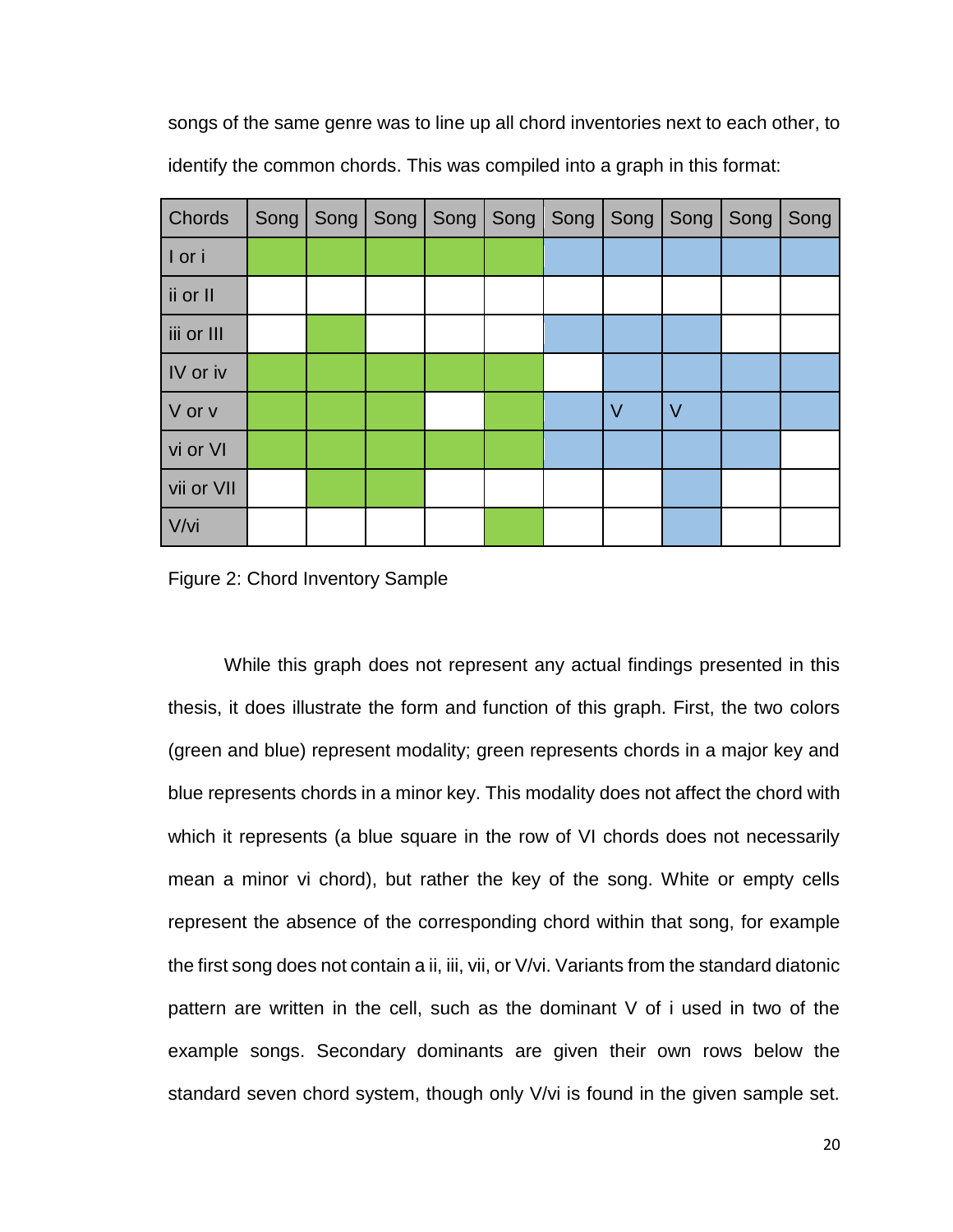songs of the same genre was to line up all chord inventories next to each other, to identify the common chords. This was compiled into a graph in this format:

| Chords | Song | Song | Song | Song | Song | Song | Song | Song | Song | Song |
|---|---|---|---|---|---|---|---|---|---|---|
| I or i | (green) | (green) | (green) | (green) | (green) | (blue) | (blue) | (blue) | (blue) | (blue) |
| ii or II | | | | | | | | | | |
| iii or III | | (green) | | | | (blue) | (blue) | (blue) | | |
| IV or iv | (green) | (green) | (green) | (green) | (green) | | (blue) | (blue) | (blue) | (blue) |
| V or v | (green) | (green) | (green) | | (green) | (blue) | V (blue) | V (blue) | (blue) | (blue) |
| vi or VI | (green) | (green) | (green) | (green) | (green) | (blue) | (blue) | (blue) | (blue) | |
| vii or VII | | (green) | (green) | | | | | (blue) | | |
| V/vi | | | | | (green) | | | (blue) | | |

Figure 2: Chord Inventory Sample

While this graph does not represent any actual findings presented in this thesis, it does illustrate the form and function of this graph. First, the two colors (green and blue) represent modality; green represents chords in a major key and blue represents chords in a minor key. This modality does not affect the chord with which it represents (a blue square in the row of VI chords does not necessarily mean a minor vi chord), but rather the key of the song. White or empty cells represent the absence of the corresponding chord within that song, for example the first song does not contain a ii, iii, vii, or V/vi. Variants from the standard diatonic pattern are written in the cell, such as the dominant V of i used in two of the example songs. Secondary dominants are given their own rows below the standard seven chord system, though only V/vi is found in the given sample set.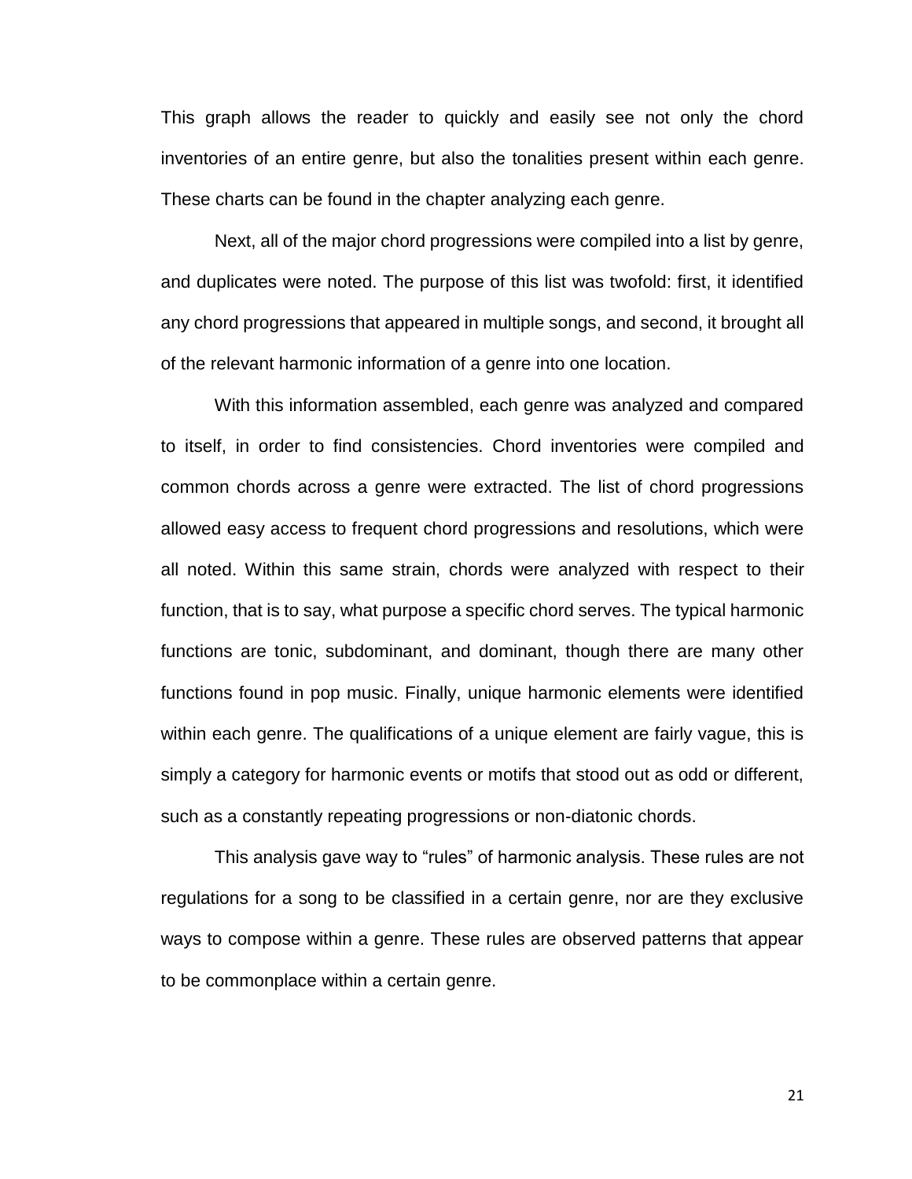This graph allows the reader to quickly and easily see not only the chord inventories of an entire genre, but also the tonalities present within each genre. These charts can be found in the chapter analyzing each genre.

Next, all of the major chord progressions were compiled into a list by genre, and duplicates were noted. The purpose of this list was twofold: first, it identified any chord progressions that appeared in multiple songs, and second, it brought all of the relevant harmonic information of a genre into one location.

With this information assembled, each genre was analyzed and compared to itself, in order to find consistencies. Chord inventories were compiled and common chords across a genre were extracted. The list of chord progressions allowed easy access to frequent chord progressions and resolutions, which were all noted. Within this same strain, chords were analyzed with respect to their function, that is to say, what purpose a specific chord serves. The typical harmonic functions are tonic, subdominant, and dominant, though there are many other functions found in pop music. Finally, unique harmonic elements were identified within each genre. The qualifications of a unique element are fairly vague, this is simply a category for harmonic events or motifs that stood out as odd or different, such as a constantly repeating progressions or non-diatonic chords.

This analysis gave way to "rules" of harmonic analysis. These rules are not regulations for a song to be classified in a certain genre, nor are they exclusive ways to compose within a genre. These rules are observed patterns that appear to be commonplace within a certain genre.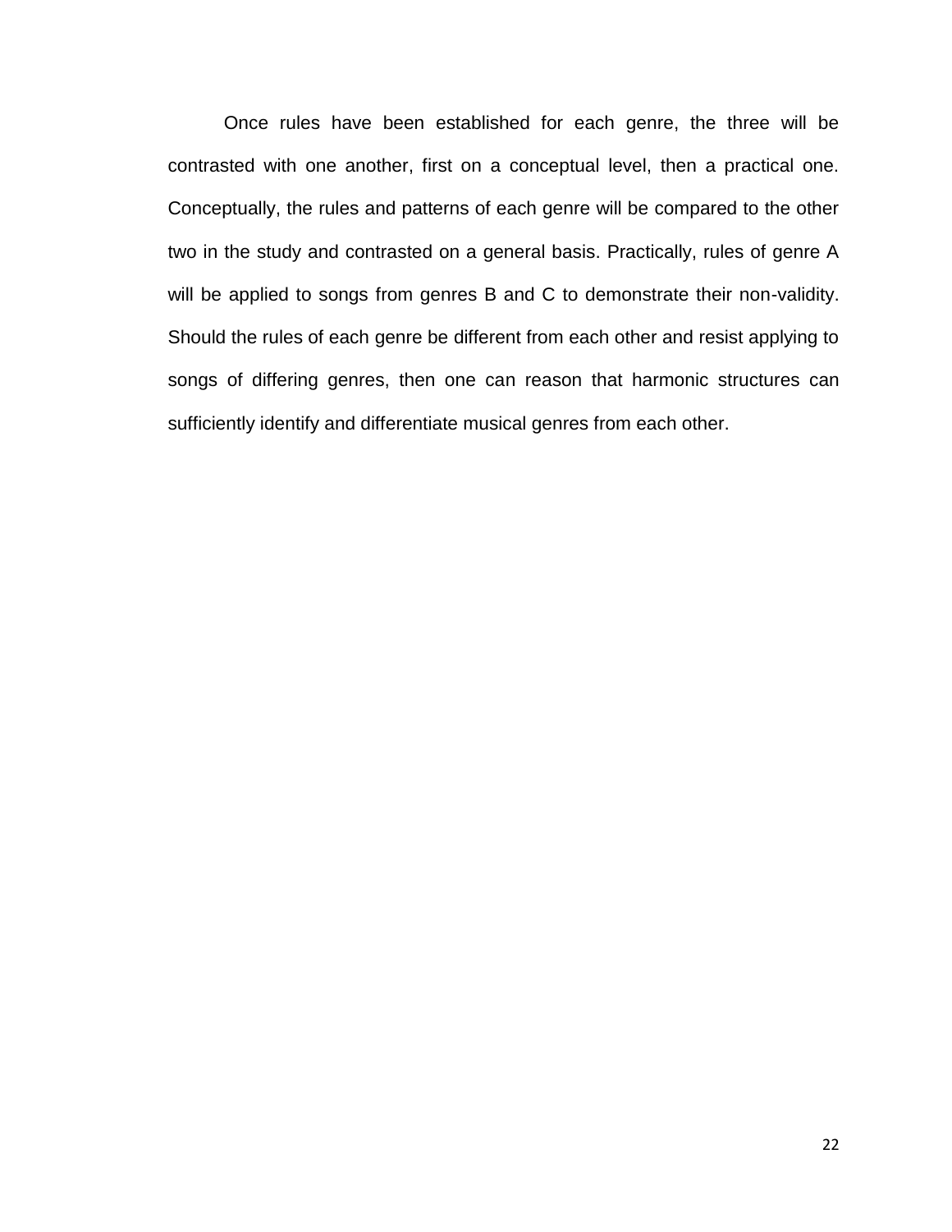Once rules have been established for each genre, the three will be contrasted with one another, first on a conceptual level, then a practical one. Conceptually, the rules and patterns of each genre will be compared to the other two in the study and contrasted on a general basis. Practically, rules of genre A will be applied to songs from genres B and C to demonstrate their non-validity. Should the rules of each genre be different from each other and resist applying to songs of differing genres, then one can reason that harmonic structures can sufficiently identify and differentiate musical genres from each other.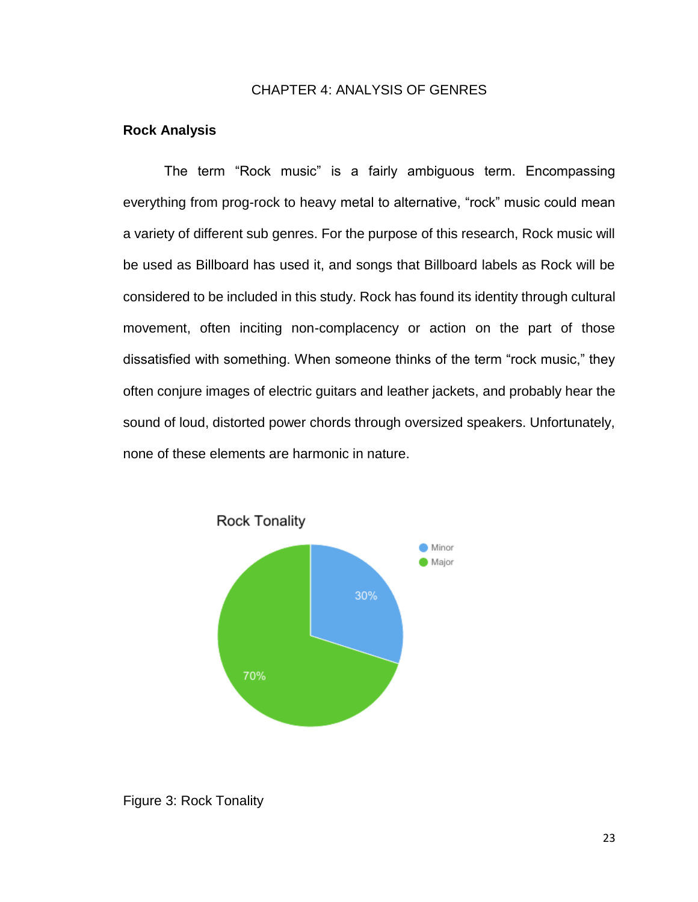# CHAPTER 4: ANALYSIS OF GENRES

## Rock Analysis

The term "Rock music" is a fairly ambiguous term. Encompassing everything from prog-rock to heavy metal to alternative, "rock" music could mean a variety of different sub genres. For the purpose of this research, Rock music will be used as Billboard has used it, and songs that Billboard labels as Rock will be considered to be included in this study. Rock has found its identity through cultural movement, often inciting non-complacency or action on the part of those dissatisfied with something. When someone thinks of the term "rock music," they often conjure images of electric guitars and leather jackets, and probably hear the sound of loud, distorted power chords through oversized speakers. Unfortunately, none of these elements are harmonic in nature.

Figure 3: Rock Tonality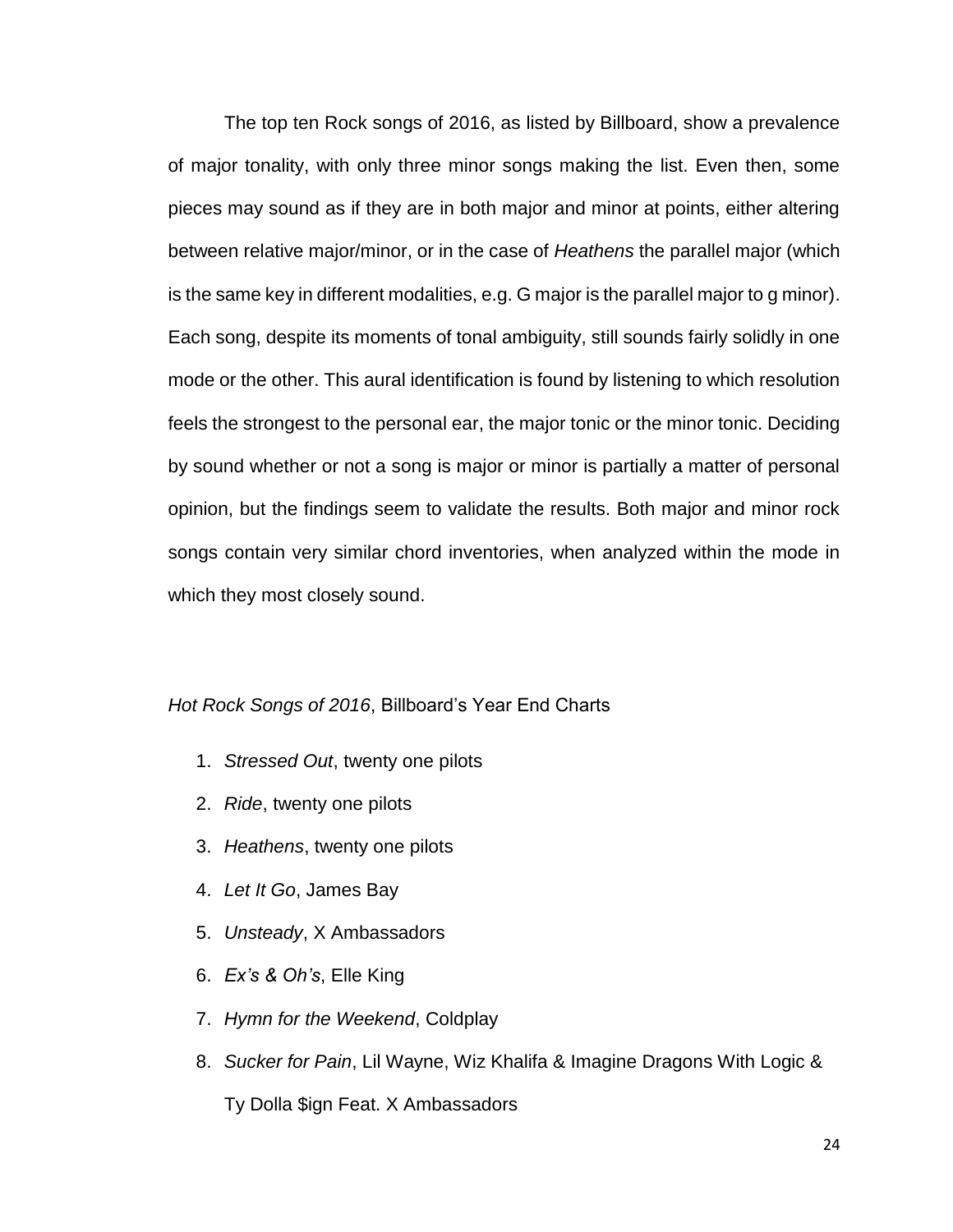The top ten Rock songs of 2016, as listed by Billboard, show a prevalence of major tonality, with only three minor songs making the list. Even then, some pieces may sound as if they are in both major and minor at points, either altering between relative major/minor, or in the case of *Heathens* the parallel major (which is the same key in different modalities, e.g. G major is the parallel major to g minor). Each song, despite its moments of tonal ambiguity, still sounds fairly solidly in one mode or the other. This aural identification is found by listening to which resolution feels the strongest to the personal ear, the major tonic or the minor tonic. Deciding by sound whether or not a song is major or minor is partially a matter of personal opinion, but the findings seem to validate the results. Both major and minor rock songs contain very similar chord inventories, when analyzed within the mode in which they most closely sound.

*Hot Rock Songs of 2016*, Billboard's Year End Charts

1. *Stressed Out*, twenty one pilots
2. *Ride*, twenty one pilots
3. *Heathens*, twenty one pilots
4. *Let It Go*, James Bay
5. *Unsteady*, X Ambassadors
6. *Ex's & Oh's*, Elle King
7. *Hymn for the Weekend*, Coldplay
8. *Sucker for Pain*, Lil Wayne, Wiz Khalifa & Imagine Dragons With Logic & Ty Dolla $ign Feat. X Ambassadors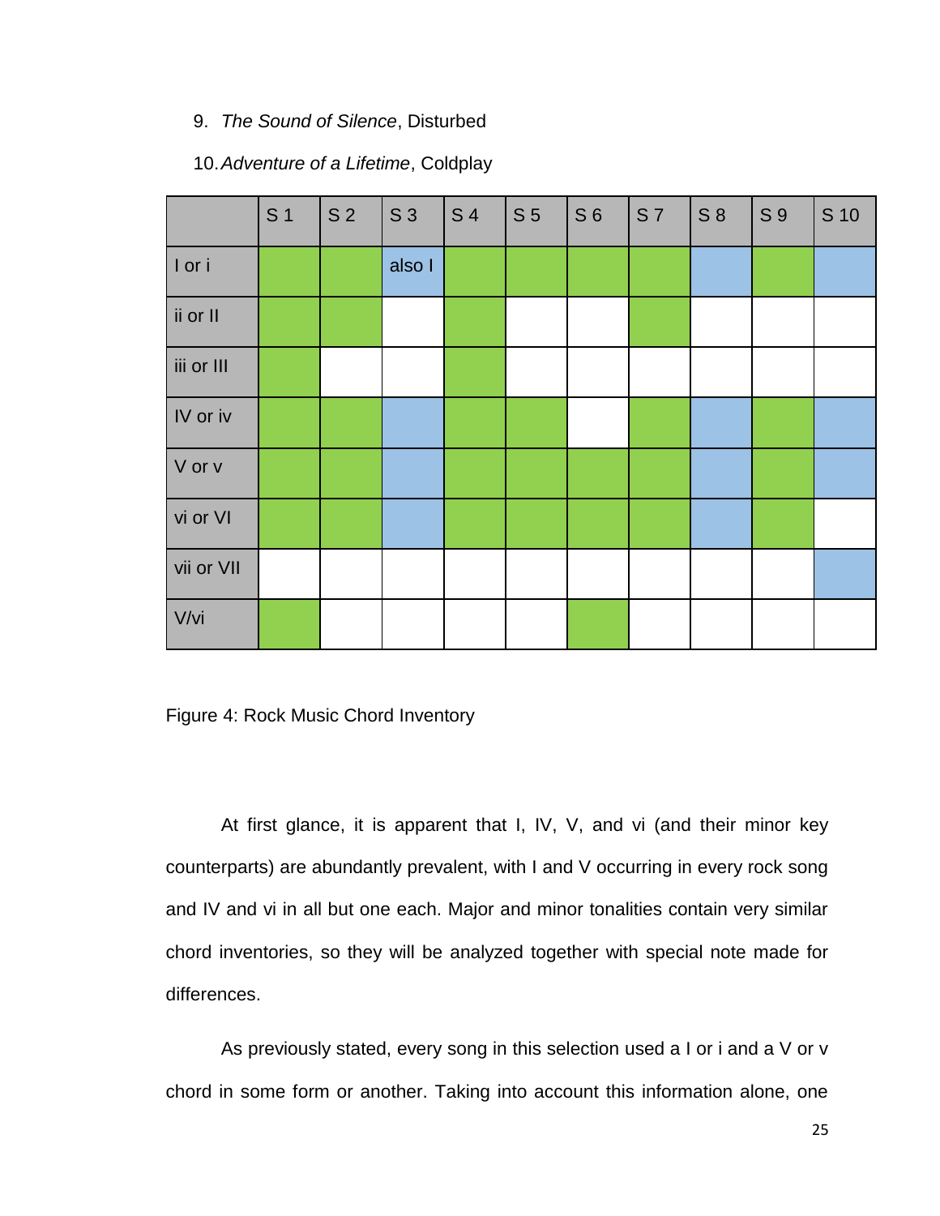9. *The Sound of Silence*, Disturbed

10. *Adventure of a Lifetime*, Coldplay

| | S 1 | S 2 | S 3 | S 4 | S 5 | S 6 | S 7 | S 8 | S 9 | S 10 |
|---|---|---|---|---|---|---|---|---|---|---|
| I or i | (green) | (green) | also I (blue) | (green) | (green) | (green) | (green) | (blue) | (green) | (blue) |
| ii or II | (green) | (green) | | (green) | | | (green) | | | |
| iii or III | (green) | | | (green) | | | | | | |
| IV or iv | (green) | (green) | (blue) | (green) | (green) | | (green) | (blue) | (green) | (blue) |
| V or v | (green) | (green) | (blue) | (green) | (green) | (green) | (green) | (blue) | (green) | (blue) |
| vi or VI | (green) | (green) | (blue) | (green) | (green) | (green) | (green) | (blue) | (green) | |
| vii or VII | | | | | | | | | | (blue) |
| V/vi | (green) | | | | | (green) | | | | |

Figure 4: Rock Music Chord Inventory

At first glance, it is apparent that I, IV, V, and vi (and their minor key counterparts) are abundantly prevalent, with I and V occurring in every rock song and IV and vi in all but one each. Major and minor tonalities contain very similar chord inventories, so they will be analyzed together with special note made for differences.

As previously stated, every song in this selection used a I or i and a V or v chord in some form or another. Taking into account this information alone, one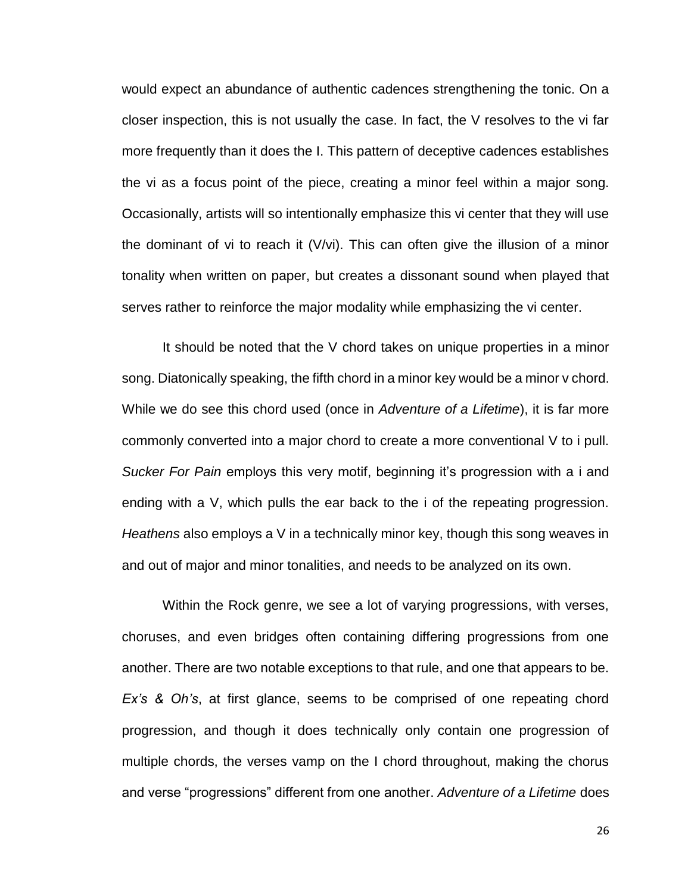would expect an abundance of authentic cadences strengthening the tonic. On a closer inspection, this is not usually the case. In fact, the V resolves to the vi far more frequently than it does the I. This pattern of deceptive cadences establishes the vi as a focus point of the piece, creating a minor feel within a major song. Occasionally, artists will so intentionally emphasize this vi center that they will use the dominant of vi to reach it (V/vi). This can often give the illusion of a minor tonality when written on paper, but creates a dissonant sound when played that serves rather to reinforce the major modality while emphasizing the vi center.

It should be noted that the V chord takes on unique properties in a minor song. Diatonically speaking, the fifth chord in a minor key would be a minor v chord. While we do see this chord used (once in *Adventure of a Lifetime*), it is far more commonly converted into a major chord to create a more conventional V to i pull. *Sucker For Pain* employs this very motif, beginning it's progression with a i and ending with a V, which pulls the ear back to the i of the repeating progression. *Heathens* also employs a V in a technically minor key, though this song weaves in and out of major and minor tonalities, and needs to be analyzed on its own.

Within the Rock genre, we see a lot of varying progressions, with verses, choruses, and even bridges often containing differing progressions from one another. There are two notable exceptions to that rule, and one that appears to be. *Ex's & Oh's*, at first glance, seems to be comprised of one repeating chord progression, and though it does technically only contain one progression of multiple chords, the verses vamp on the I chord throughout, making the chorus and verse "progressions" different from one another. *Adventure of a Lifetime* does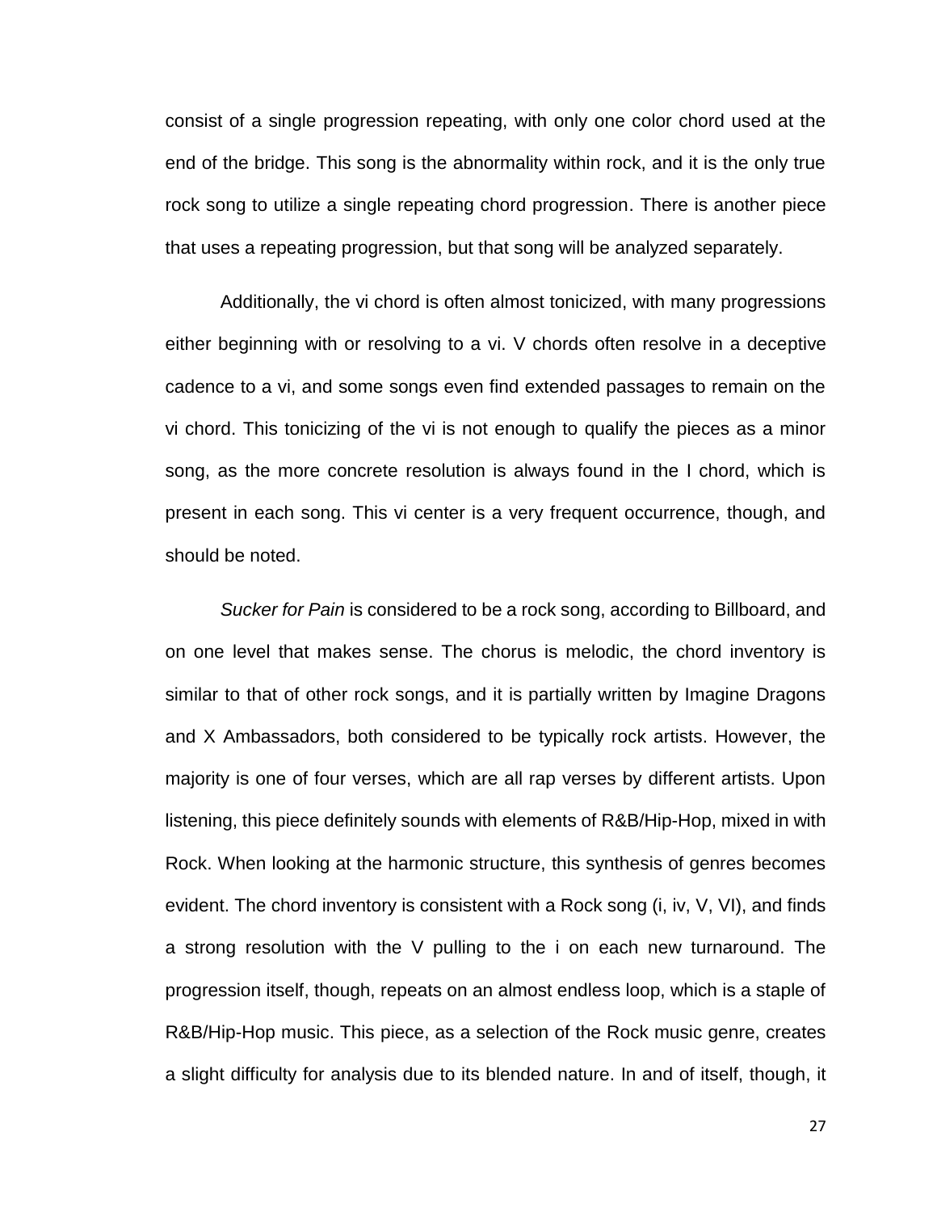consist of a single progression repeating, with only one color chord used at the end of the bridge. This song is the abnormality within rock, and it is the only true rock song to utilize a single repeating chord progression. There is another piece that uses a repeating progression, but that song will be analyzed separately.

Additionally, the vi chord is often almost tonicized, with many progressions either beginning with or resolving to a vi. V chords often resolve in a deceptive cadence to a vi, and some songs even find extended passages to remain on the vi chord. This tonicizing of the vi is not enough to qualify the pieces as a minor song, as the more concrete resolution is always found in the I chord, which is present in each song. This vi center is a very frequent occurrence, though, and should be noted.

*Sucker for Pain* is considered to be a rock song, according to Billboard, and on one level that makes sense. The chorus is melodic, the chord inventory is similar to that of other rock songs, and it is partially written by Imagine Dragons and X Ambassadors, both considered to be typically rock artists. However, the majority is one of four verses, which are all rap verses by different artists. Upon listening, this piece definitely sounds with elements of R&B/Hip-Hop, mixed in with Rock. When looking at the harmonic structure, this synthesis of genres becomes evident. The chord inventory is consistent with a Rock song (i, iv, V, VI), and finds a strong resolution with the V pulling to the i on each new turnaround. The progression itself, though, repeats on an almost endless loop, which is a staple of R&B/Hip-Hop music. This piece, as a selection of the Rock music genre, creates a slight difficulty for analysis due to its blended nature. In and of itself, though, it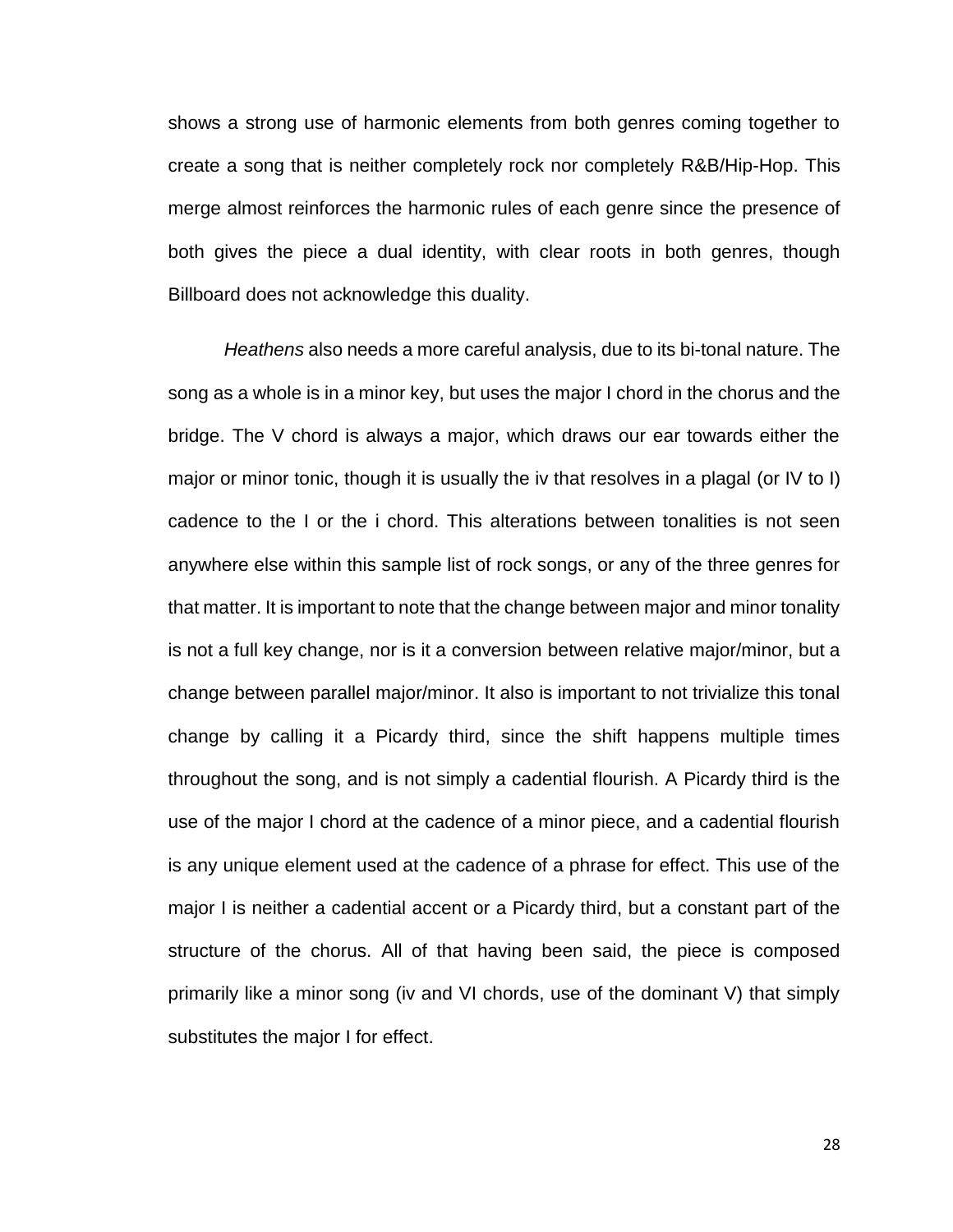shows a strong use of harmonic elements from both genres coming together to create a song that is neither completely rock nor completely R&B/Hip-Hop. This merge almost reinforces the harmonic rules of each genre since the presence of both gives the piece a dual identity, with clear roots in both genres, though Billboard does not acknowledge this duality.

*Heathens* also needs a more careful analysis, due to its bi-tonal nature. The song as a whole is in a minor key, but uses the major I chord in the chorus and the bridge. The V chord is always a major, which draws our ear towards either the major or minor tonic, though it is usually the iv that resolves in a plagal (or IV to I) cadence to the I or the i chord. This alterations between tonalities is not seen anywhere else within this sample list of rock songs, or any of the three genres for that matter. It is important to note that the change between major and minor tonality is not a full key change, nor is it a conversion between relative major/minor, but a change between parallel major/minor. It also is important to not trivialize this tonal change by calling it a Picardy third, since the shift happens multiple times throughout the song, and is not simply a cadential flourish. A Picardy third is the use of the major I chord at the cadence of a minor piece, and a cadential flourish is any unique element used at the cadence of a phrase for effect. This use of the major I is neither a cadential accent or a Picardy third, but a constant part of the structure of the chorus. All of that having been said, the piece is composed primarily like a minor song (iv and VI chords, use of the dominant V) that simply substitutes the major I for effect.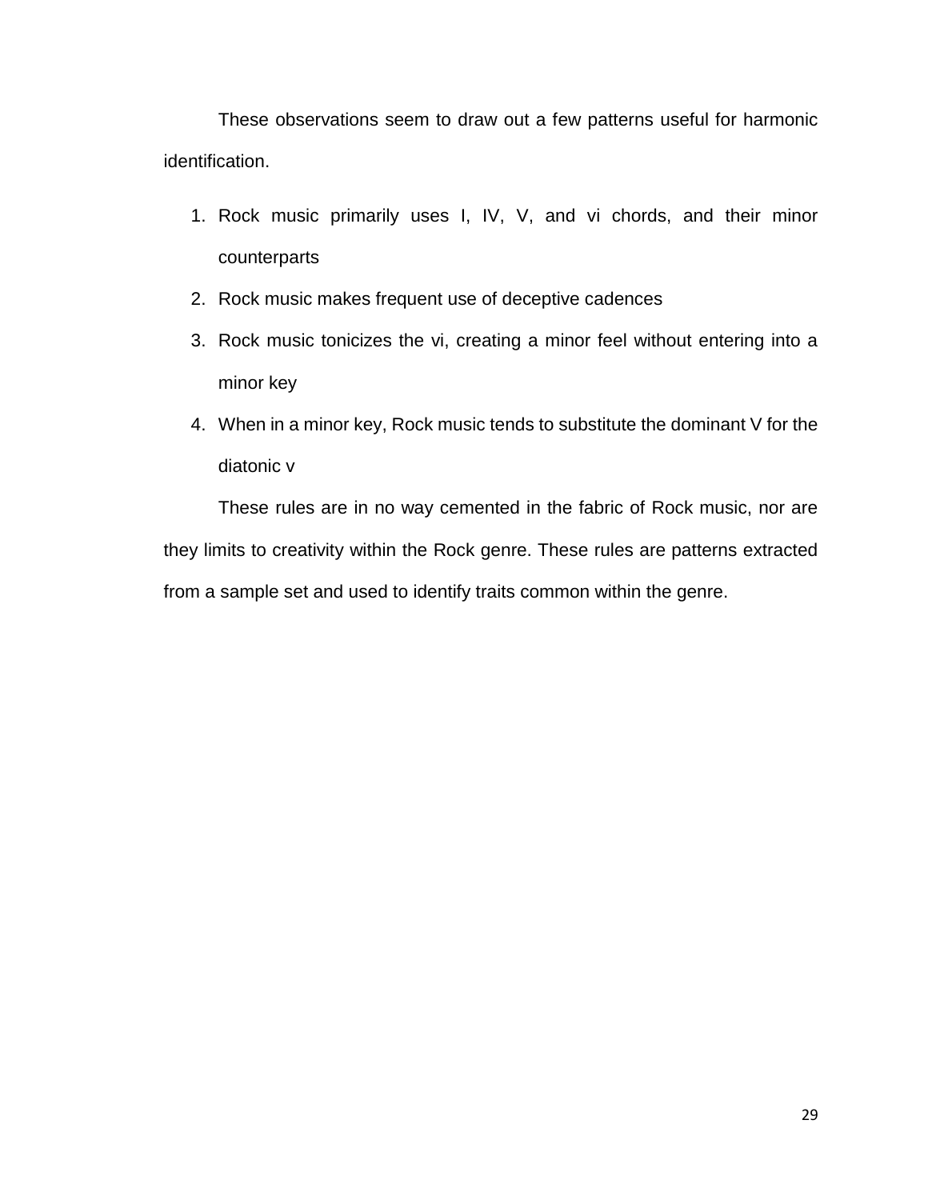These observations seem to draw out a few patterns useful for harmonic identification.

1. Rock music primarily uses I, IV, V, and vi chords, and their minor counterparts
2. Rock music makes frequent use of deceptive cadences
3. Rock music tonicizes the vi, creating a minor feel without entering into a minor key
4. When in a minor key, Rock music tends to substitute the dominant V for the diatonic v

These rules are in no way cemented in the fabric of Rock music, nor are they limits to creativity within the Rock genre. These rules are patterns extracted from a sample set and used to identify traits common within the genre.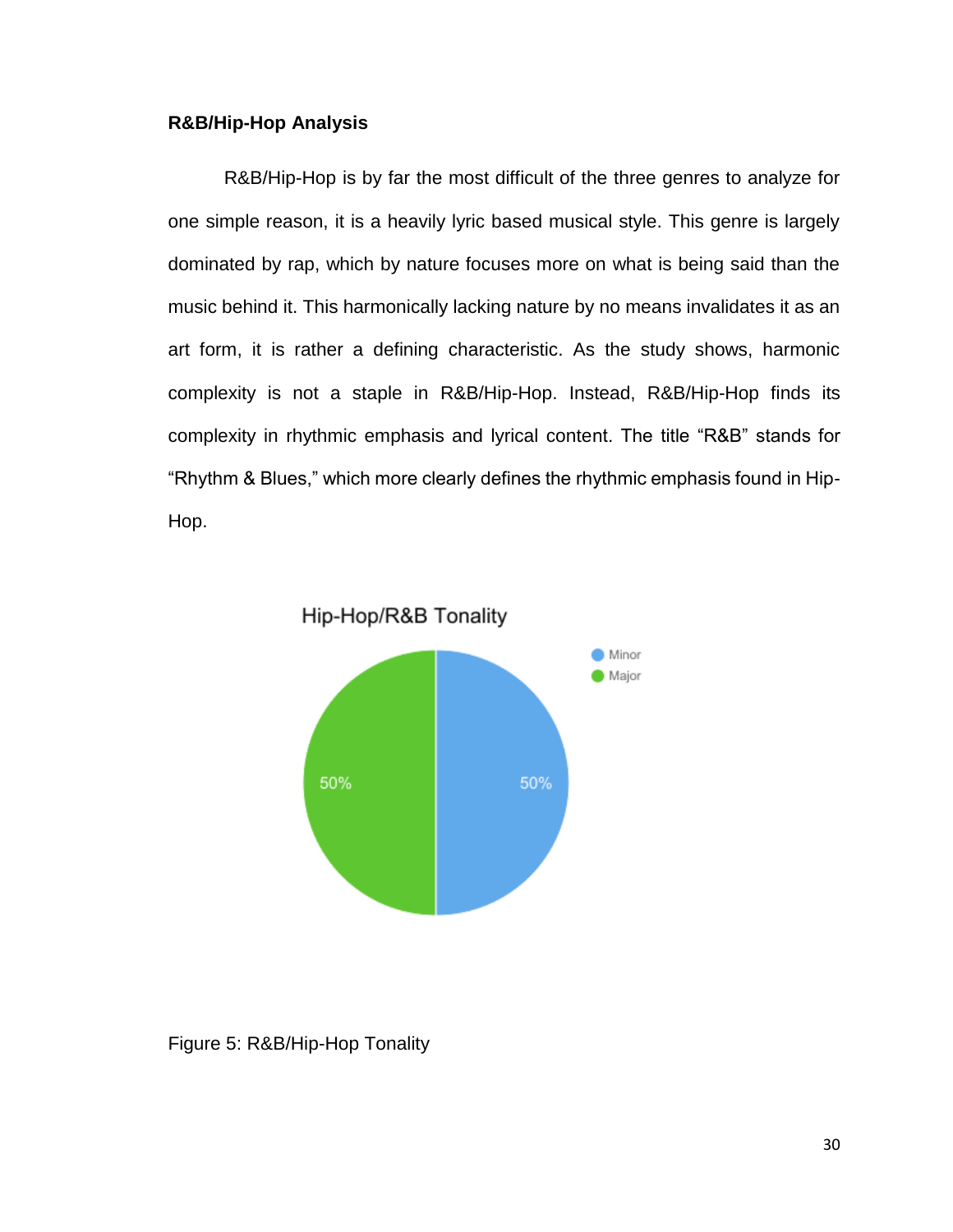**R&B/Hip-Hop Analysis**

R&B/Hip-Hop is by far the most difficult of the three genres to analyze for one simple reason, it is a heavily lyric based musical style. This genre is largely dominated by rap, which by nature focuses more on what is being said than the music behind it. This harmonically lacking nature by no means invalidates it as an art form, it is rather a defining characteristic. As the study shows, harmonic complexity is not a staple in R&B/Hip-Hop. Instead, R&B/Hip-Hop finds its complexity in rhythmic emphasis and lyrical content. The title "R&B" stands for "Rhythm & Blues," which more clearly defines the rhythmic emphasis found in Hip-Hop.

Hip-Hop/R&B Tonality

| Tonality | Percentage |
| --- | --- |
| Minor | 50% |
| Major | 50% |

Figure 5: R&B/Hip-Hop Tonality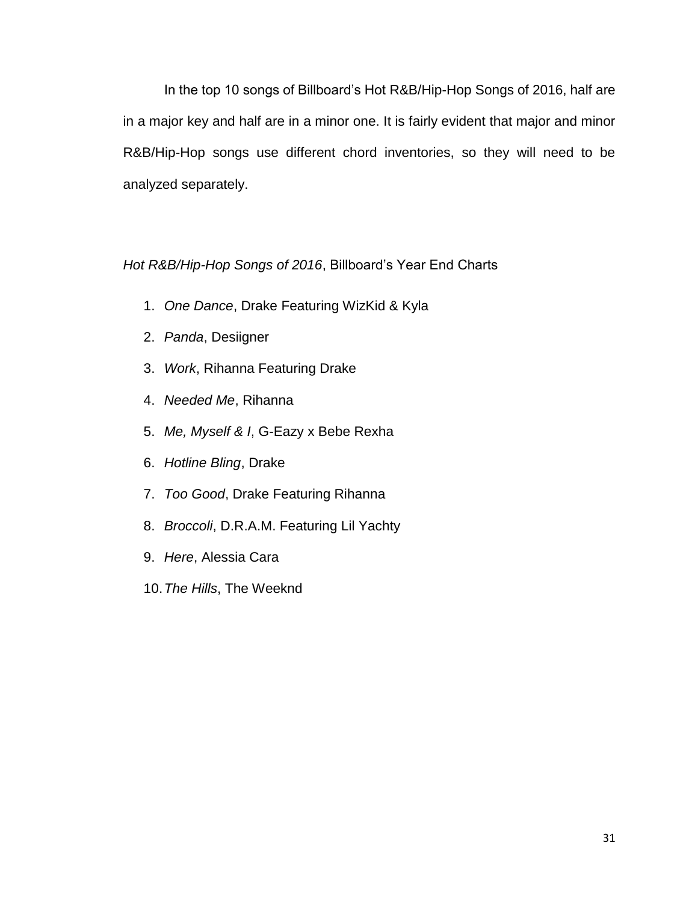In the top 10 songs of Billboard's Hot R&B/Hip-Hop Songs of 2016, half are in a major key and half are in a minor one. It is fairly evident that major and minor R&B/Hip-Hop songs use different chord inventories, so they will need to be analyzed separately.

*Hot R&B/Hip-Hop Songs of 2016*, Billboard's Year End Charts

1. *One Dance*, Drake Featuring WizKid & Kyla
2. *Panda*, Desiigner
3. *Work*, Rihanna Featuring Drake
4. *Needed Me*, Rihanna
5. *Me, Myself & I*, G-Eazy x Bebe Rexha
6. *Hotline Bling*, Drake
7. *Too Good*, Drake Featuring Rihanna
8. *Broccoli*, D.R.A.M. Featuring Lil Yachty
9. *Here*, Alessia Cara
10. *The Hills*, The Weeknd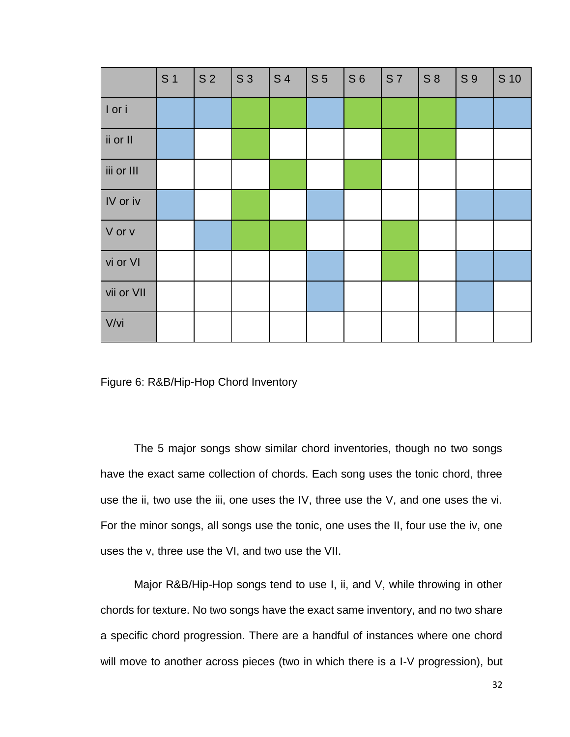| | S 1 | S 2 | S 3 | S 4 | S 5 | S 6 | S 7 | S 8 | S 9 | S 10 |
|---|---|---|---|---|---|---|---|---|---|---|
| I or i | Blue | Blue | Green | Green | Blue | Green | Green | Green | Blue | Blue |
| ii or II | Blue | | Green | | | | Green | Green | | |
| iii or III | | | | Green | | Green | | | | |
| IV or iv | Blue | | Green | | Blue | | | | Blue | Blue |
| V or v | | Blue | Green | Green | | | Green | | | |
| vi or VI | | | | | Blue | | Green | | Blue | Blue |
| vii or VII | | | | | Blue | | | | Blue | |
| V/vi | | | | | | | | | | |

Figure 6: R&B/Hip-Hop Chord Inventory

The 5 major songs show similar chord inventories, though no two songs have the exact same collection of chords. Each song uses the tonic chord, three use the ii, two use the iii, one uses the IV, three use the V, and one uses the vi. For the minor songs, all songs use the tonic, one uses the II, four use the iv, one uses the v, three use the VI, and two use the VII.

Major R&B/Hip-Hop songs tend to use I, ii, and V, while throwing in other chords for texture. No two songs have the exact same inventory, and no two share a specific chord progression. There are a handful of instances where one chord will move to another across pieces (two in which there is a I-V progression), but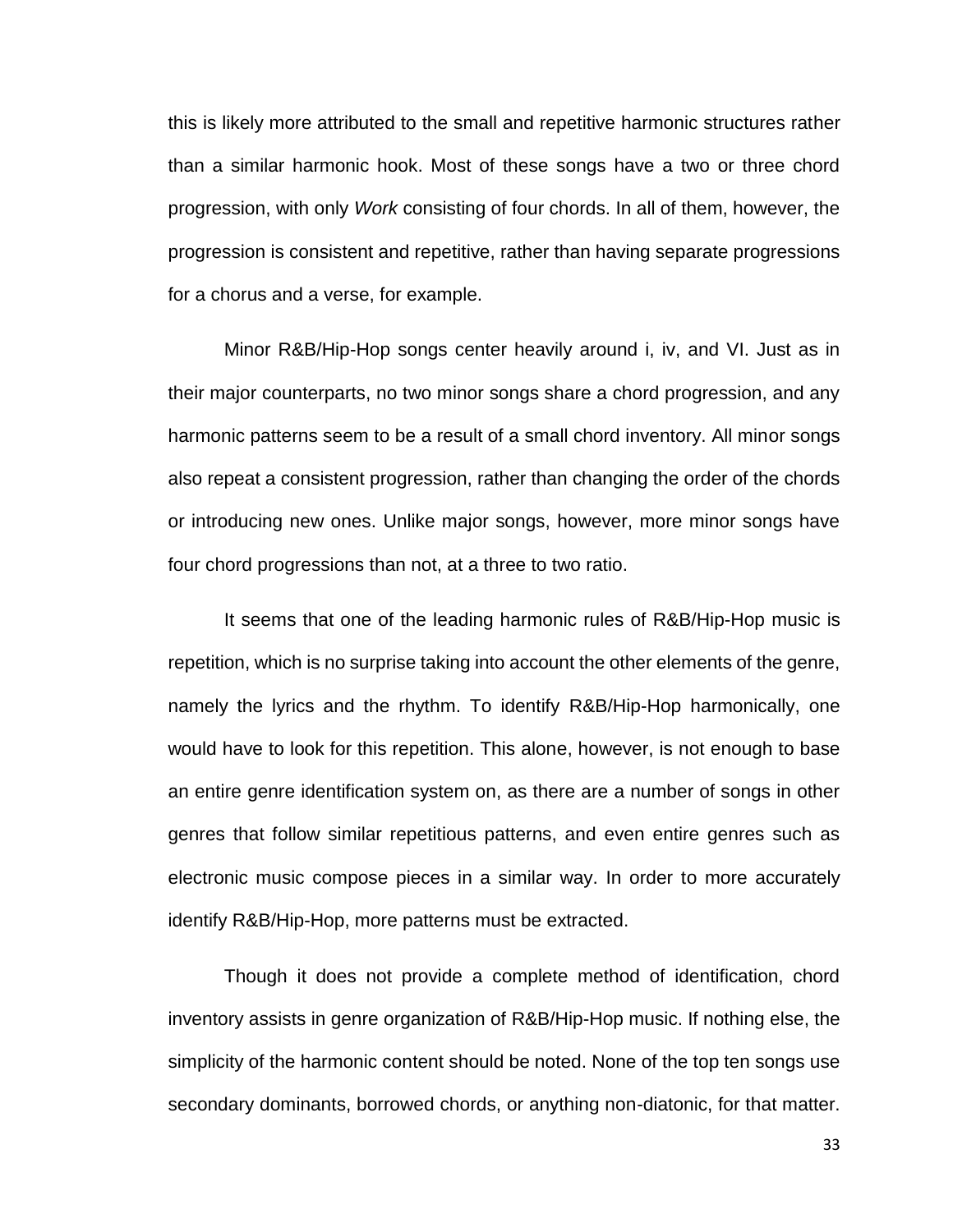this is likely more attributed to the small and repetitive harmonic structures rather than a similar harmonic hook. Most of these songs have a two or three chord progression, with only *Work* consisting of four chords. In all of them, however, the progression is consistent and repetitive, rather than having separate progressions for a chorus and a verse, for example.

Minor R&B/Hip-Hop songs center heavily around i, iv, and VI. Just as in their major counterparts, no two minor songs share a chord progression, and any harmonic patterns seem to be a result of a small chord inventory. All minor songs also repeat a consistent progression, rather than changing the order of the chords or introducing new ones. Unlike major songs, however, more minor songs have four chord progressions than not, at a three to two ratio.

It seems that one of the leading harmonic rules of R&B/Hip-Hop music is repetition, which is no surprise taking into account the other elements of the genre, namely the lyrics and the rhythm. To identify R&B/Hip-Hop harmonically, one would have to look for this repetition. This alone, however, is not enough to base an entire genre identification system on, as there are a number of songs in other genres that follow similar repetitious patterns, and even entire genres such as electronic music compose pieces in a similar way. In order to more accurately identify R&B/Hip-Hop, more patterns must be extracted.

Though it does not provide a complete method of identification, chord inventory assists in genre organization of R&B/Hip-Hop music. If nothing else, the simplicity of the harmonic content should be noted. None of the top ten songs use secondary dominants, borrowed chords, or anything non-diatonic, for that matter.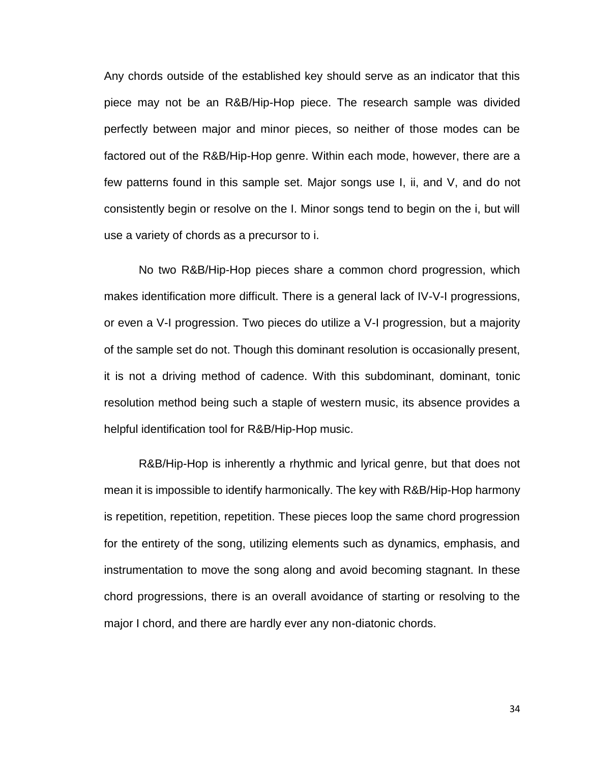Any chords outside of the established key should serve as an indicator that this piece may not be an R&B/Hip-Hop piece. The research sample was divided perfectly between major and minor pieces, so neither of those modes can be factored out of the R&B/Hip-Hop genre. Within each mode, however, there are a few patterns found in this sample set. Major songs use I, ii, and V, and do not consistently begin or resolve on the I. Minor songs tend to begin on the i, but will use a variety of chords as a precursor to i.

No two R&B/Hip-Hop pieces share a common chord progression, which makes identification more difficult. There is a general lack of IV-V-I progressions, or even a V-I progression. Two pieces do utilize a V-I progression, but a majority of the sample set do not. Though this dominant resolution is occasionally present, it is not a driving method of cadence. With this subdominant, dominant, tonic resolution method being such a staple of western music, its absence provides a helpful identification tool for R&B/Hip-Hop music.

R&B/Hip-Hop is inherently a rhythmic and lyrical genre, but that does not mean it is impossible to identify harmonically. The key with R&B/Hip-Hop harmony is repetition, repetition, repetition. These pieces loop the same chord progression for the entirety of the song, utilizing elements such as dynamics, emphasis, and instrumentation to move the song along and avoid becoming stagnant. In these chord progressions, there is an overall avoidance of starting or resolving to the major I chord, and there are hardly ever any non-diatonic chords.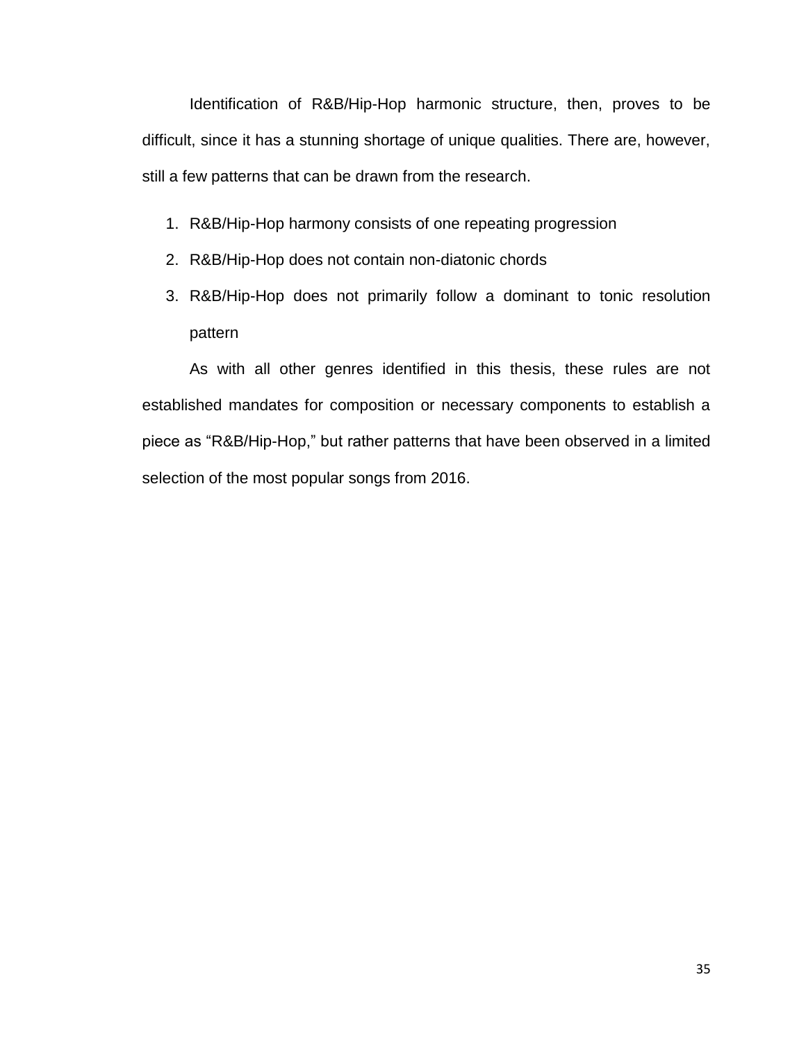Identification of R&B/Hip-Hop harmonic structure, then, proves to be difficult, since it has a stunning shortage of unique qualities. There are, however, still a few patterns that can be drawn from the research.

1. R&B/Hip-Hop harmony consists of one repeating progression
2. R&B/Hip-Hop does not contain non-diatonic chords
3. R&B/Hip-Hop does not primarily follow a dominant to tonic resolution pattern

As with all other genres identified in this thesis, these rules are not established mandates for composition or necessary components to establish a piece as "R&B/Hip-Hop," but rather patterns that have been observed in a limited selection of the most popular songs from 2016.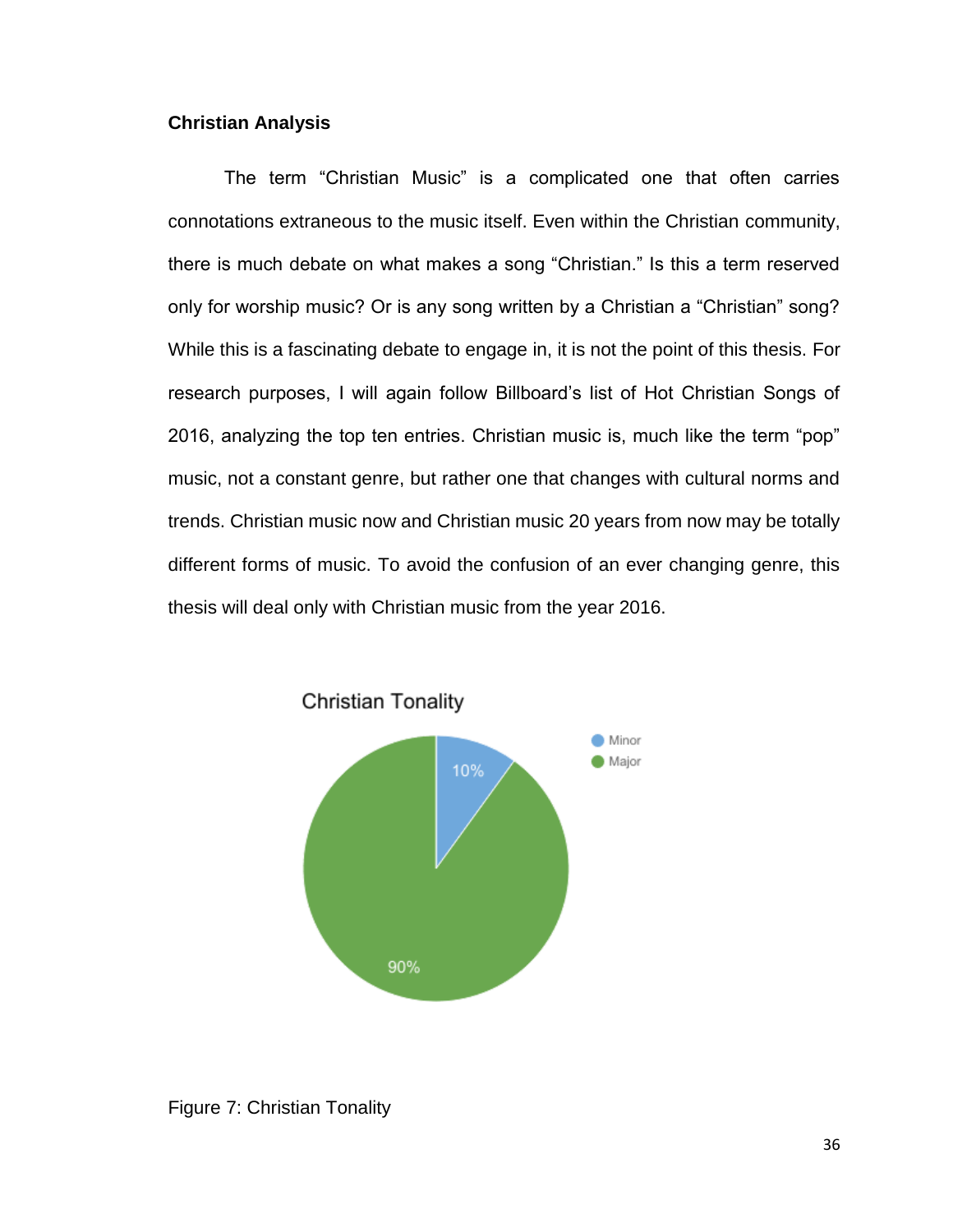**Christian Analysis**

The term “Christian Music” is a complicated one that often carries connotations extraneous to the music itself. Even within the Christian community, there is much debate on what makes a song “Christian.” Is this a term reserved only for worship music? Or is any song written by a Christian a “Christian” song? While this is a fascinating debate to engage in, it is not the point of this thesis. For research purposes, I will again follow Billboard’s list of Hot Christian Songs of 2016, analyzing the top ten entries. Christian music is, much like the term “pop” music, not a constant genre, but rather one that changes with cultural norms and trends. Christian music now and Christian music 20 years from now may be totally different forms of music. To avoid the confusion of an ever changing genre, this thesis will deal only with Christian music from the year 2016.

Christian Tonality

| Tonality | Percentage |
|---|---|
| Minor | 10% |
| Major | 90% |

Figure 7: Christian Tonality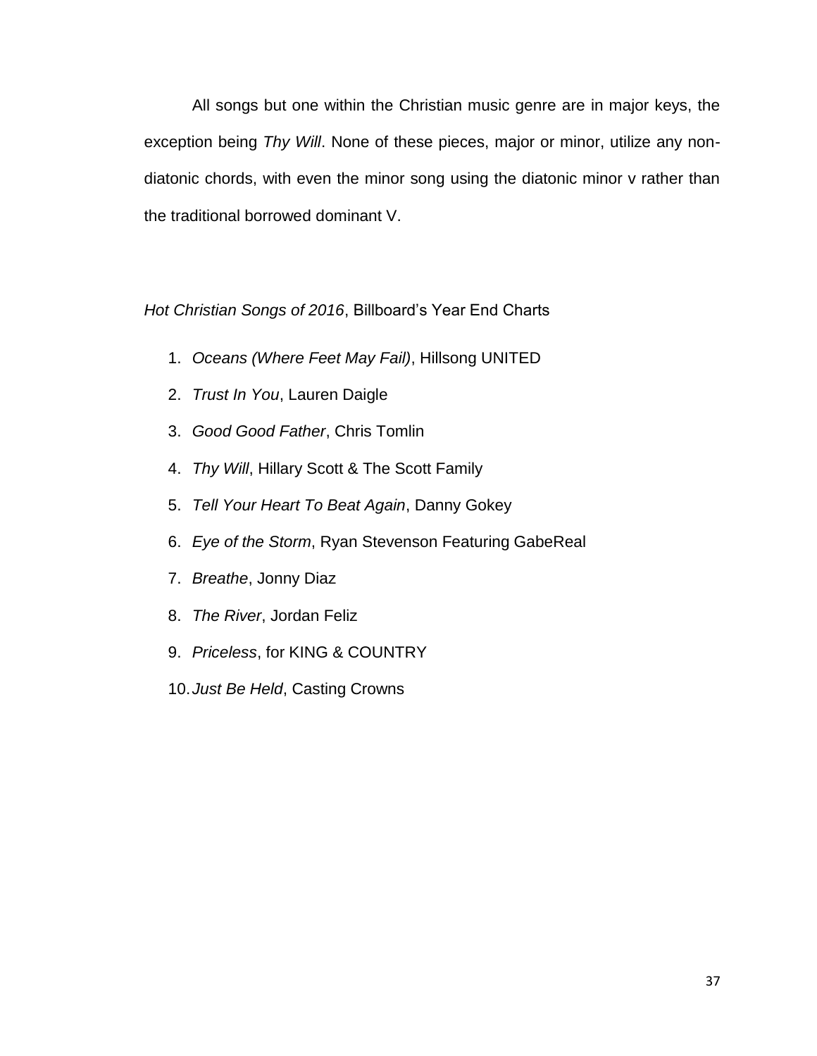All songs but one within the Christian music genre are in major keys, the exception being *Thy Will*. None of these pieces, major or minor, utilize any non-diatonic chords, with even the minor song using the diatonic minor v rather than the traditional borrowed dominant V.

*Hot Christian Songs of 2016*, Billboard's Year End Charts

1. *Oceans (Where Feet May Fail)*, Hillsong UNITED
2. *Trust In You*, Lauren Daigle
3. *Good Good Father*, Chris Tomlin
4. *Thy Will*, Hillary Scott & The Scott Family
5. *Tell Your Heart To Beat Again*, Danny Gokey
6. *Eye of the Storm*, Ryan Stevenson Featuring GabeReal
7. *Breathe*, Jonny Diaz
8. *The River*, Jordan Feliz
9. *Priceless*, for KING & COUNTRY
10. *Just Be Held*, Casting Crowns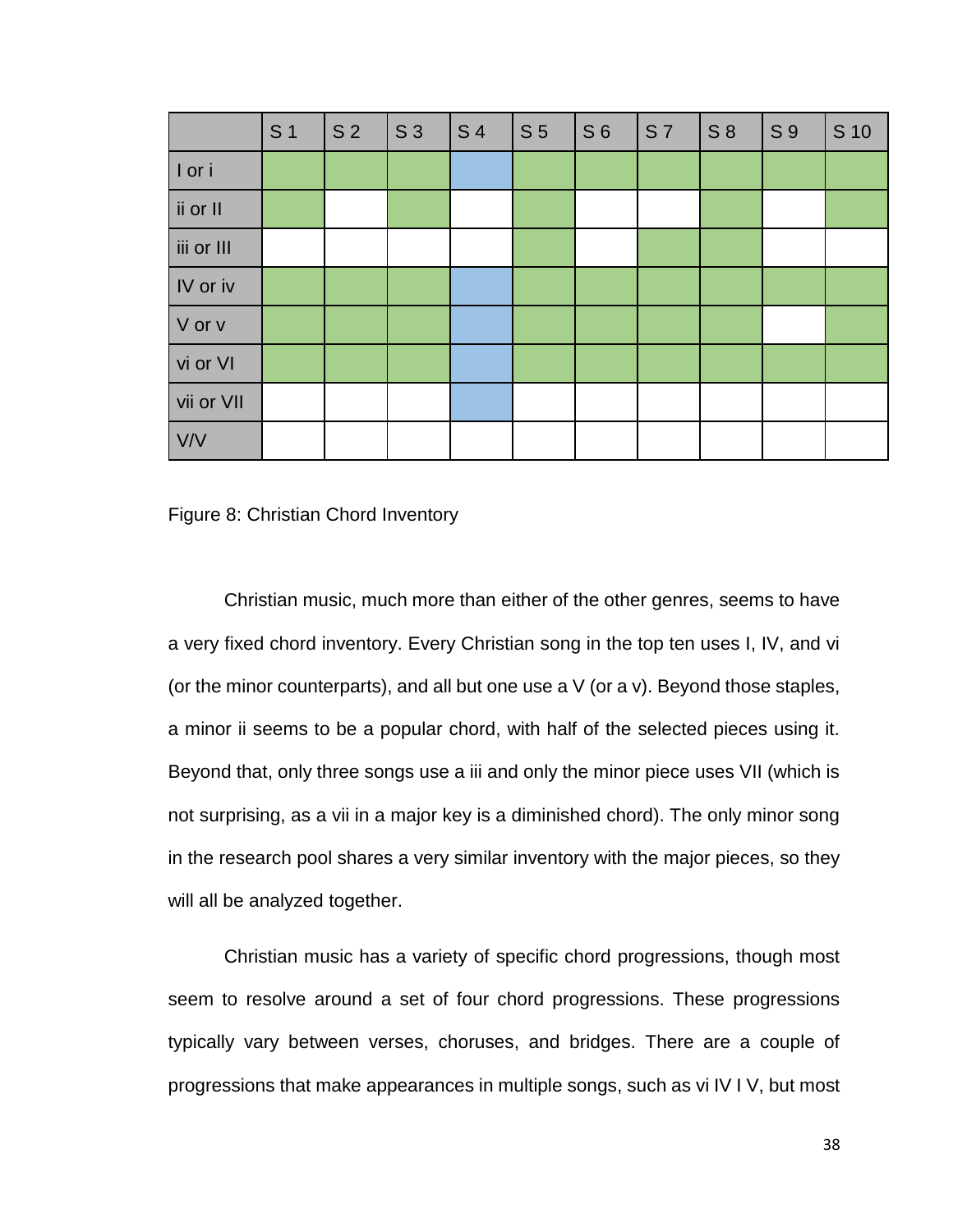| | S 1 | S 2 | S 3 | S 4 | S 5 | S 6 | S 7 | S 8 | S 9 | S 10 |
|---|---|---|---|---|---|---|---|---|---|---|
| I or i | ■ (green) | ■ (green) | ■ (green) | ■ (blue) | ■ (green) | ■ (green) | ■ (green) | ■ (green) | ■ (green) | ■ (green) |
| ii or II | ■ (green) | | ■ (green) | | ■ (green) | | | ■ (green) | | ■ (green) |
| iii or III | | | | | ■ (green) | | ■ (green) | ■ (green) | | |
| IV or iv | ■ (green) | ■ (green) | ■ (green) | ■ (blue) | ■ (green) | ■ (green) | ■ (green) | ■ (green) | ■ (green) | ■ (green) |
| V or v | ■ (green) | ■ (green) | ■ (green) | ■ (blue) | ■ (green) | ■ (green) | ■ (green) | ■ (green) | | ■ (green) |
| vi or VI | ■ (green) | ■ (green) | ■ (green) | ■ (blue) | ■ (green) | ■ (green) | ■ (green) | ■ (green) | ■ (green) | ■ (green) |
| vii or VII | | | | ■ (blue) | | | | | | |
| V/V | | | | | | | | | | |

Figure 8: Christian Chord Inventory

Christian music, much more than either of the other genres, seems to have a very fixed chord inventory. Every Christian song in the top ten uses I, IV, and vi (or the minor counterparts), and all but one use a V (or a v). Beyond those staples, a minor ii seems to be a popular chord, with half of the selected pieces using it. Beyond that, only three songs use a iii and only the minor piece uses VII (which is not surprising, as a vii in a major key is a diminished chord). The only minor song in the research pool shares a very similar inventory with the major pieces, so they will all be analyzed together.

Christian music has a variety of specific chord progressions, though most seem to resolve around a set of four chord progressions. These progressions typically vary between verses, choruses, and bridges. There are a couple of progressions that make appearances in multiple songs, such as vi IV I V, but most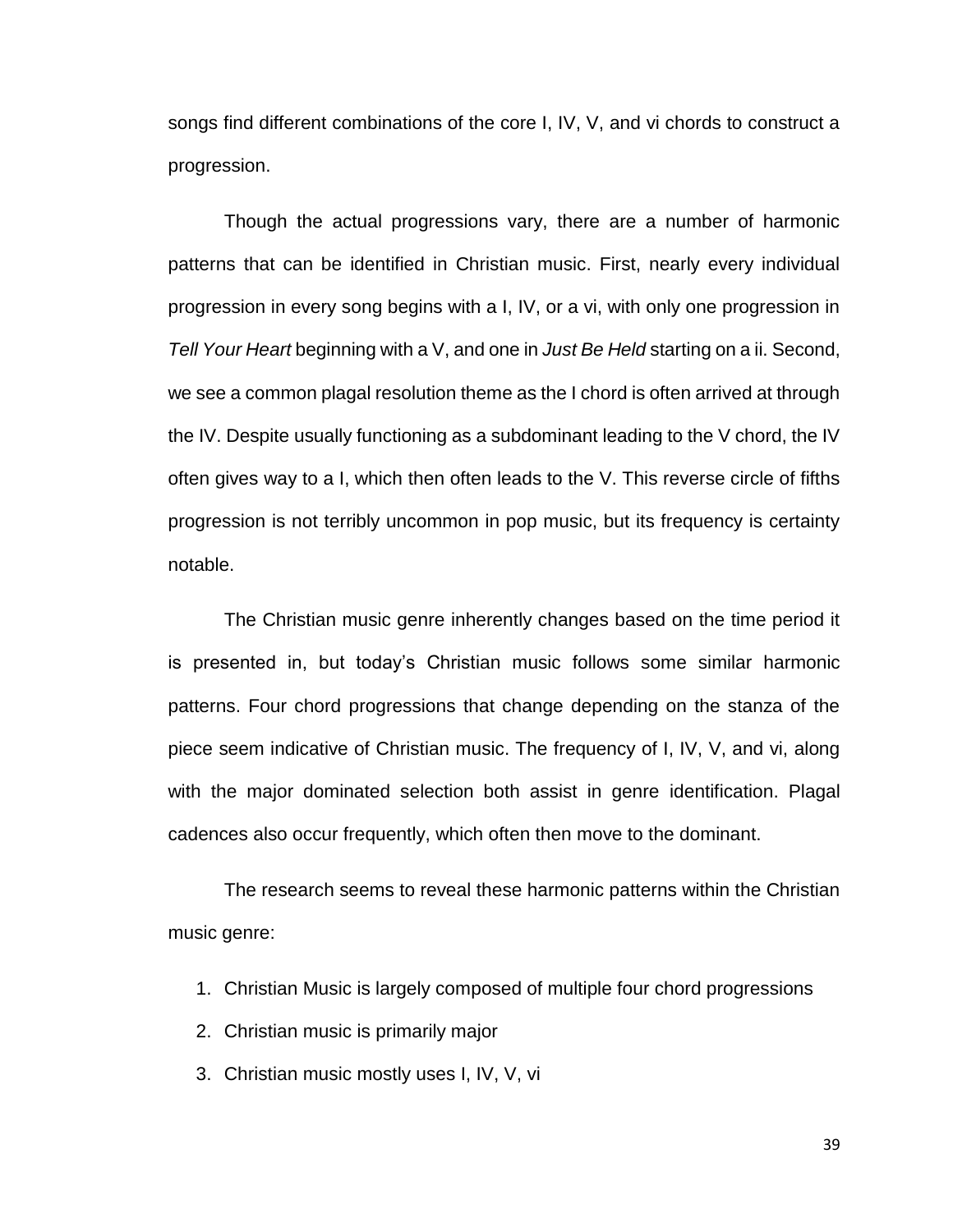songs find different combinations of the core I, IV, V, and vi chords to construct a progression.

Though the actual progressions vary, there are a number of harmonic patterns that can be identified in Christian music. First, nearly every individual progression in every song begins with a I, IV, or a vi, with only one progression in *Tell Your Heart* beginning with a V, and one in *Just Be Held* starting on a ii. Second, we see a common plagal resolution theme as the I chord is often arrived at through the IV. Despite usually functioning as a subdominant leading to the V chord, the IV often gives way to a I, which then often leads to the V. This reverse circle of fifths progression is not terribly uncommon in pop music, but its frequency is certainty notable.

The Christian music genre inherently changes based on the time period it is presented in, but today's Christian music follows some similar harmonic patterns. Four chord progressions that change depending on the stanza of the piece seem indicative of Christian music. The frequency of I, IV, V, and vi, along with the major dominated selection both assist in genre identification. Plagal cadences also occur frequently, which often then move to the dominant.

The research seems to reveal these harmonic patterns within the Christian music genre:

1. Christian Music is largely composed of multiple four chord progressions
2. Christian music is primarily major
3. Christian music mostly uses I, IV, V, vi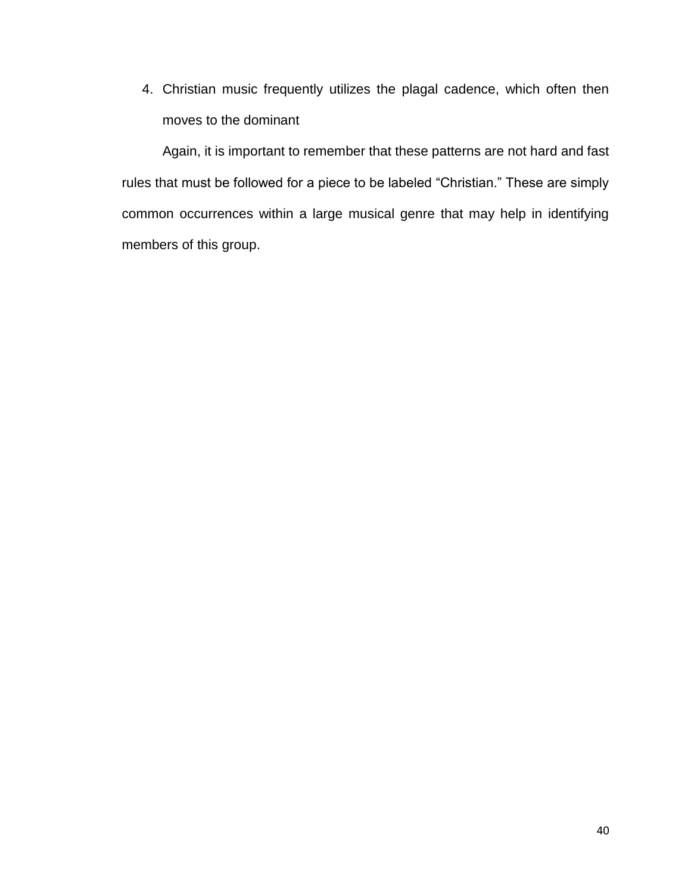4. Christian music frequently utilizes the plagal cadence, which often then moves to the dominant

Again, it is important to remember that these patterns are not hard and fast rules that must be followed for a piece to be labeled "Christian." These are simply common occurrences within a large musical genre that may help in identifying members of this group.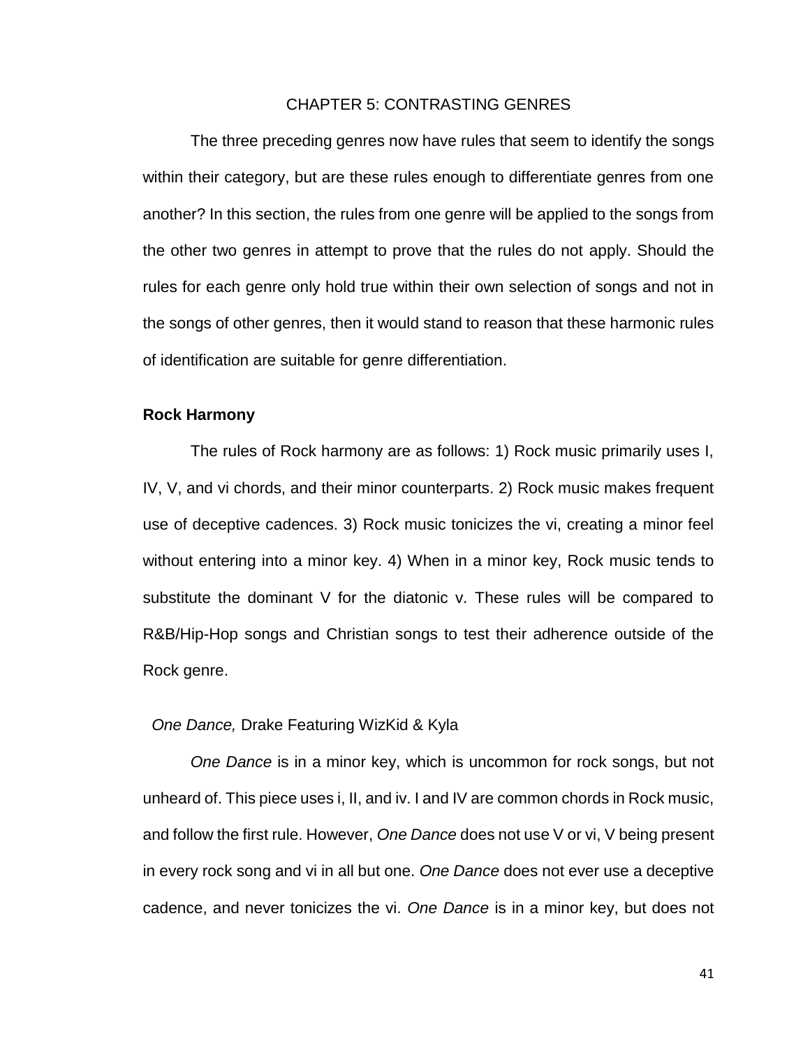# CHAPTER 5: CONTRASTING GENRES

The three preceding genres now have rules that seem to identify the songs within their category, but are these rules enough to differentiate genres from one another? In this section, the rules from one genre will be applied to the songs from the other two genres in attempt to prove that the rules do not apply. Should the rules for each genre only hold true within their own selection of songs and not in the songs of other genres, then it would stand to reason that these harmonic rules of identification are suitable for genre differentiation.

## Rock Harmony

The rules of Rock harmony are as follows: 1) Rock music primarily uses I, IV, V, and vi chords, and their minor counterparts. 2) Rock music makes frequent use of deceptive cadences. 3) Rock music tonicizes the vi, creating a minor feel without entering into a minor key. 4) When in a minor key, Rock music tends to substitute the dominant V for the diatonic v. These rules will be compared to R&B/Hip-Hop songs and Christian songs to test their adherence outside of the Rock genre.

### *One Dance,* Drake Featuring WizKid & Kyla

*One Dance* is in a minor key, which is uncommon for rock songs, but not unheard of. This piece uses i, II, and iv. I and IV are common chords in Rock music, and follow the first rule. However, *One Dance* does not use V or vi, V being present in every rock song and vi in all but one. *One Dance* does not ever use a deceptive cadence, and never tonicizes the vi. *One Dance* is in a minor key, but does not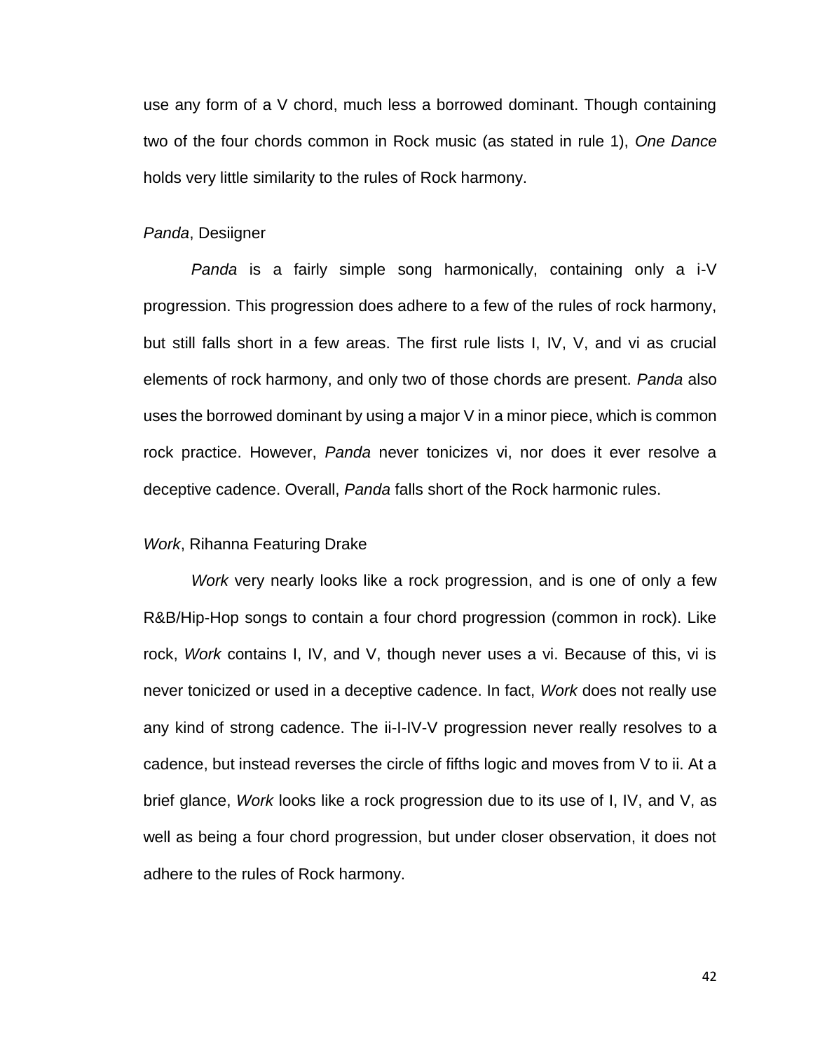use any form of a V chord, much less a borrowed dominant. Though containing two of the four chords common in Rock music (as stated in rule 1), *One Dance* holds very little similarity to the rules of Rock harmony.

### *Panda*, Desiigner

*Panda* is a fairly simple song harmonically, containing only a i-V progression. This progression does adhere to a few of the rules of rock harmony, but still falls short in a few areas. The first rule lists I, IV, V, and vi as crucial elements of rock harmony, and only two of those chords are present. *Panda* also uses the borrowed dominant by using a major V in a minor piece, which is common rock practice. However, *Panda* never tonicizes vi, nor does it ever resolve a deceptive cadence. Overall, *Panda* falls short of the Rock harmonic rules.

### *Work*, Rihanna Featuring Drake

*Work* very nearly looks like a rock progression, and is one of only a few R&B/Hip-Hop songs to contain a four chord progression (common in rock). Like rock, *Work* contains I, IV, and V, though never uses a vi. Because of this, vi is never tonicized or used in a deceptive cadence. In fact, *Work* does not really use any kind of strong cadence. The ii-I-IV-V progression never really resolves to a cadence, but instead reverses the circle of fifths logic and moves from V to ii. At a brief glance, *Work* looks like a rock progression due to its use of I, IV, and V, as well as being a four chord progression, but under closer observation, it does not adhere to the rules of Rock harmony.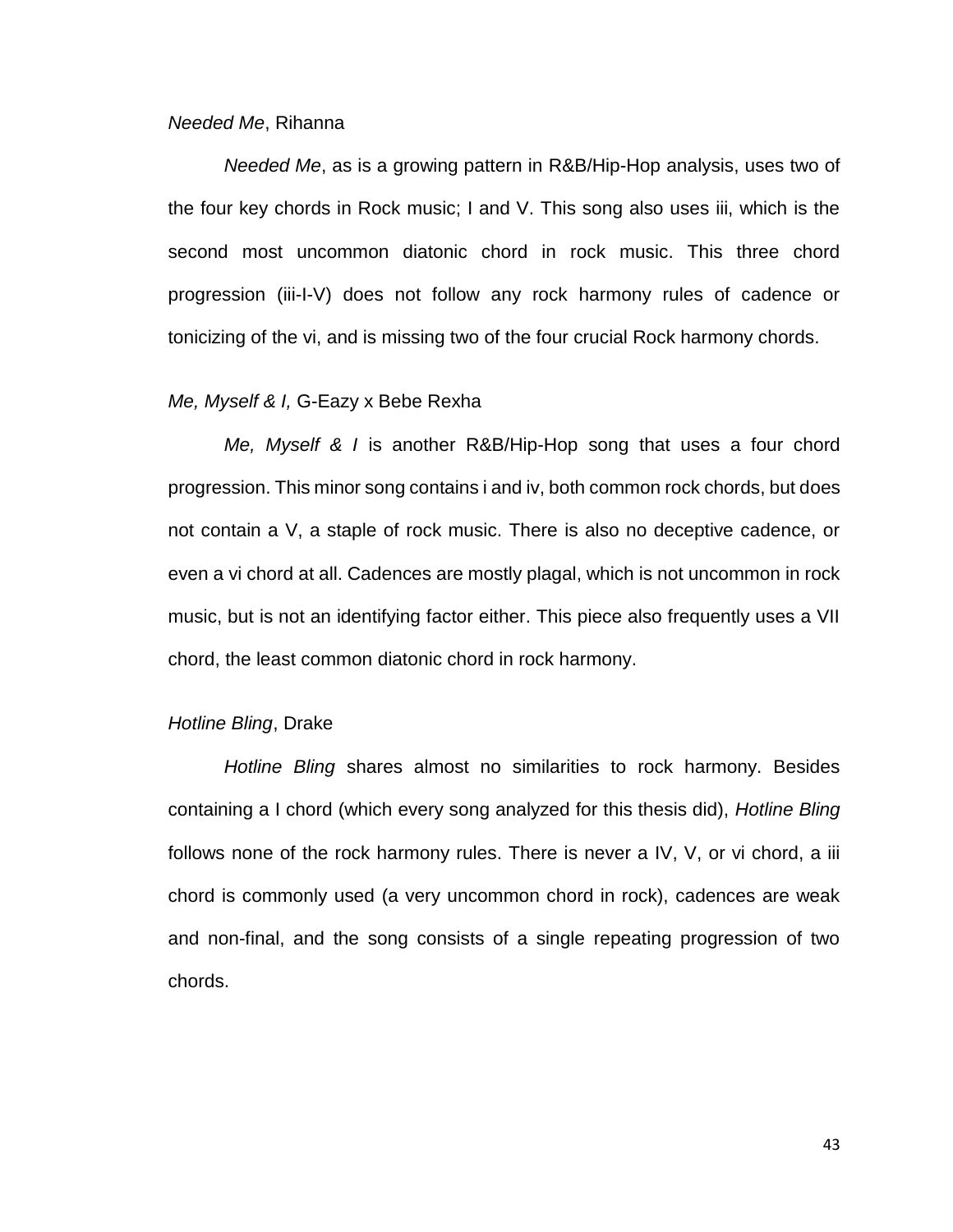*Needed Me*, Rihanna

*Needed Me*, as is a growing pattern in R&B/Hip-Hop analysis, uses two of the four key chords in Rock music; I and V. This song also uses iii, which is the second most uncommon diatonic chord in rock music. This three chord progression (iii-I-V) does not follow any rock harmony rules of cadence or tonicizing of the vi, and is missing two of the four crucial Rock harmony chords.

*Me, Myself & I,* G-Eazy x Bebe Rexha

*Me, Myself & I* is another R&B/Hip-Hop song that uses a four chord progression. This minor song contains i and iv, both common rock chords, but does not contain a V, a staple of rock music. There is also no deceptive cadence, or even a vi chord at all. Cadences are mostly plagal, which is not uncommon in rock music, but is not an identifying factor either. This piece also frequently uses a VII chord, the least common diatonic chord in rock harmony.

*Hotline Bling*, Drake

*Hotline Bling* shares almost no similarities to rock harmony. Besides containing a I chord (which every song analyzed for this thesis did), *Hotline Bling* follows none of the rock harmony rules. There is never a IV, V, or vi chord, a iii chord is commonly used (a very uncommon chord in rock), cadences are weak and non-final, and the song consists of a single repeating progression of two chords.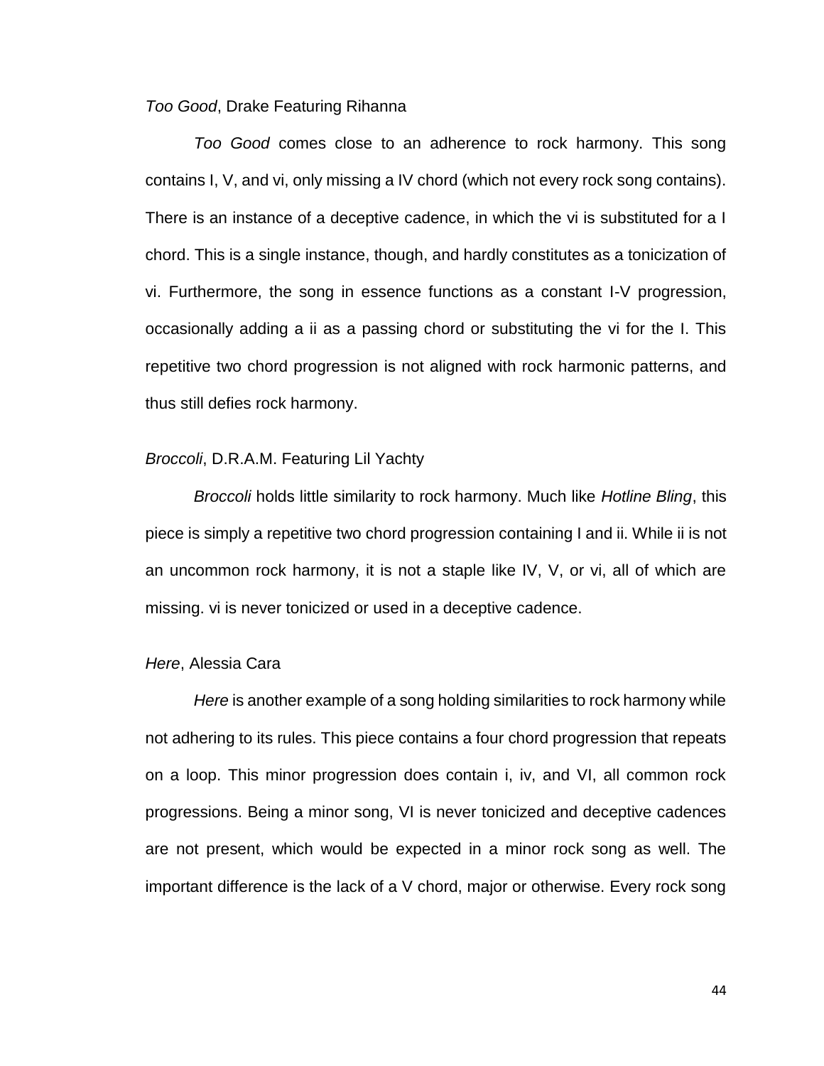*Too Good*, Drake Featuring Rihanna

*Too Good* comes close to an adherence to rock harmony. This song contains I, V, and vi, only missing a IV chord (which not every rock song contains). There is an instance of a deceptive cadence, in which the vi is substituted for a I chord. This is a single instance, though, and hardly constitutes as a tonicization of vi. Furthermore, the song in essence functions as a constant I-V progression, occasionally adding a ii as a passing chord or substituting the vi for the I. This repetitive two chord progression is not aligned with rock harmonic patterns, and thus still defies rock harmony.

*Broccoli*, D.R.A.M. Featuring Lil Yachty

*Broccoli* holds little similarity to rock harmony. Much like *Hotline Bling*, this piece is simply a repetitive two chord progression containing I and ii. While ii is not an uncommon rock harmony, it is not a staple like IV, V, or vi, all of which are missing. vi is never tonicized or used in a deceptive cadence.

*Here*, Alessia Cara

*Here* is another example of a song holding similarities to rock harmony while not adhering to its rules. This piece contains a four chord progression that repeats on a loop. This minor progression does contain i, iv, and VI, all common rock progressions. Being a minor song, VI is never tonicized and deceptive cadences are not present, which would be expected in a minor rock song as well. The important difference is the lack of a V chord, major or otherwise. Every rock song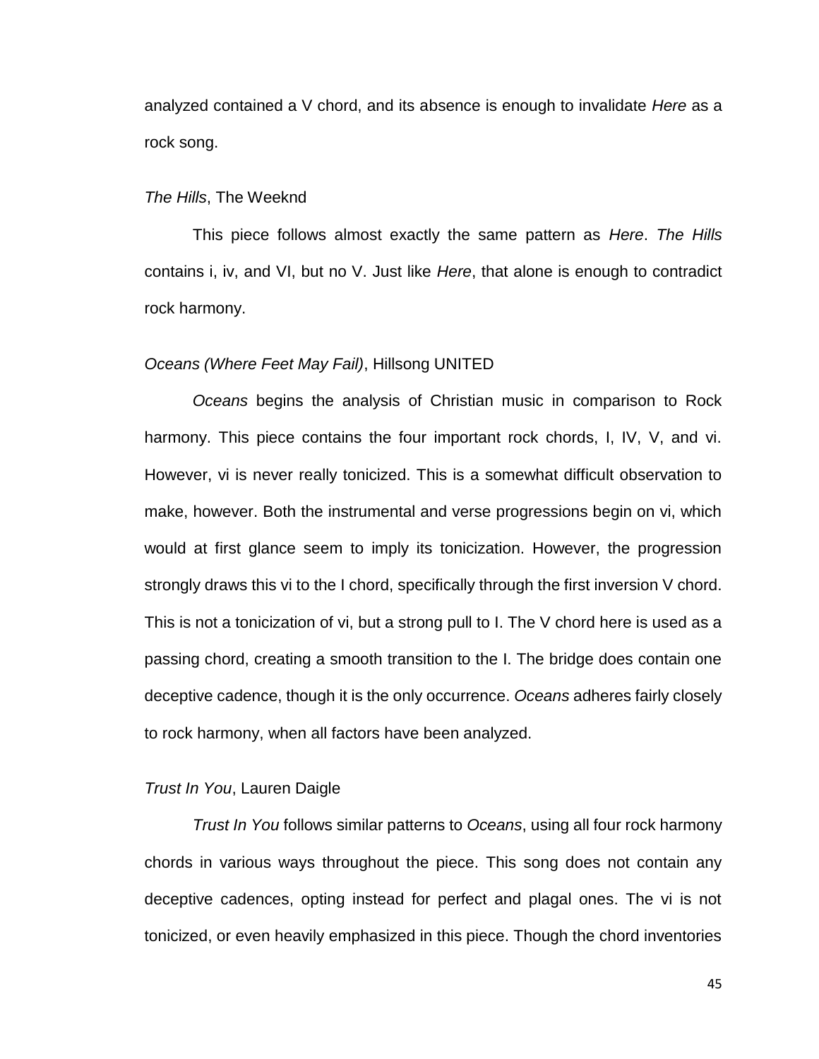analyzed contained a V chord, and its absence is enough to invalidate *Here* as a rock song.

*The Hills*, The Weeknd

This piece follows almost exactly the same pattern as *Here*. *The Hills* contains i, iv, and VI, but no V. Just like *Here*, that alone is enough to contradict rock harmony.

*Oceans (Where Feet May Fail)*, Hillsong UNITED

*Oceans* begins the analysis of Christian music in comparison to Rock harmony. This piece contains the four important rock chords, I, IV, V, and vi. However, vi is never really tonicized. This is a somewhat difficult observation to make, however. Both the instrumental and verse progressions begin on vi, which would at first glance seem to imply its tonicization. However, the progression strongly draws this vi to the I chord, specifically through the first inversion V chord. This is not a tonicization of vi, but a strong pull to I. The V chord here is used as a passing chord, creating a smooth transition to the I. The bridge does contain one deceptive cadence, though it is the only occurrence. *Oceans* adheres fairly closely to rock harmony, when all factors have been analyzed.

*Trust In You*, Lauren Daigle

*Trust In You* follows similar patterns to *Oceans*, using all four rock harmony chords in various ways throughout the piece. This song does not contain any deceptive cadences, opting instead for perfect and plagal ones. The vi is not tonicized, or even heavily emphasized in this piece. Though the chord inventories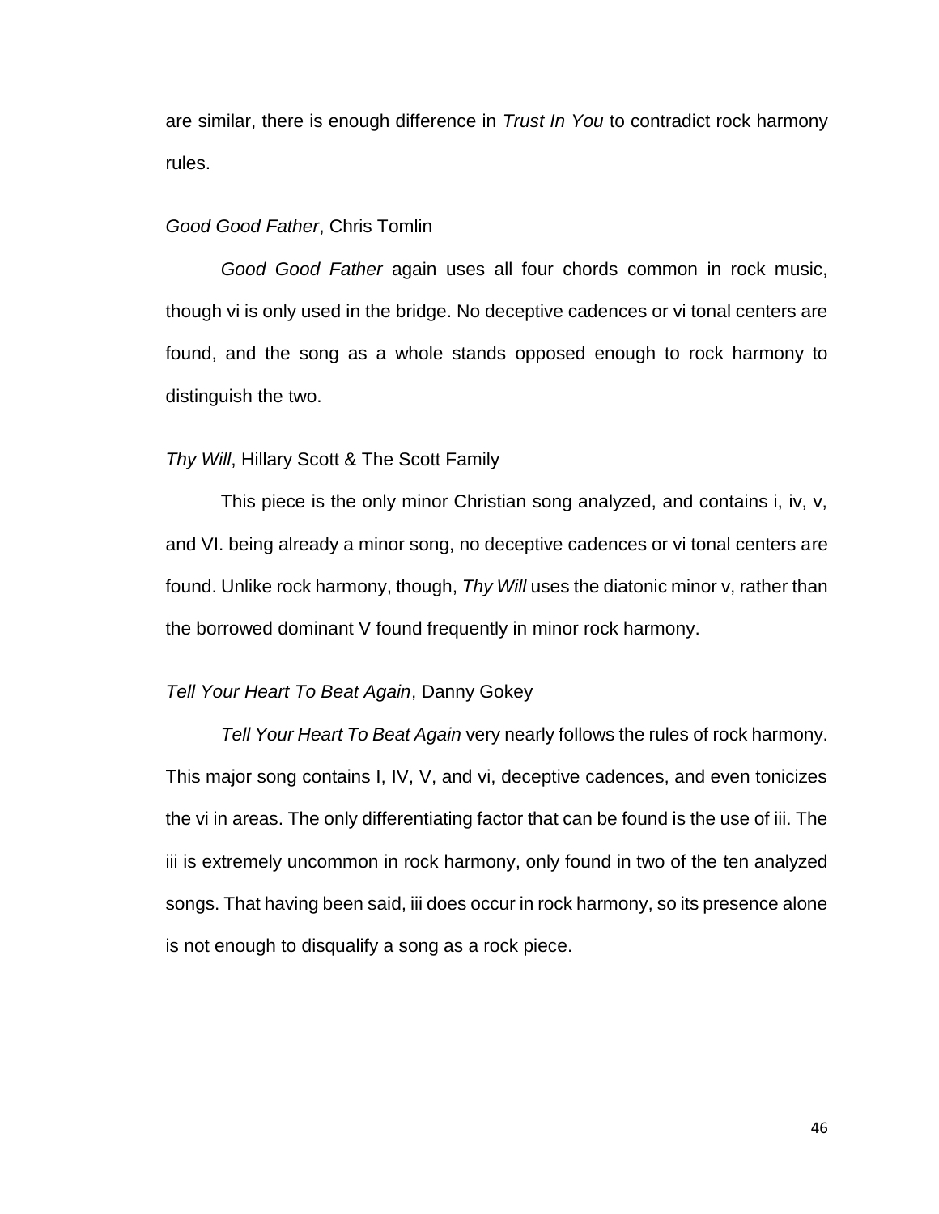are similar, there is enough difference in *Trust In You* to contradict rock harmony rules.

*Good Good Father*, Chris Tomlin

*Good Good Father* again uses all four chords common in rock music, though vi is only used in the bridge. No deceptive cadences or vi tonal centers are found, and the song as a whole stands opposed enough to rock harmony to distinguish the two.

*Thy Will*, Hillary Scott & The Scott Family

This piece is the only minor Christian song analyzed, and contains i, iv, v, and VI. being already a minor song, no deceptive cadences or vi tonal centers are found. Unlike rock harmony, though, *Thy Will* uses the diatonic minor v, rather than the borrowed dominant V found frequently in minor rock harmony.

*Tell Your Heart To Beat Again*, Danny Gokey

*Tell Your Heart To Beat Again* very nearly follows the rules of rock harmony. This major song contains I, IV, V, and vi, deceptive cadences, and even tonicizes the vi in areas. The only differentiating factor that can be found is the use of iii. The iii is extremely uncommon in rock harmony, only found in two of the ten analyzed songs. That having been said, iii does occur in rock harmony, so its presence alone is not enough to disqualify a song as a rock piece.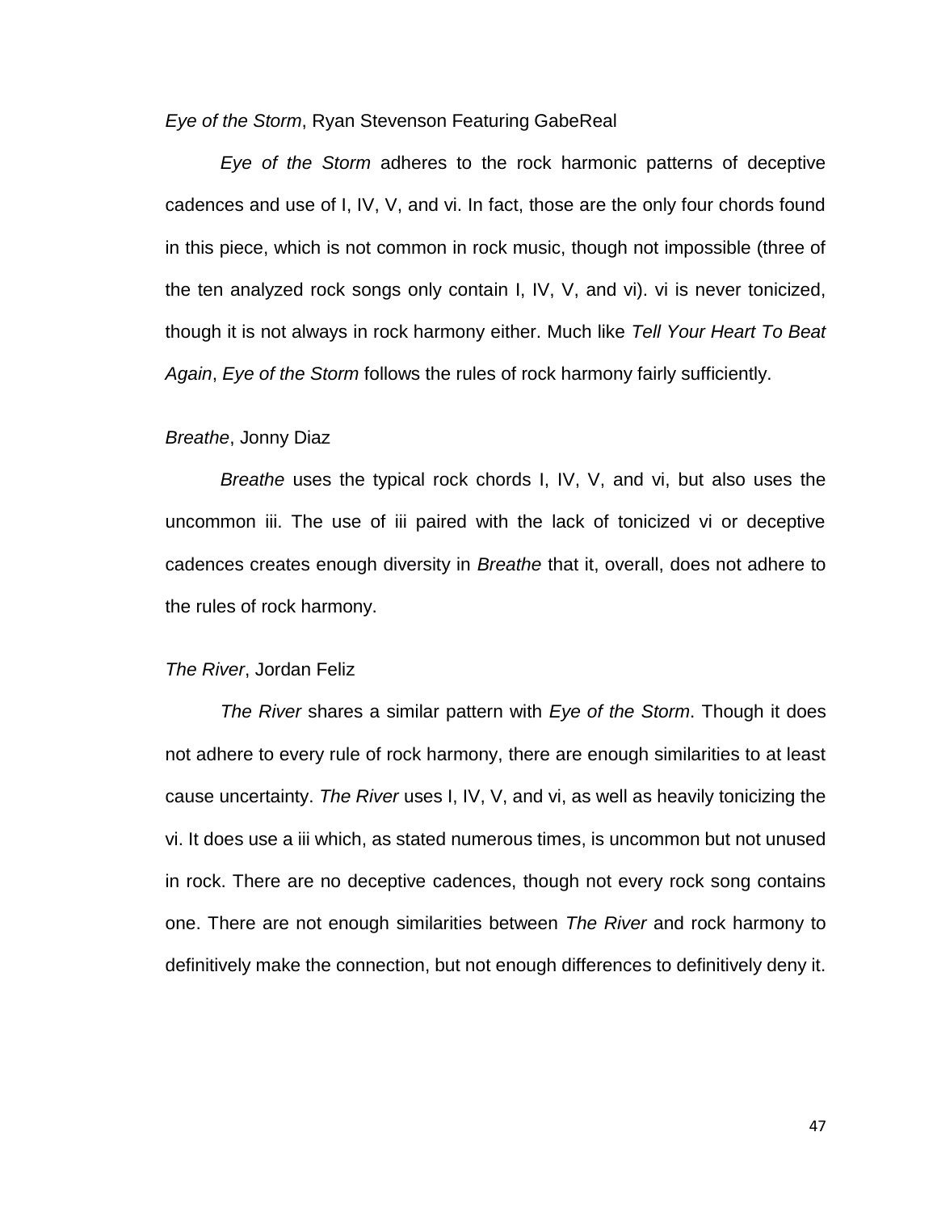*Eye of the Storm*, Ryan Stevenson Featuring GabeReal

*Eye of the Storm* adheres to the rock harmonic patterns of deceptive cadences and use of I, IV, V, and vi. In fact, those are the only four chords found in this piece, which is not common in rock music, though not impossible (three of the ten analyzed rock songs only contain I, IV, V, and vi). vi is never tonicized, though it is not always in rock harmony either. Much like *Tell Your Heart To Beat Again*, *Eye of the Storm* follows the rules of rock harmony fairly sufficiently.

*Breathe*, Jonny Diaz

*Breathe* uses the typical rock chords I, IV, V, and vi, but also uses the uncommon iii. The use of iii paired with the lack of tonicized vi or deceptive cadences creates enough diversity in *Breathe* that it, overall, does not adhere to the rules of rock harmony.

*The River*, Jordan Feliz

*The River* shares a similar pattern with *Eye of the Storm*. Though it does not adhere to every rule of rock harmony, there are enough similarities to at least cause uncertainty. *The River* uses I, IV, V, and vi, as well as heavily tonicizing the vi. It does use a iii which, as stated numerous times, is uncommon but not unused in rock. There are no deceptive cadences, though not every rock song contains one. There are not enough similarities between *The River* and rock harmony to definitively make the connection, but not enough differences to definitively deny it.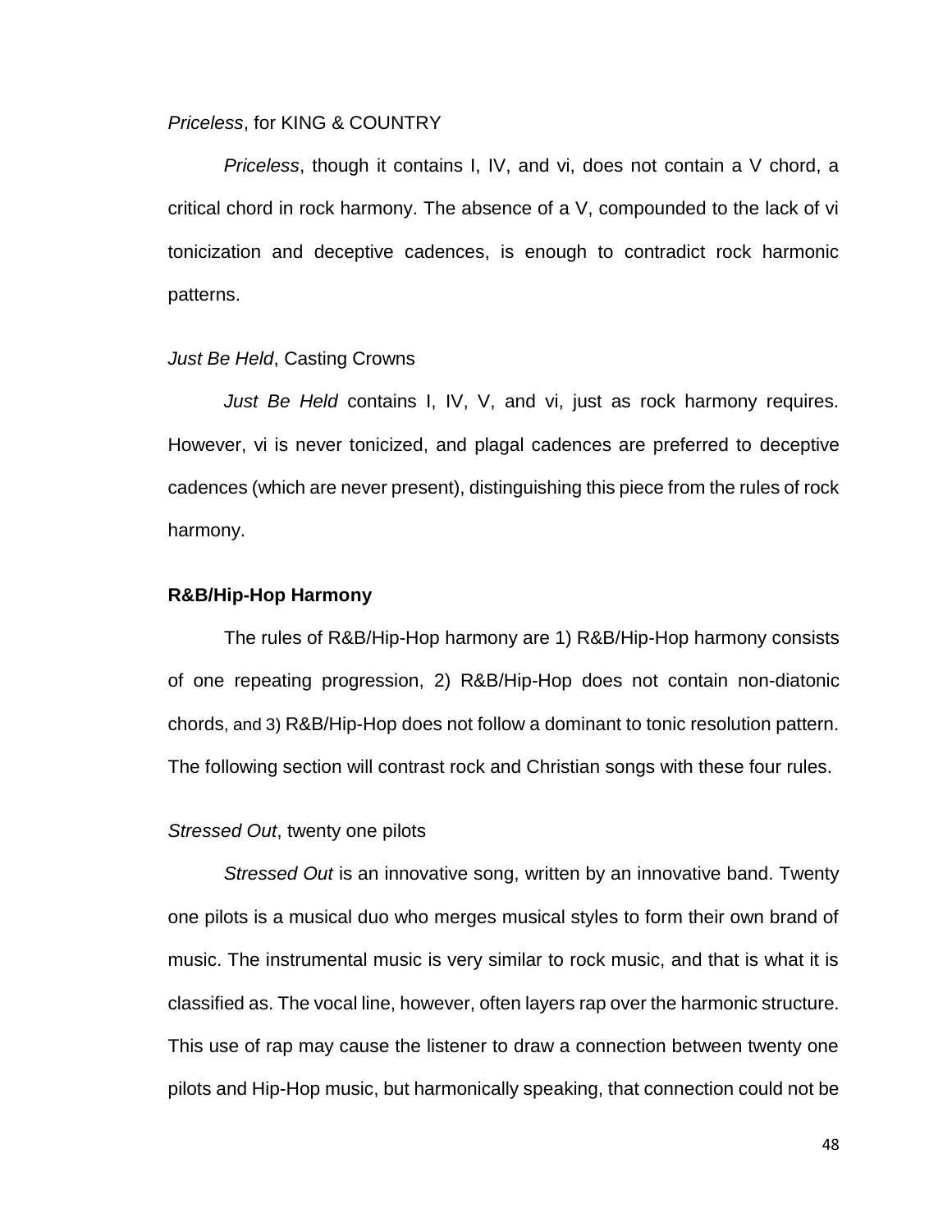*Priceless*, for KING & COUNTRY

*Priceless*, though it contains I, IV, and vi, does not contain a V chord, a critical chord in rock harmony. The absence of a V, compounded to the lack of vi tonicization and deceptive cadences, is enough to contradict rock harmonic patterns.

*Just Be Held*, Casting Crowns

*Just Be Held* contains I, IV, V, and vi, just as rock harmony requires. However, vi is never tonicized, and plagal cadences are preferred to deceptive cadences (which are never present), distinguishing this piece from the rules of rock harmony.

**R&B/Hip-Hop Harmony**

The rules of R&B/Hip-Hop harmony are 1) R&B/Hip-Hop harmony consists of one repeating progression, 2) R&B/Hip-Hop does not contain non-diatonic chords, and 3) R&B/Hip-Hop does not follow a dominant to tonic resolution pattern. The following section will contrast rock and Christian songs with these four rules.

*Stressed Out*, twenty one pilots

*Stressed Out* is an innovative song, written by an innovative band. Twenty one pilots is a musical duo who merges musical styles to form their own brand of music. The instrumental music is very similar to rock music, and that is what it is classified as. The vocal line, however, often layers rap over the harmonic structure. This use of rap may cause the listener to draw a connection between twenty one pilots and Hip-Hop music, but harmonically speaking, that connection could not be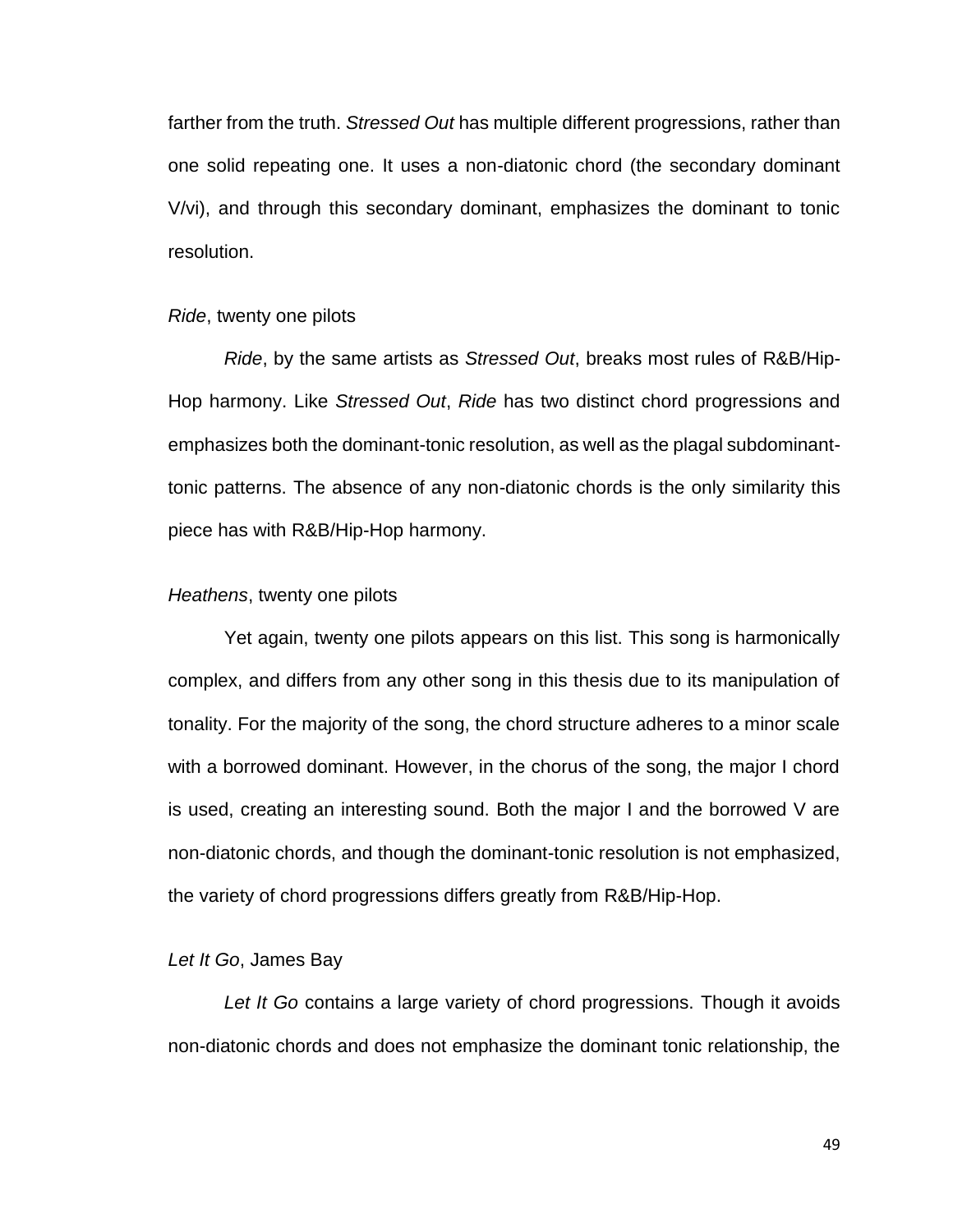farther from the truth. *Stressed Out* has multiple different progressions, rather than one solid repeating one. It uses a non-diatonic chord (the secondary dominant V/vi), and through this secondary dominant, emphasizes the dominant to tonic resolution.

*Ride*, twenty one pilots

*Ride*, by the same artists as *Stressed Out*, breaks most rules of R&B/Hip-Hop harmony. Like *Stressed Out*, *Ride* has two distinct chord progressions and emphasizes both the dominant-tonic resolution, as well as the plagal subdominant-tonic patterns. The absence of any non-diatonic chords is the only similarity this piece has with R&B/Hip-Hop harmony.

*Heathens*, twenty one pilots

Yet again, twenty one pilots appears on this list. This song is harmonically complex, and differs from any other song in this thesis due to its manipulation of tonality. For the majority of the song, the chord structure adheres to a minor scale with a borrowed dominant. However, in the chorus of the song, the major I chord is used, creating an interesting sound. Both the major I and the borrowed V are non-diatonic chords, and though the dominant-tonic resolution is not emphasized, the variety of chord progressions differs greatly from R&B/Hip-Hop.

*Let It Go*, James Bay

*Let It Go* contains a large variety of chord progressions. Though it avoids non-diatonic chords and does not emphasize the dominant tonic relationship, the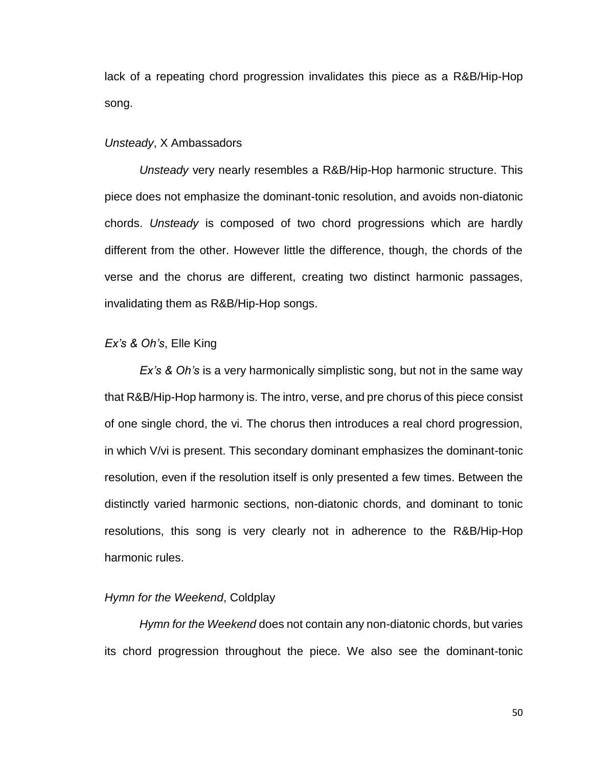lack of a repeating chord progression invalidates this piece as a R&B/Hip-Hop song.

*Unsteady*, X Ambassadors

*Unsteady* very nearly resembles a R&B/Hip-Hop harmonic structure. This piece does not emphasize the dominant-tonic resolution, and avoids non-diatonic chords. *Unsteady* is composed of two chord progressions which are hardly different from the other. However little the difference, though, the chords of the verse and the chorus are different, creating two distinct harmonic passages, invalidating them as R&B/Hip-Hop songs.

*Ex's & Oh's*, Elle King

*Ex's & Oh's* is a very harmonically simplistic song, but not in the same way that R&B/Hip-Hop harmony is. The intro, verse, and pre chorus of this piece consist of one single chord, the vi. The chorus then introduces a real chord progression, in which V/vi is present. This secondary dominant emphasizes the dominant-tonic resolution, even if the resolution itself is only presented a few times. Between the distinctly varied harmonic sections, non-diatonic chords, and dominant to tonic resolutions, this song is very clearly not in adherence to the R&B/Hip-Hop harmonic rules.

*Hymn for the Weekend*, Coldplay

*Hymn for the Weekend* does not contain any non-diatonic chords, but varies its chord progression throughout the piece. We also see the dominant-tonic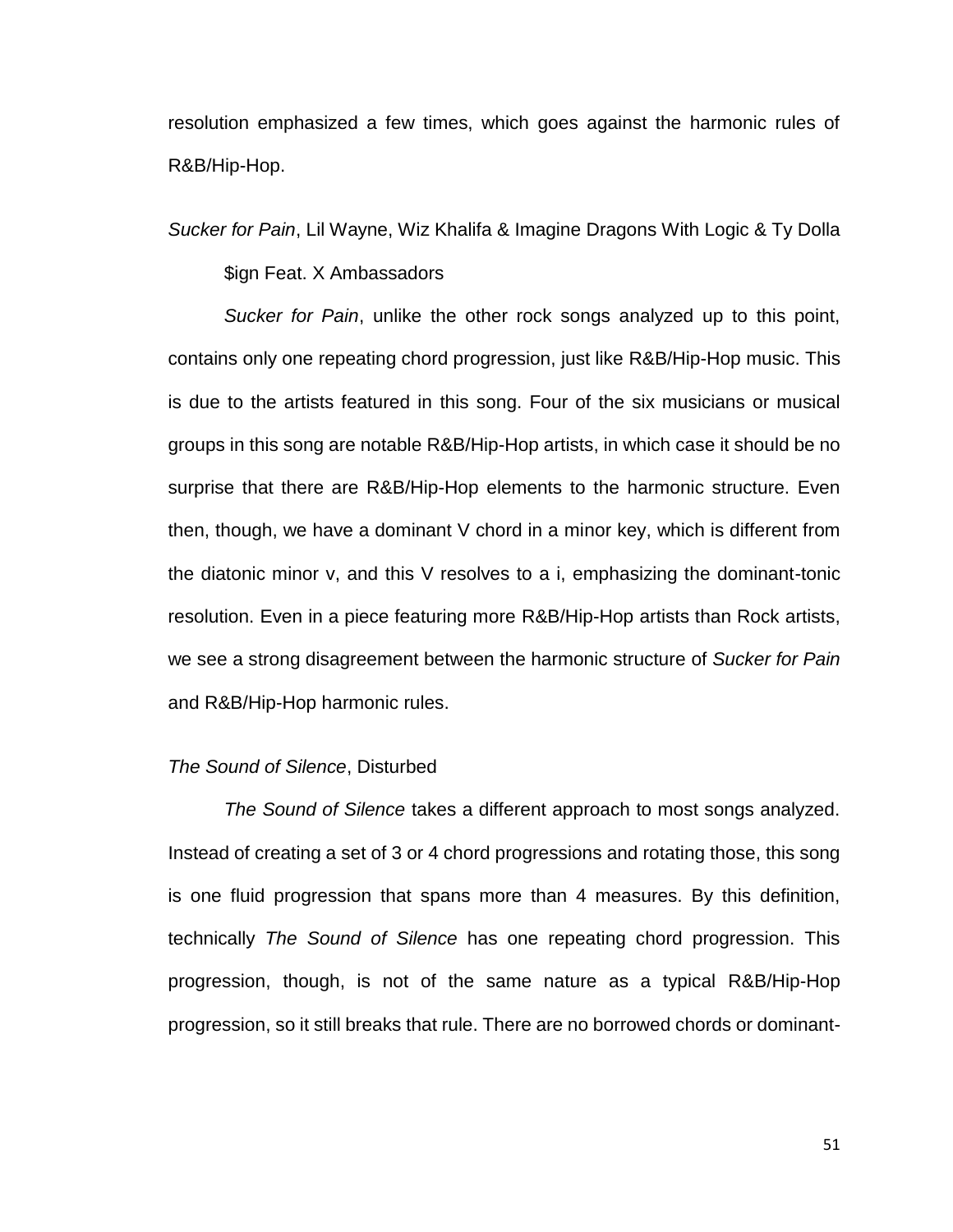resolution emphasized a few times, which goes against the harmonic rules of R&B/Hip-Hop.

*Sucker for Pain*, Lil Wayne, Wiz Khalifa & Imagine Dragons With Logic & Ty Dolla $ign Feat. X Ambassadors

*Sucker for Pain*, unlike the other rock songs analyzed up to this point, contains only one repeating chord progression, just like R&B/Hip-Hop music. This is due to the artists featured in this song. Four of the six musicians or musical groups in this song are notable R&B/Hip-Hop artists, in which case it should be no surprise that there are R&B/Hip-Hop elements to the harmonic structure. Even then, though, we have a dominant V chord in a minor key, which is different from the diatonic minor v, and this V resolves to a i, emphasizing the dominant-tonic resolution. Even in a piece featuring more R&B/Hip-Hop artists than Rock artists, we see a strong disagreement between the harmonic structure of *Sucker for Pain* and R&B/Hip-Hop harmonic rules.

*The Sound of Silence*, Disturbed

*The Sound of Silence* takes a different approach to most songs analyzed. Instead of creating a set of 3 or 4 chord progressions and rotating those, this song is one fluid progression that spans more than 4 measures. By this definition, technically *The Sound of Silence* has one repeating chord progression. This progression, though, is not of the same nature as a typical R&B/Hip-Hop progression, so it still breaks that rule. There are no borrowed chords or dominant-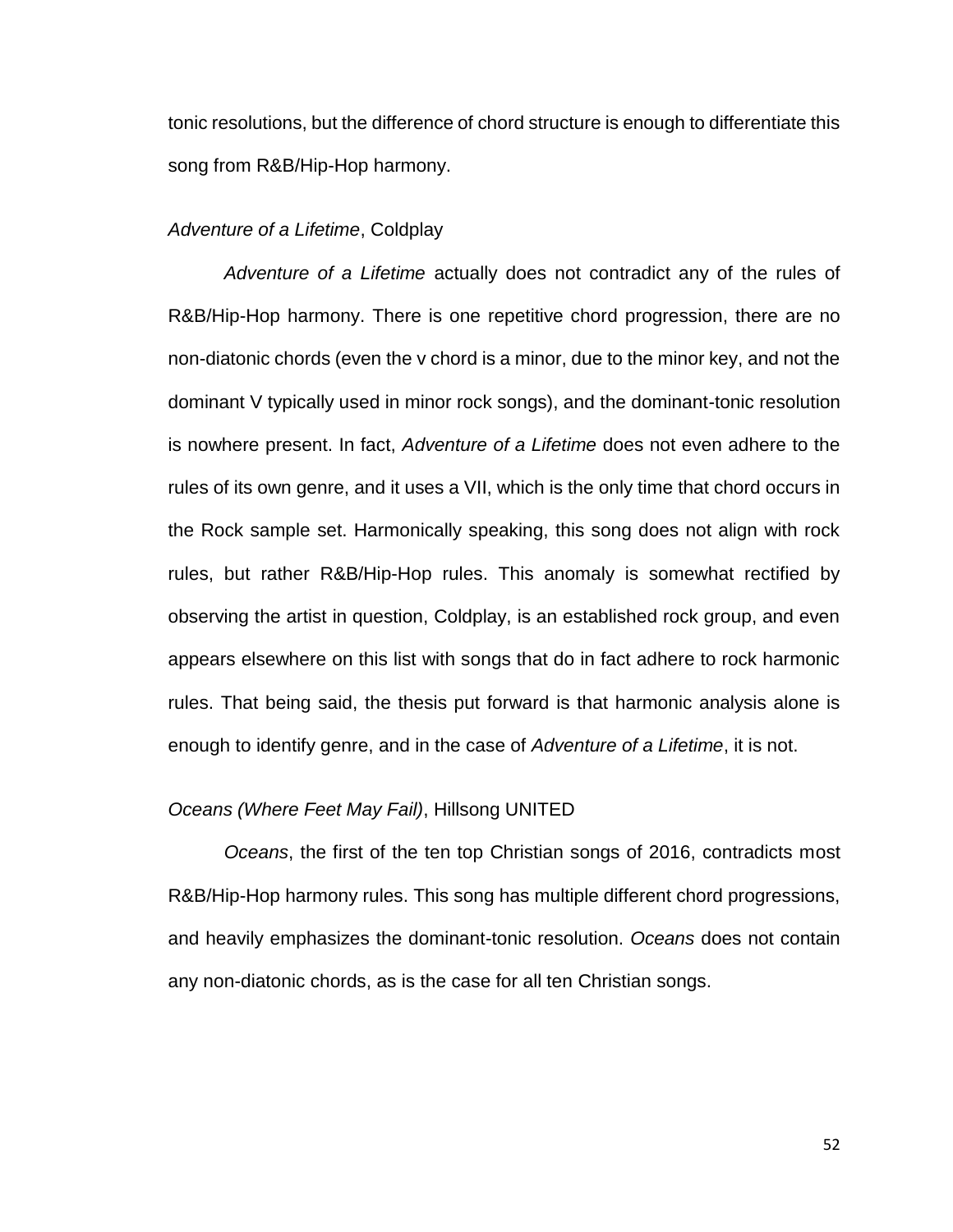tonic resolutions, but the difference of chord structure is enough to differentiate this song from R&B/Hip-Hop harmony.

### *Adventure of a Lifetime*, Coldplay

*Adventure of a Lifetime* actually does not contradict any of the rules of R&B/Hip-Hop harmony. There is one repetitive chord progression, there are no non-diatonic chords (even the v chord is a minor, due to the minor key, and not the dominant V typically used in minor rock songs), and the dominant-tonic resolution is nowhere present. In fact, *Adventure of a Lifetime* does not even adhere to the rules of its own genre, and it uses a VII, which is the only time that chord occurs in the Rock sample set. Harmonically speaking, this song does not align with rock rules, but rather R&B/Hip-Hop rules. This anomaly is somewhat rectified by observing the artist in question, Coldplay, is an established rock group, and even appears elsewhere on this list with songs that do in fact adhere to rock harmonic rules. That being said, the thesis put forward is that harmonic analysis alone is enough to identify genre, and in the case of *Adventure of a Lifetime*, it is not.

### *Oceans (Where Feet May Fail)*, Hillsong UNITED

*Oceans*, the first of the ten top Christian songs of 2016, contradicts most R&B/Hip-Hop harmony rules. This song has multiple different chord progressions, and heavily emphasizes the dominant-tonic resolution. *Oceans* does not contain any non-diatonic chords, as is the case for all ten Christian songs.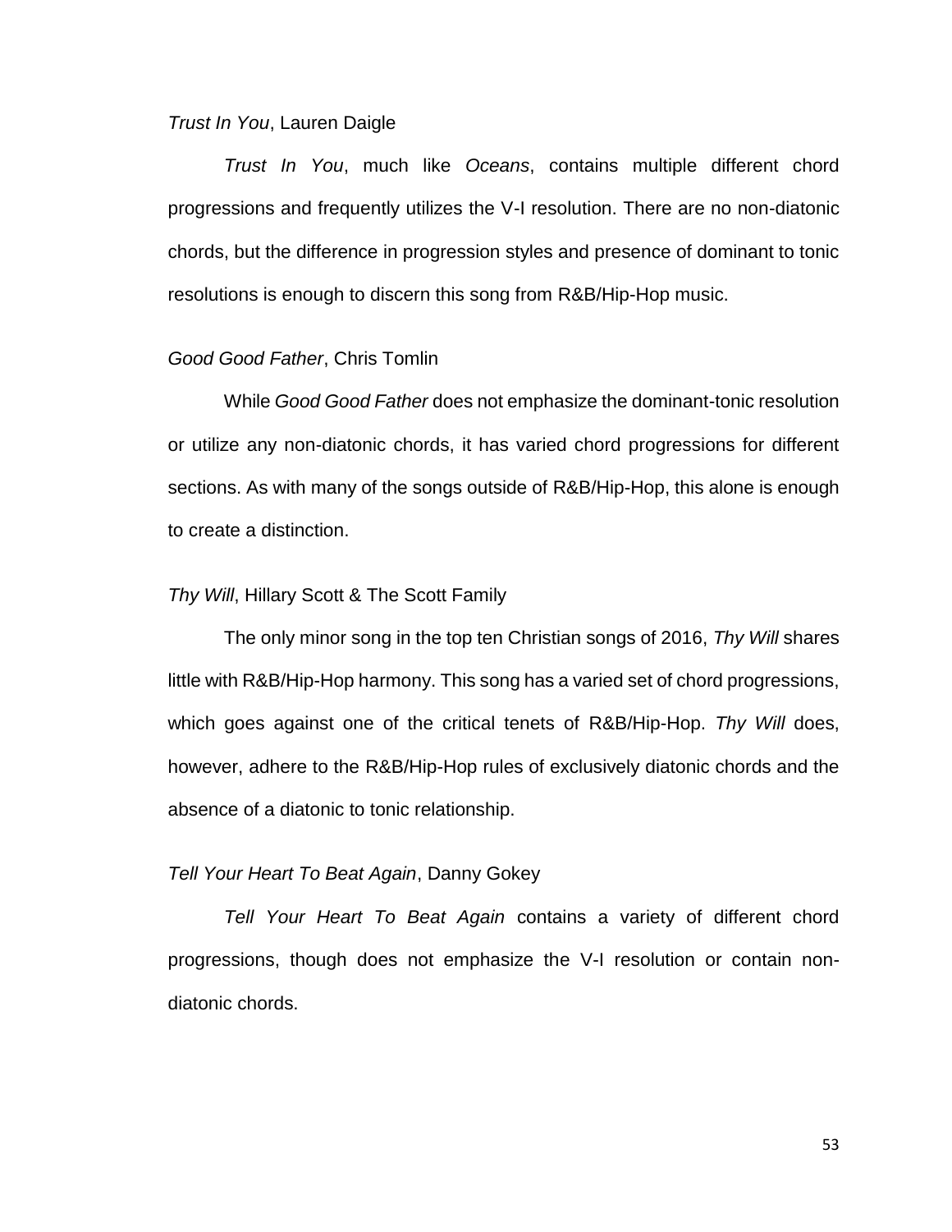*Trust In You*, Lauren Daigle

*Trust In You*, much like *Oceans*, contains multiple different chord progressions and frequently utilizes the V-I resolution. There are no non-diatonic chords, but the difference in progression styles and presence of dominant to tonic resolutions is enough to discern this song from R&B/Hip-Hop music.

*Good Good Father*, Chris Tomlin

While *Good Good Father* does not emphasize the dominant-tonic resolution or utilize any non-diatonic chords, it has varied chord progressions for different sections. As with many of the songs outside of R&B/Hip-Hop, this alone is enough to create a distinction.

*Thy Will*, Hillary Scott & The Scott Family

The only minor song in the top ten Christian songs of 2016, *Thy Will* shares little with R&B/Hip-Hop harmony. This song has a varied set of chord progressions, which goes against one of the critical tenets of R&B/Hip-Hop. *Thy Will* does, however, adhere to the R&B/Hip-Hop rules of exclusively diatonic chords and the absence of a diatonic to tonic relationship.

*Tell Your Heart To Beat Again*, Danny Gokey

*Tell Your Heart To Beat Again* contains a variety of different chord progressions, though does not emphasize the V-I resolution or contain non-diatonic chords.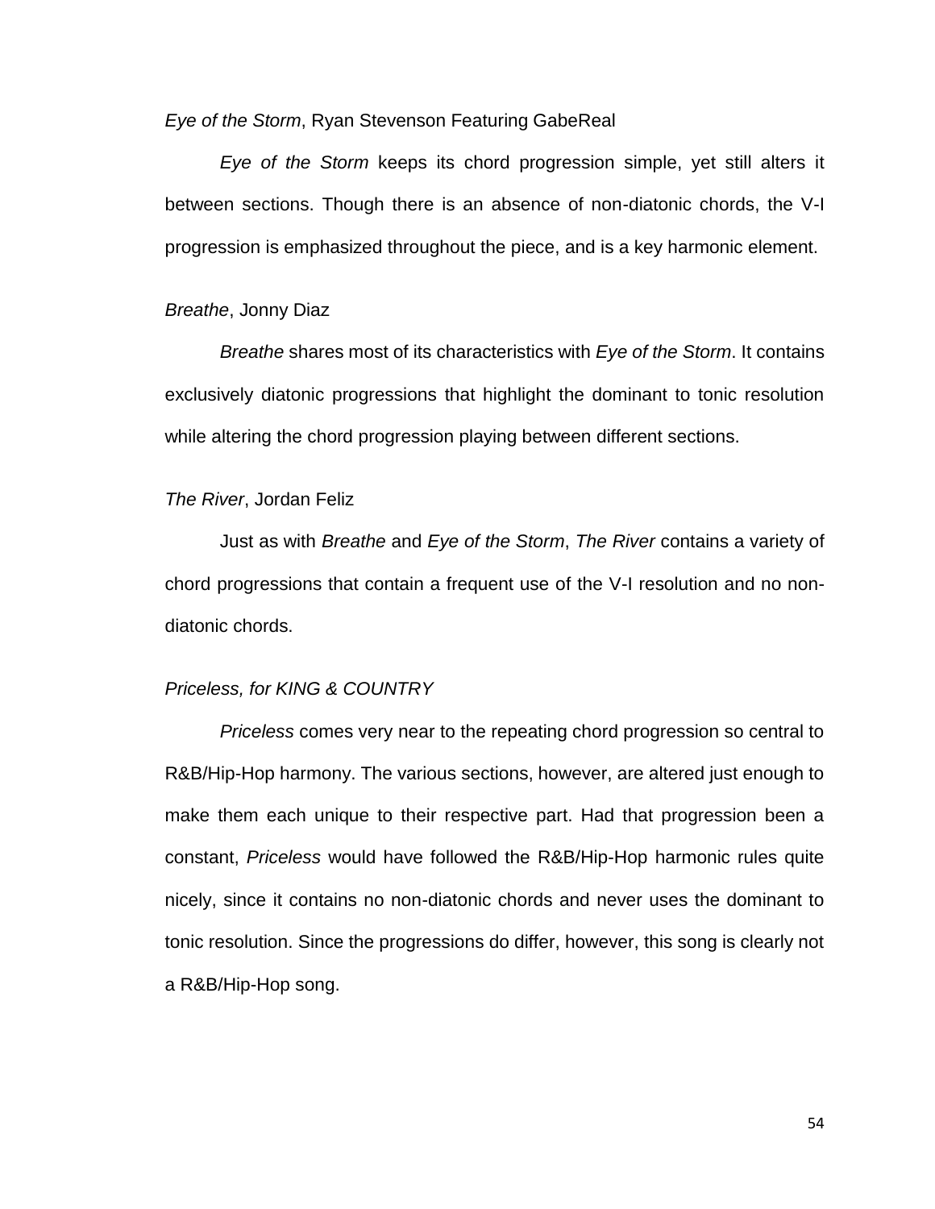*Eye of the Storm*, Ryan Stevenson Featuring GabeReal

*Eye of the Storm* keeps its chord progression simple, yet still alters it between sections. Though there is an absence of non-diatonic chords, the V-I progression is emphasized throughout the piece, and is a key harmonic element.

*Breathe*, Jonny Diaz

*Breathe* shares most of its characteristics with *Eye of the Storm*. It contains exclusively diatonic progressions that highlight the dominant to tonic resolution while altering the chord progression playing between different sections.

*The River*, Jordan Feliz

Just as with *Breathe* and *Eye of the Storm*, *The River* contains a variety of chord progressions that contain a frequent use of the V-I resolution and no non-diatonic chords.

*Priceless, for KING & COUNTRY*

*Priceless* comes very near to the repeating chord progression so central to R&B/Hip-Hop harmony. The various sections, however, are altered just enough to make them each unique to their respective part. Had that progression been a constant, *Priceless* would have followed the R&B/Hip-Hop harmonic rules quite nicely, since it contains no non-diatonic chords and never uses the dominant to tonic resolution. Since the progressions do differ, however, this song is clearly not a R&B/Hip-Hop song.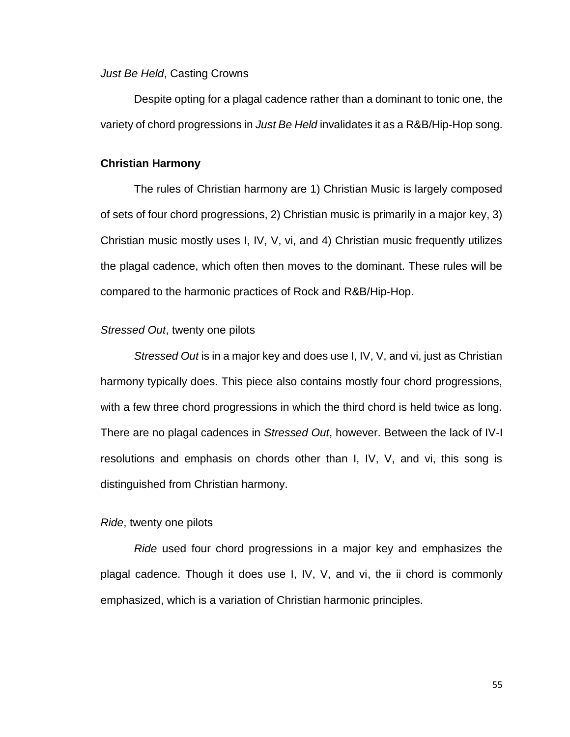*Just Be Held*, Casting Crowns

Despite opting for a plagal cadence rather than a dominant to tonic one, the variety of chord progressions in *Just Be Held* invalidates it as a R&B/Hip-Hop song.

### Christian Harmony

The rules of Christian harmony are 1) Christian Music is largely composed of sets of four chord progressions, 2) Christian music is primarily in a major key, 3) Christian music mostly uses I, IV, V, vi, and 4) Christian music frequently utilizes the plagal cadence, which often then moves to the dominant. These rules will be compared to the harmonic practices of Rock and R&B/Hip-Hop.

*Stressed Out*, twenty one pilots

*Stressed Out* is in a major key and does use I, IV, V, and vi, just as Christian harmony typically does. This piece also contains mostly four chord progressions, with a few three chord progressions in which the third chord is held twice as long. There are no plagal cadences in *Stressed Out*, however. Between the lack of IV-I resolutions and emphasis on chords other than I, IV, V, and vi, this song is distinguished from Christian harmony.

*Ride*, twenty one pilots

*Ride* used four chord progressions in a major key and emphasizes the plagal cadence. Though it does use I, IV, V, and vi, the ii chord is commonly emphasized, which is a variation of Christian harmonic principles.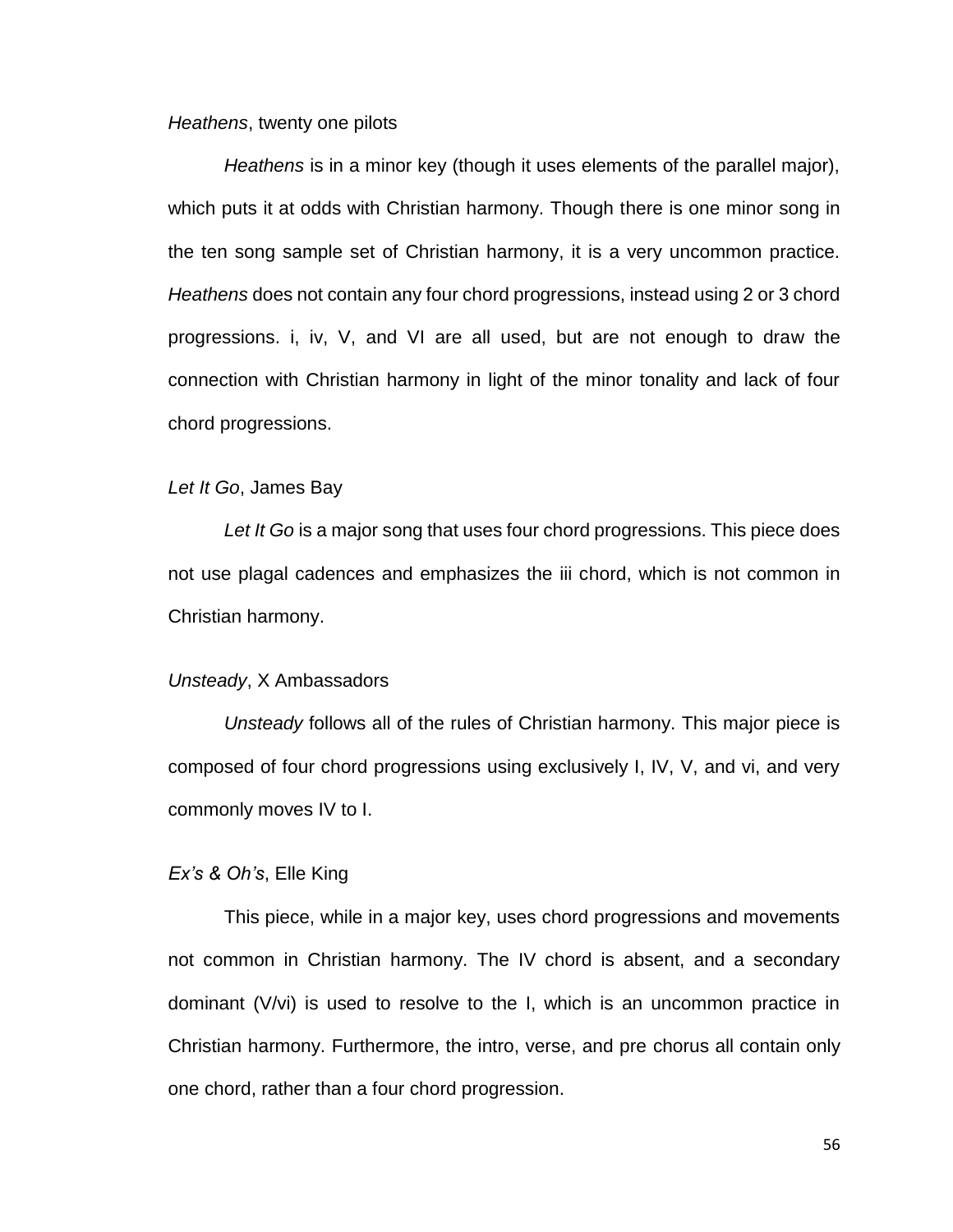*Heathens*, twenty one pilots

*Heathens* is in a minor key (though it uses elements of the parallel major), which puts it at odds with Christian harmony. Though there is one minor song in the ten song sample set of Christian harmony, it is a very uncommon practice. *Heathens* does not contain any four chord progressions, instead using 2 or 3 chord progressions. i, iv, V, and VI are all used, but are not enough to draw the connection with Christian harmony in light of the minor tonality and lack of four chord progressions.

*Let It Go*, James Bay

*Let It Go* is a major song that uses four chord progressions. This piece does not use plagal cadences and emphasizes the iii chord, which is not common in Christian harmony.

*Unsteady*, X Ambassadors

*Unsteady* follows all of the rules of Christian harmony. This major piece is composed of four chord progressions using exclusively I, IV, V, and vi, and very commonly moves IV to I.

*Ex's & Oh's*, Elle King

This piece, while in a major key, uses chord progressions and movements not common in Christian harmony. The IV chord is absent, and a secondary dominant (V/vi) is used to resolve to the I, which is an uncommon practice in Christian harmony. Furthermore, the intro, verse, and pre chorus all contain only one chord, rather than a four chord progression.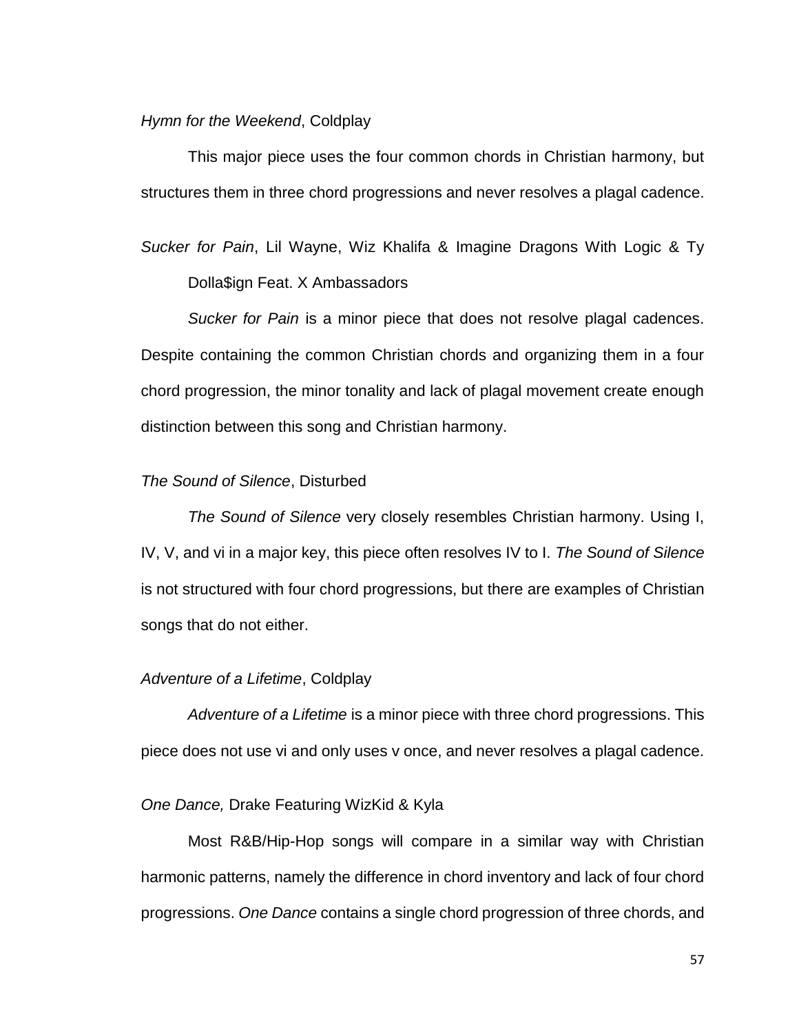*Hymn for the Weekend*, Coldplay

This major piece uses the four common chords in Christian harmony, but structures them in three chord progressions and never resolves a plagal cadence.

*Sucker for Pain*, Lil Wayne, Wiz Khalifa & Imagine Dragons With Logic & Ty Dolla$ign Feat. X Ambassadors

*Sucker for Pain* is a minor piece that does not resolve plagal cadences. Despite containing the common Christian chords and organizing them in a four chord progression, the minor tonality and lack of plagal movement create enough distinction between this song and Christian harmony.

*The Sound of Silence*, Disturbed

*The Sound of Silence* very closely resembles Christian harmony. Using I, IV, V, and vi in a major key, this piece often resolves IV to I. *The Sound of Silence* is not structured with four chord progressions, but there are examples of Christian songs that do not either.

*Adventure of a Lifetime*, Coldplay

*Adventure of a Lifetime* is a minor piece with three chord progressions. This piece does not use vi and only uses v once, and never resolves a plagal cadence.

*One Dance,* Drake Featuring WizKid & Kyla

Most R&B/Hip-Hop songs will compare in a similar way with Christian harmonic patterns, namely the difference in chord inventory and lack of four chord progressions. *One Dance* contains a single chord progression of three chords, and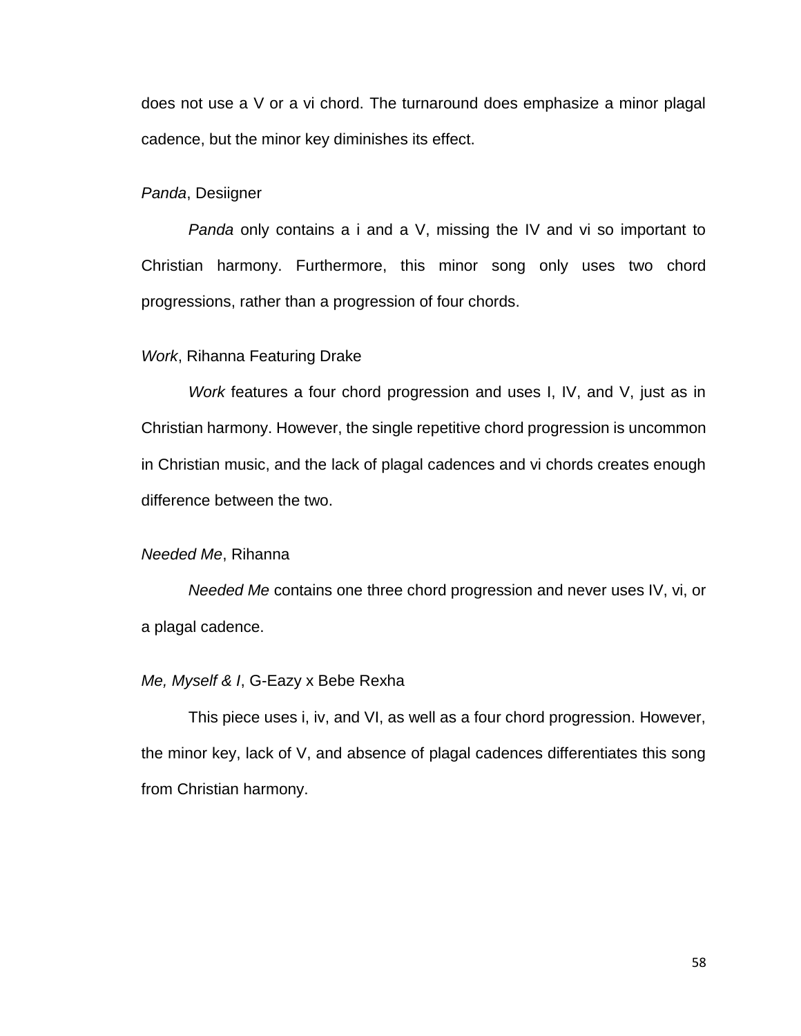does not use a V or a vi chord. The turnaround does emphasize a minor plagal cadence, but the minor key diminishes its effect.

*Panda*, Desiigner

*Panda* only contains a i and a V, missing the IV and vi so important to Christian harmony. Furthermore, this minor song only uses two chord progressions, rather than a progression of four chords.

*Work*, Rihanna Featuring Drake

*Work* features a four chord progression and uses I, IV, and V, just as in Christian harmony. However, the single repetitive chord progression is uncommon in Christian music, and the lack of plagal cadences and vi chords creates enough difference between the two.

*Needed Me*, Rihanna

*Needed Me* contains one three chord progression and never uses IV, vi, or a plagal cadence.

*Me, Myself & I*, G-Eazy x Bebe Rexha

This piece uses i, iv, and VI, as well as a four chord progression. However, the minor key, lack of V, and absence of plagal cadences differentiates this song from Christian harmony.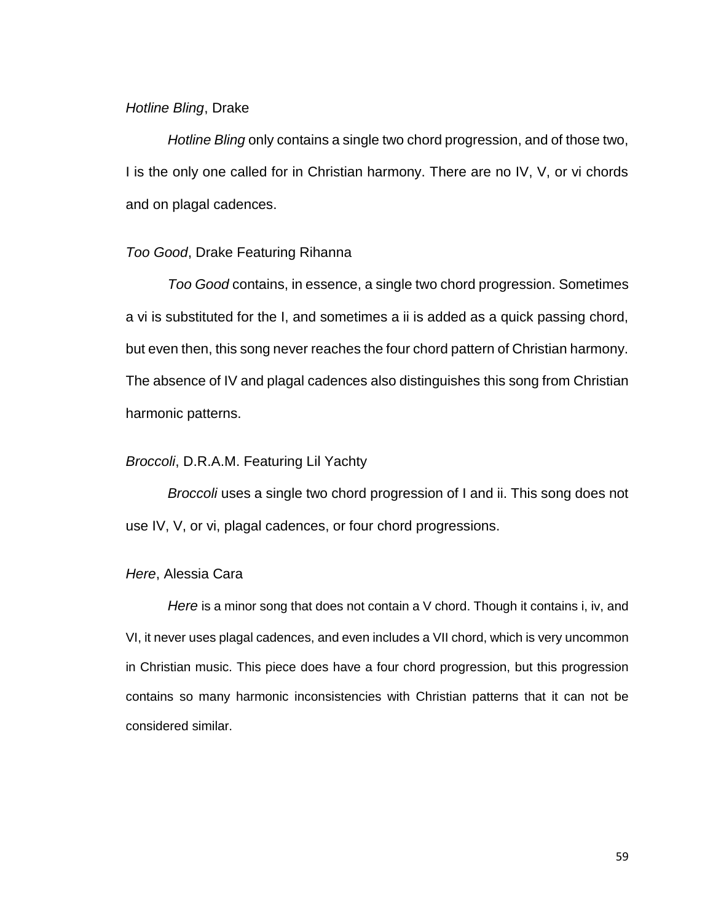*Hotline Bling*, Drake

*Hotline Bling* only contains a single two chord progression, and of those two, I is the only one called for in Christian harmony. There are no IV, V, or vi chords and on plagal cadences.

*Too Good*, Drake Featuring Rihanna

*Too Good* contains, in essence, a single two chord progression. Sometimes a vi is substituted for the I, and sometimes a ii is added as a quick passing chord, but even then, this song never reaches the four chord pattern of Christian harmony. The absence of IV and plagal cadences also distinguishes this song from Christian harmonic patterns.

*Broccoli*, D.R.A.M. Featuring Lil Yachty

*Broccoli* uses a single two chord progression of I and ii. This song does not use IV, V, or vi, plagal cadences, or four chord progressions.

*Here*, Alessia Cara

*Here* is a minor song that does not contain a V chord. Though it contains i, iv, and VI, it never uses plagal cadences, and even includes a VII chord, which is very uncommon in Christian music. This piece does have a four chord progression, but this progression contains so many harmonic inconsistencies with Christian patterns that it can not be considered similar.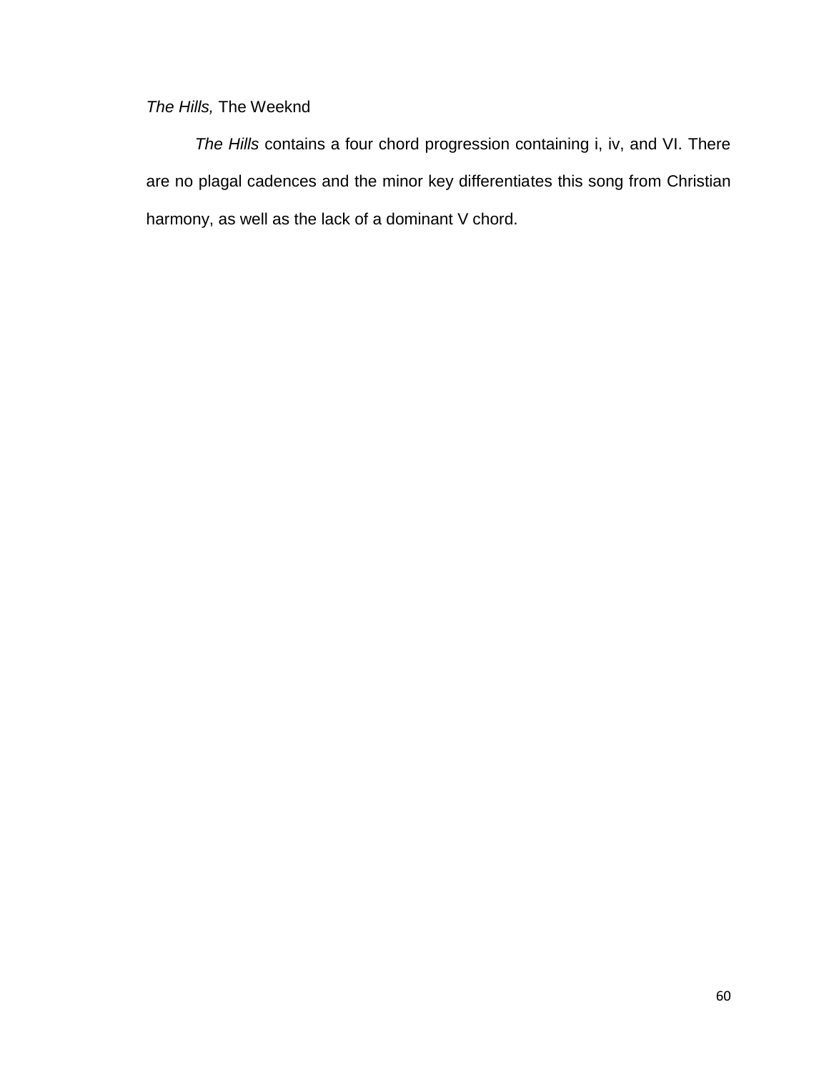*The Hills,* The Weeknd

*The Hills* contains a four chord progression containing i, iv, and VI. There are no plagal cadences and the minor key differentiates this song from Christian harmony, as well as the lack of a dominant V chord.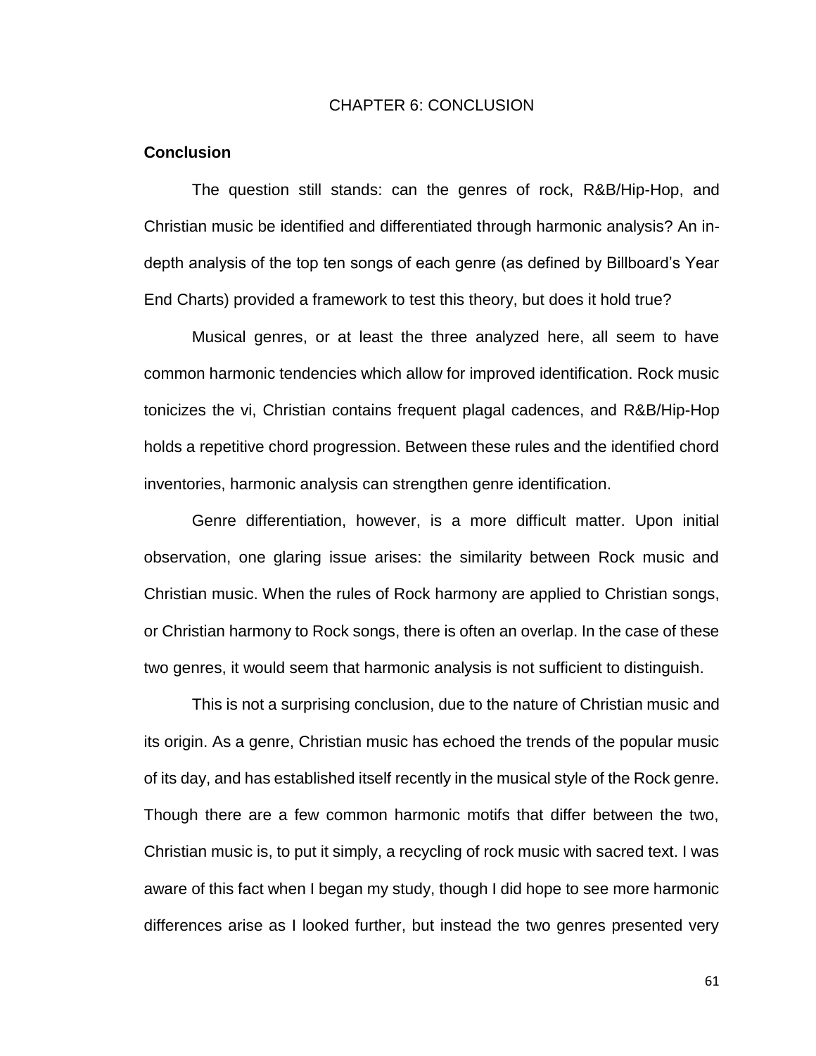# CHAPTER 6: CONCLUSION

## Conclusion

The question still stands: can the genres of rock, R&B/Hip-Hop, and Christian music be identified and differentiated through harmonic analysis? An in-depth analysis of the top ten songs of each genre (as defined by Billboard's Year End Charts) provided a framework to test this theory, but does it hold true?

Musical genres, or at least the three analyzed here, all seem to have common harmonic tendencies which allow for improved identification. Rock music tonicizes the vi, Christian contains frequent plagal cadences, and R&B/Hip-Hop holds a repetitive chord progression. Between these rules and the identified chord inventories, harmonic analysis can strengthen genre identification.

Genre differentiation, however, is a more difficult matter. Upon initial observation, one glaring issue arises: the similarity between Rock music and Christian music. When the rules of Rock harmony are applied to Christian songs, or Christian harmony to Rock songs, there is often an overlap. In the case of these two genres, it would seem that harmonic analysis is not sufficient to distinguish.

This is not a surprising conclusion, due to the nature of Christian music and its origin. As a genre, Christian music has echoed the trends of the popular music of its day, and has established itself recently in the musical style of the Rock genre. Though there are a few common harmonic motifs that differ between the two, Christian music is, to put it simply, a recycling of rock music with sacred text. I was aware of this fact when I began my study, though I did hope to see more harmonic differences arise as I looked further, but instead the two genres presented very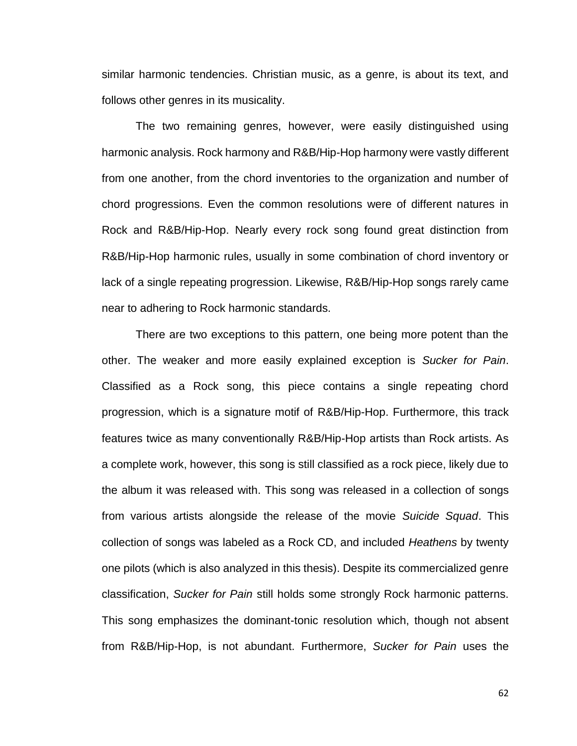similar harmonic tendencies. Christian music, as a genre, is about its text, and follows other genres in its musicality.

The two remaining genres, however, were easily distinguished using harmonic analysis. Rock harmony and R&B/Hip-Hop harmony were vastly different from one another, from the chord inventories to the organization and number of chord progressions. Even the common resolutions were of different natures in Rock and R&B/Hip-Hop. Nearly every rock song found great distinction from R&B/Hip-Hop harmonic rules, usually in some combination of chord inventory or lack of a single repeating progression. Likewise, R&B/Hip-Hop songs rarely came near to adhering to Rock harmonic standards.

There are two exceptions to this pattern, one being more potent than the other. The weaker and more easily explained exception is *Sucker for Pain*. Classified as a Rock song, this piece contains a single repeating chord progression, which is a signature motif of R&B/Hip-Hop. Furthermore, this track features twice as many conventionally R&B/Hip-Hop artists than Rock artists. As a complete work, however, this song is still classified as a rock piece, likely due to the album it was released with. This song was released in a collection of songs from various artists alongside the release of the movie *Suicide Squad*. This collection of songs was labeled as a Rock CD, and included *Heathens* by twenty one pilots (which is also analyzed in this thesis). Despite its commercialized genre classification, *Sucker for Pain* still holds some strongly Rock harmonic patterns. This song emphasizes the dominant-tonic resolution which, though not absent from R&B/Hip-Hop, is not abundant. Furthermore, *Sucker for Pain* uses the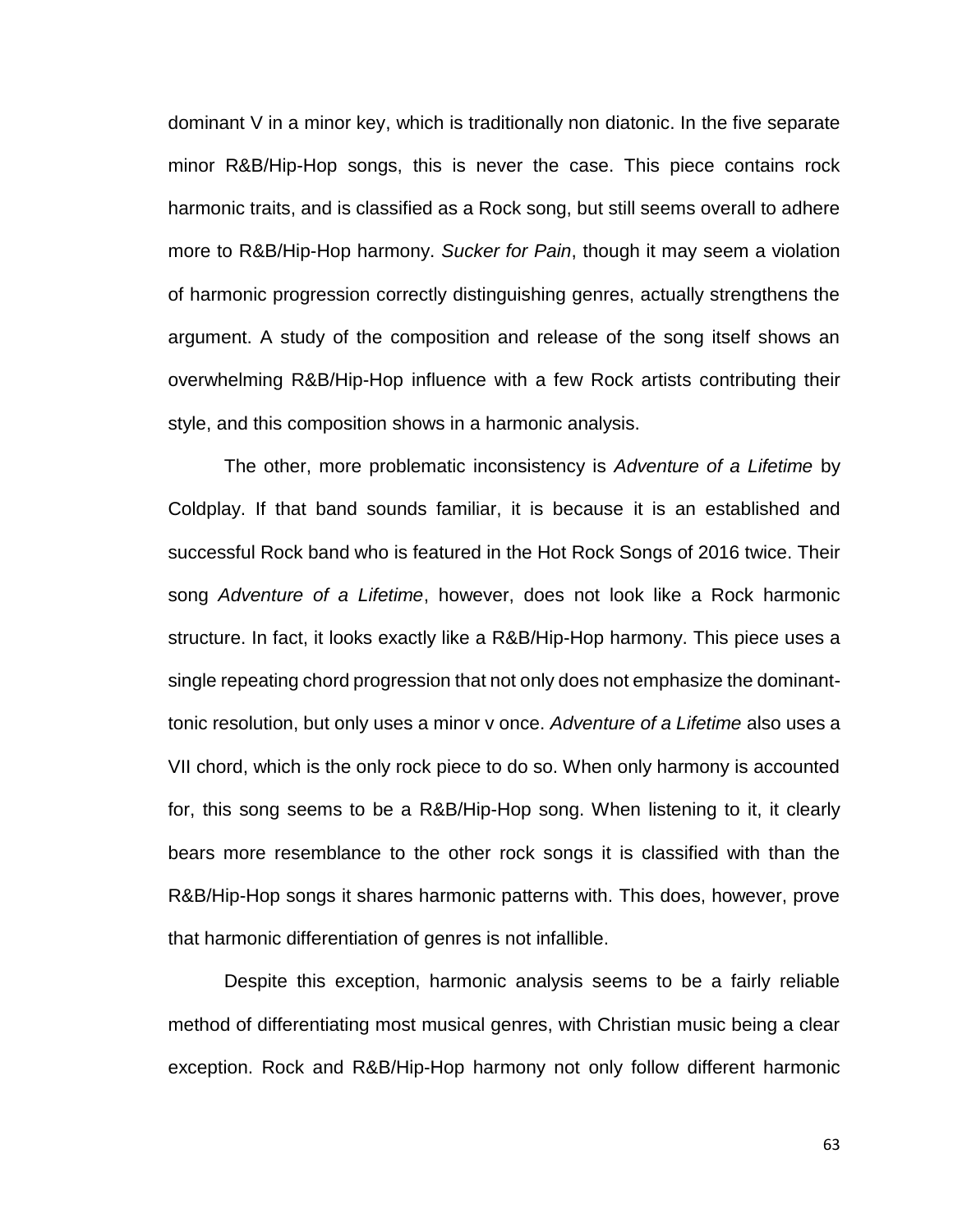dominant V in a minor key, which is traditionally non diatonic. In the five separate minor R&B/Hip-Hop songs, this is never the case. This piece contains rock harmonic traits, and is classified as a Rock song, but still seems overall to adhere more to R&B/Hip-Hop harmony. *Sucker for Pain*, though it may seem a violation of harmonic progression correctly distinguishing genres, actually strengthens the argument. A study of the composition and release of the song itself shows an overwhelming R&B/Hip-Hop influence with a few Rock artists contributing their style, and this composition shows in a harmonic analysis.

The other, more problematic inconsistency is *Adventure of a Lifetime* by Coldplay. If that band sounds familiar, it is because it is an established and successful Rock band who is featured in the Hot Rock Songs of 2016 twice. Their song *Adventure of a Lifetime*, however, does not look like a Rock harmonic structure. In fact, it looks exactly like a R&B/Hip-Hop harmony. This piece uses a single repeating chord progression that not only does not emphasize the dominant-tonic resolution, but only uses a minor v once. *Adventure of a Lifetime* also uses a VII chord, which is the only rock piece to do so. When only harmony is accounted for, this song seems to be a R&B/Hip-Hop song. When listening to it, it clearly bears more resemblance to the other rock songs it is classified with than the R&B/Hip-Hop songs it shares harmonic patterns with. This does, however, prove that harmonic differentiation of genres is not infallible.

Despite this exception, harmonic analysis seems to be a fairly reliable method of differentiating most musical genres, with Christian music being a clear exception. Rock and R&B/Hip-Hop harmony not only follow different harmonic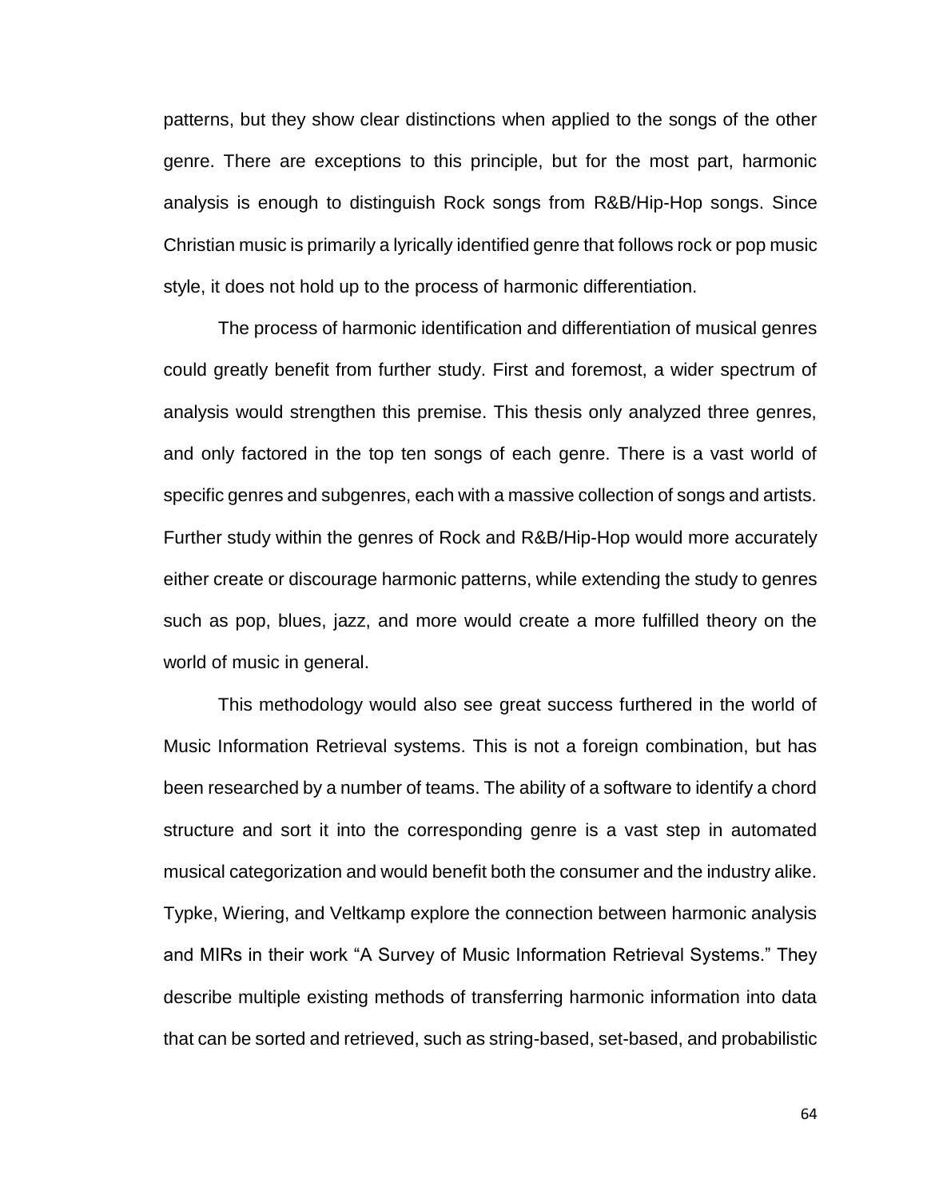patterns, but they show clear distinctions when applied to the songs of the other genre. There are exceptions to this principle, but for the most part, harmonic analysis is enough to distinguish Rock songs from R&B/Hip-Hop songs. Since Christian music is primarily a lyrically identified genre that follows rock or pop music style, it does not hold up to the process of harmonic differentiation.

The process of harmonic identification and differentiation of musical genres could greatly benefit from further study. First and foremost, a wider spectrum of analysis would strengthen this premise. This thesis only analyzed three genres, and only factored in the top ten songs of each genre. There is a vast world of specific genres and subgenres, each with a massive collection of songs and artists. Further study within the genres of Rock and R&B/Hip-Hop would more accurately either create or discourage harmonic patterns, while extending the study to genres such as pop, blues, jazz, and more would create a more fulfilled theory on the world of music in general.

This methodology would also see great success furthered in the world of Music Information Retrieval systems. This is not a foreign combination, but has been researched by a number of teams. The ability of a software to identify a chord structure and sort it into the corresponding genre is a vast step in automated musical categorization and would benefit both the consumer and the industry alike. Typke, Wiering, and Veltkamp explore the connection between harmonic analysis and MIRs in their work "A Survey of Music Information Retrieval Systems." They describe multiple existing methods of transferring harmonic information into data that can be sorted and retrieved, such as string-based, set-based, and probabilistic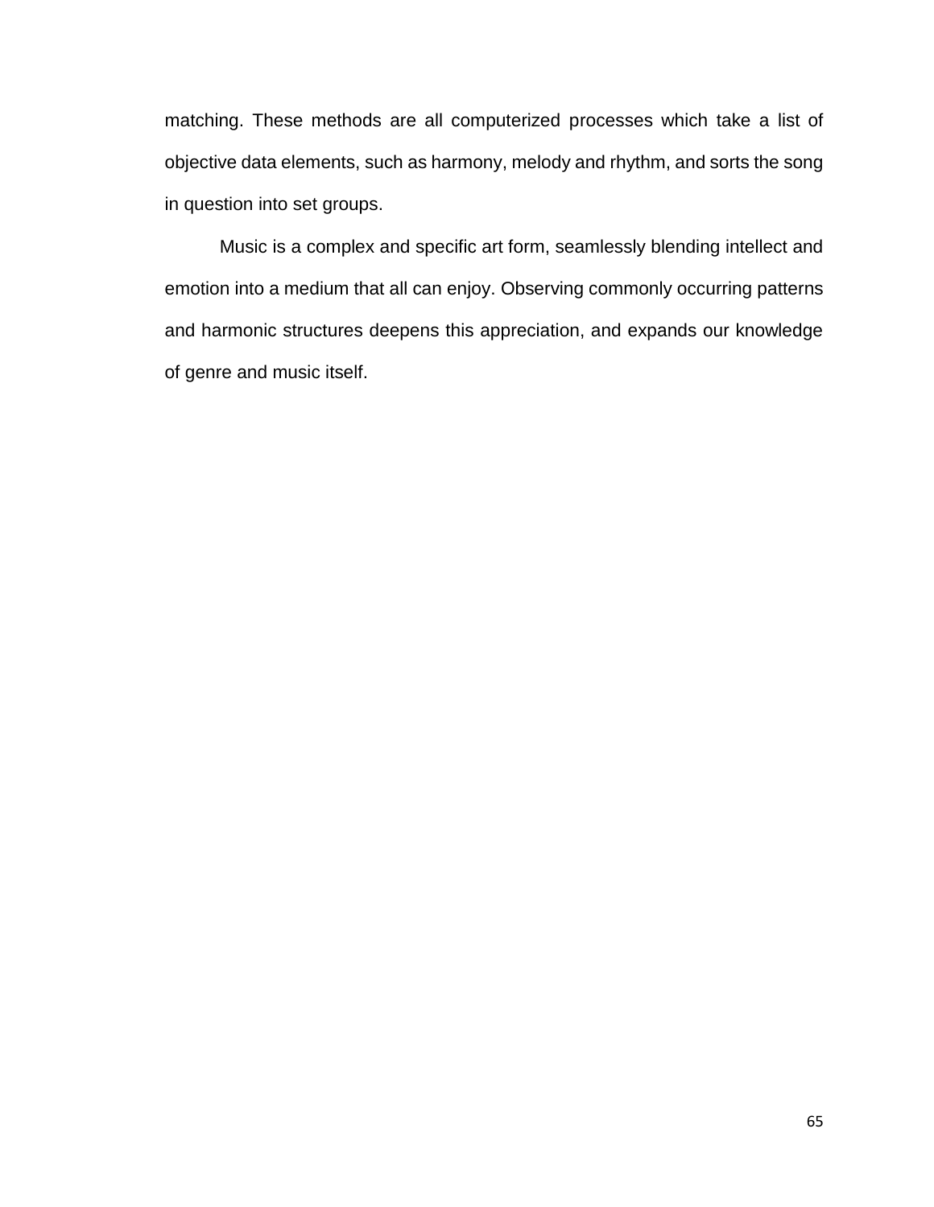matching. These methods are all computerized processes which take a list of objective data elements, such as harmony, melody and rhythm, and sorts the song in question into set groups.

Music is a complex and specific art form, seamlessly blending intellect and emotion into a medium that all can enjoy. Observing commonly occurring patterns and harmonic structures deepens this appreciation, and expands our knowledge of genre and music itself.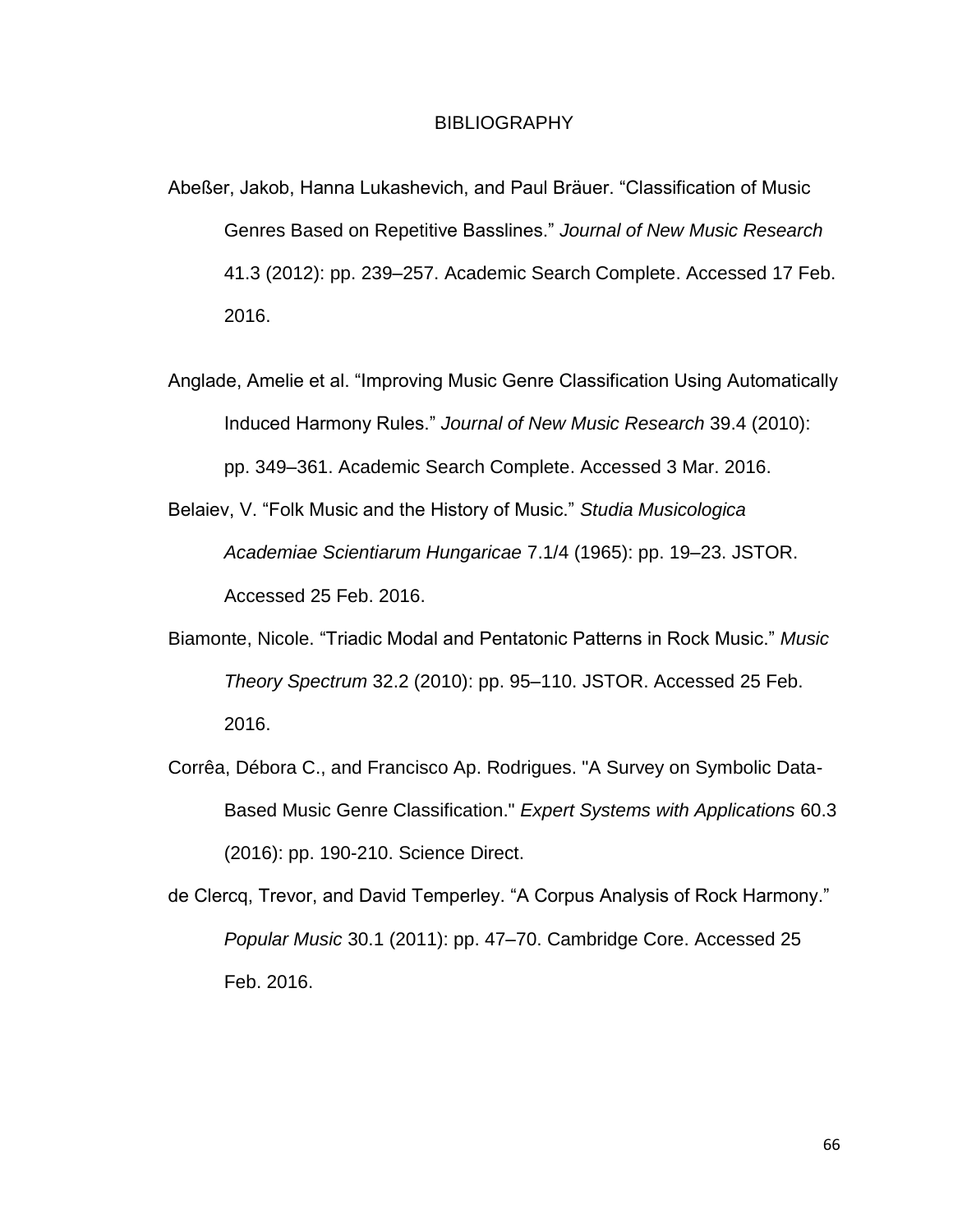# BIBLIOGRAPHY

Abeßer, Jakob, Hanna Lukashevich, and Paul Bräuer. "Classification of Music Genres Based on Repetitive Basslines." *Journal of New Music Research* 41.3 (2012): pp. 239–257. Academic Search Complete. Accessed 17 Feb. 2016.

Anglade, Amelie et al. "Improving Music Genre Classification Using Automatically Induced Harmony Rules." *Journal of New Music Research* 39.4 (2010): pp. 349–361. Academic Search Complete. Accessed 3 Mar. 2016.

Belaiev, V. "Folk Music and the History of Music." *Studia Musicologica Academiae Scientiarum Hungaricae* 7.1/4 (1965): pp. 19–23. JSTOR. Accessed 25 Feb. 2016.

Biamonte, Nicole. "Triadic Modal and Pentatonic Patterns in Rock Music." *Music Theory Spectrum* 32.2 (2010): pp. 95–110. JSTOR. Accessed 25 Feb. 2016.

Corrêa, Débora C., and Francisco Ap. Rodrigues. "A Survey on Symbolic Data-Based Music Genre Classification." *Expert Systems with Applications* 60.3 (2016): pp. 190-210. Science Direct.

de Clercq, Trevor, and David Temperley. "A Corpus Analysis of Rock Harmony." *Popular Music* 30.1 (2011): pp. 47–70. Cambridge Core. Accessed 25 Feb. 2016.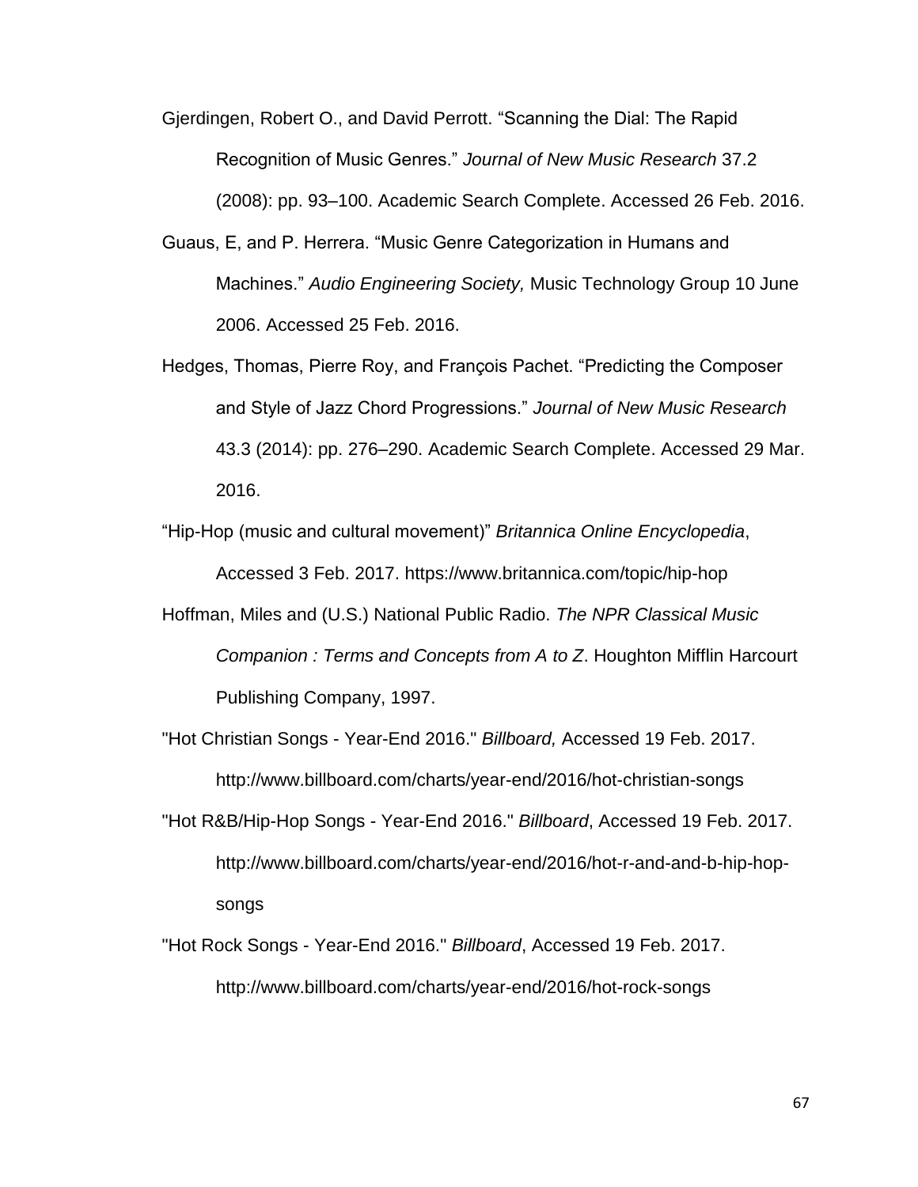Gjerdingen, Robert O., and David Perrott. “Scanning the Dial: The Rapid Recognition of Music Genres.” *Journal of New Music Research* 37.2 (2008): pp. 93–100. Academic Search Complete. Accessed 26 Feb. 2016.

Guaus, E, and P. Herrera. “Music Genre Categorization in Humans and Machines.” *Audio Engineering Society,* Music Technology Group 10 June 2006. Accessed 25 Feb. 2016.

Hedges, Thomas, Pierre Roy, and François Pachet. “Predicting the Composer and Style of Jazz Chord Progressions.” *Journal of New Music Research* 43.3 (2014): pp. 276–290. Academic Search Complete. Accessed 29 Mar. 2016.

“Hip-Hop (music and cultural movement)” *Britannica Online Encyclopedia*, Accessed 3 Feb. 2017. https://www.britannica.com/topic/hip-hop

Hoffman, Miles and (U.S.) National Public Radio. *The NPR Classical Music Companion : Terms and Concepts from A to Z*. Houghton Mifflin Harcourt Publishing Company, 1997.

"Hot Christian Songs - Year-End 2016." *Billboard,* Accessed 19 Feb. 2017. http://www.billboard.com/charts/year-end/2016/hot-christian-songs

"Hot R&B/Hip-Hop Songs - Year-End 2016." *Billboard*, Accessed 19 Feb. 2017. http://www.billboard.com/charts/year-end/2016/hot-r-and-and-b-hip-hop-songs

"Hot Rock Songs - Year-End 2016." *Billboard*, Accessed 19 Feb. 2017. http://www.billboard.com/charts/year-end/2016/hot-rock-songs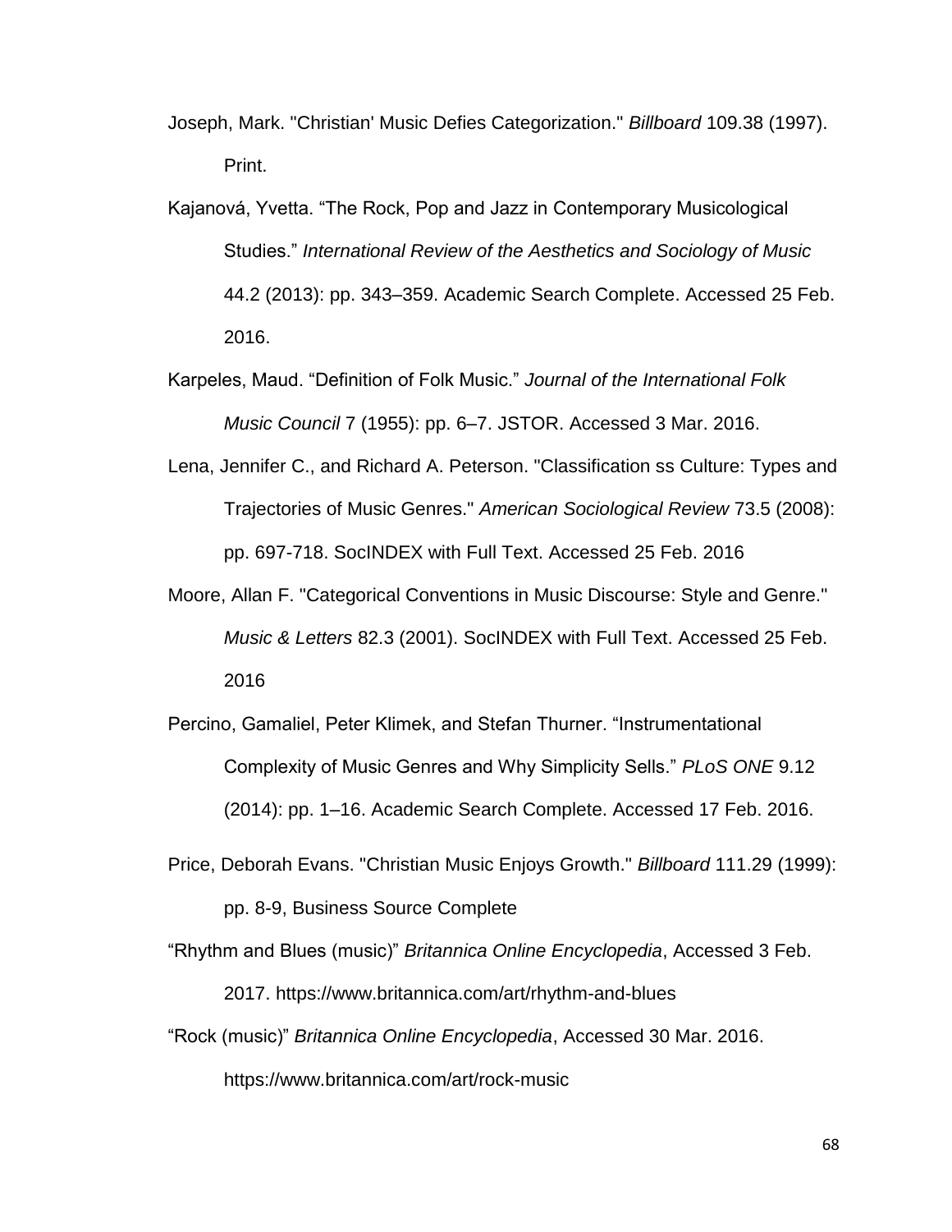Joseph, Mark. "Christian' Music Defies Categorization." *Billboard* 109.38 (1997). Print.

Kajanová, Yvetta. "The Rock, Pop and Jazz in Contemporary Musicological Studies." *International Review of the Aesthetics and Sociology of Music* 44.2 (2013): pp. 343–359. Academic Search Complete. Accessed 25 Feb. 2016.

Karpeles, Maud. "Definition of Folk Music." *Journal of the International Folk Music Council* 7 (1955): pp. 6–7. JSTOR. Accessed 3 Mar. 2016.

Lena, Jennifer C., and Richard A. Peterson. "Classification ss Culture: Types and Trajectories of Music Genres." *American Sociological Review* 73.5 (2008): pp. 697-718. SocINDEX with Full Text. Accessed 25 Feb. 2016

Moore, Allan F. "Categorical Conventions in Music Discourse: Style and Genre." *Music & Letters* 82.3 (2001). SocINDEX with Full Text. Accessed 25 Feb. 2016

Percino, Gamaliel, Peter Klimek, and Stefan Thurner. "Instrumentational Complexity of Music Genres and Why Simplicity Sells." *PLoS ONE* 9.12 (2014): pp. 1–16. Academic Search Complete. Accessed 17 Feb. 2016.

Price, Deborah Evans. "Christian Music Enjoys Growth." *Billboard* 111.29 (1999): pp. 8-9, Business Source Complete

"Rhythm and Blues (music)" *Britannica Online Encyclopedia*, Accessed 3 Feb. 2017. https://www.britannica.com/art/rhythm-and-blues

"Rock (music)" *Britannica Online Encyclopedia*, Accessed 30 Mar. 2016. https://www.britannica.com/art/rock-music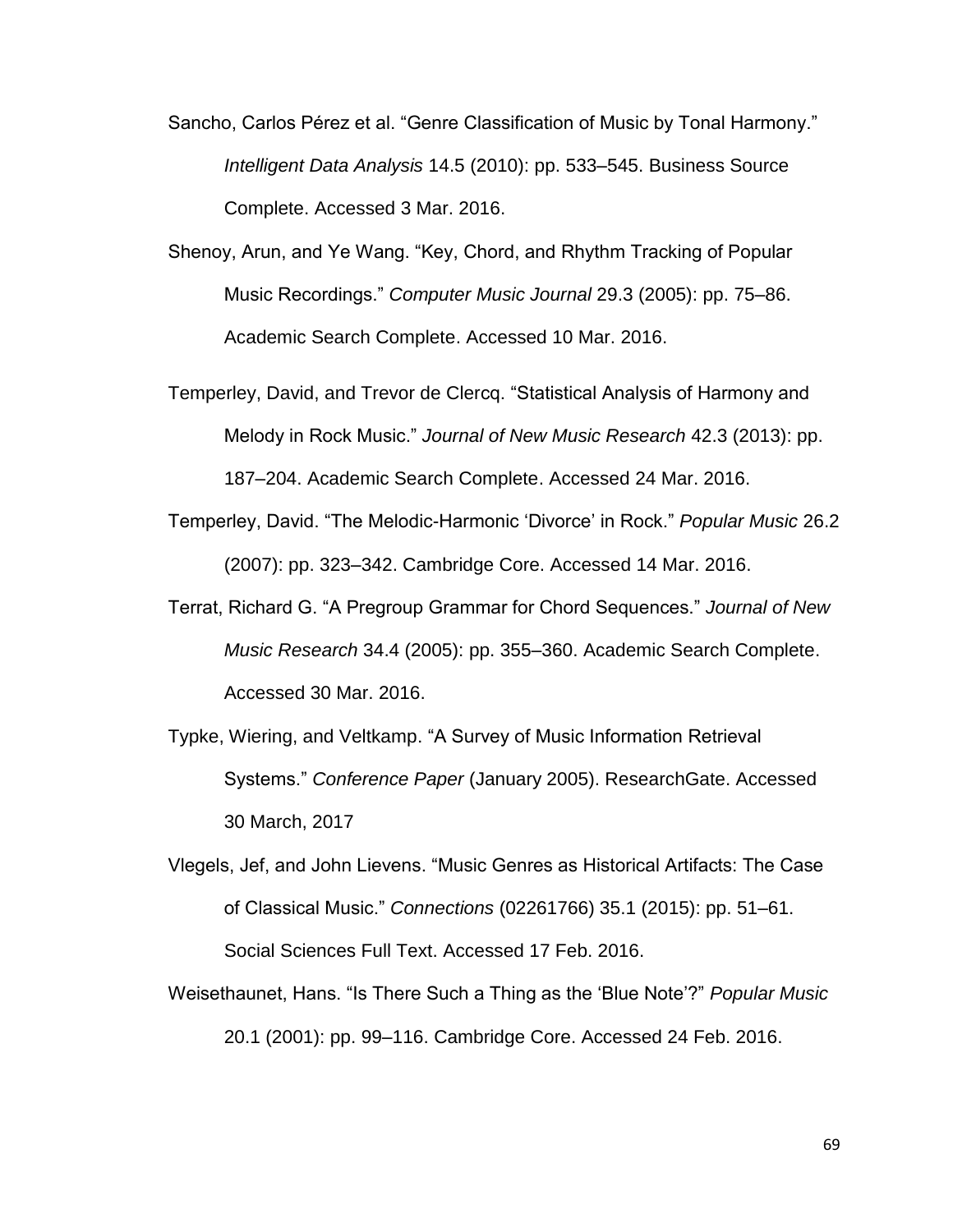Sancho, Carlos Pérez et al. "Genre Classification of Music by Tonal Harmony." *Intelligent Data Analysis* 14.5 (2010): pp. 533–545. Business Source Complete. Accessed 3 Mar. 2016.

Shenoy, Arun, and Ye Wang. "Key, Chord, and Rhythm Tracking of Popular Music Recordings." *Computer Music Journal* 29.3 (2005): pp. 75–86. Academic Search Complete. Accessed 10 Mar. 2016.

Temperley, David, and Trevor de Clercq. "Statistical Analysis of Harmony and Melody in Rock Music." *Journal of New Music Research* 42.3 (2013): pp. 187–204. Academic Search Complete. Accessed 24 Mar. 2016.

Temperley, David. "The Melodic-Harmonic 'Divorce' in Rock." *Popular Music* 26.2 (2007): pp. 323–342. Cambridge Core. Accessed 14 Mar. 2016.

Terrat, Richard G. "A Pregroup Grammar for Chord Sequences." *Journal of New Music Research* 34.4 (2005): pp. 355–360. Academic Search Complete. Accessed 30 Mar. 2016.

Typke, Wiering, and Veltkamp. "A Survey of Music Information Retrieval Systems." *Conference Paper* (January 2005). ResearchGate. Accessed 30 March, 2017

Vlegels, Jef, and John Lievens. "Music Genres as Historical Artifacts: The Case of Classical Music." *Connections* (02261766) 35.1 (2015): pp. 51–61. Social Sciences Full Text. Accessed 17 Feb. 2016.

Weisethaunet, Hans. "Is There Such a Thing as the 'Blue Note'?" *Popular Music* 20.1 (2001): pp. 99–116. Cambridge Core. Accessed 24 Feb. 2016.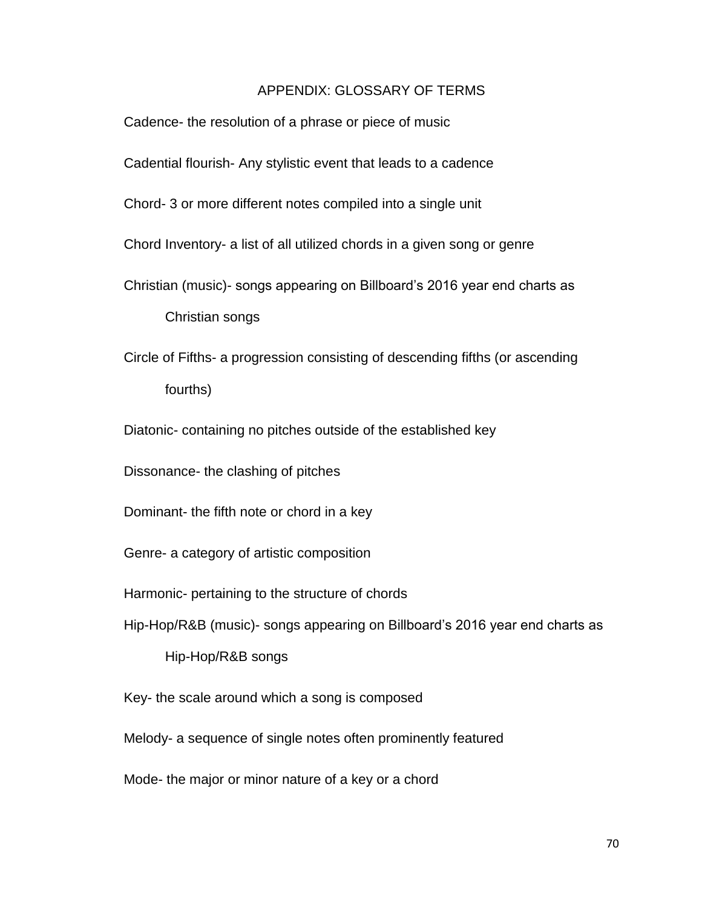# APPENDIX: GLOSSARY OF TERMS

Cadence- the resolution of a phrase or piece of music

Cadential flourish- Any stylistic event that leads to a cadence

Chord- 3 or more different notes compiled into a single unit

Chord Inventory- a list of all utilized chords in a given song or genre

Christian (music)- songs appearing on Billboard's 2016 year end charts as Christian songs

Circle of Fifths- a progression consisting of descending fifths (or ascending fourths)

Diatonic- containing no pitches outside of the established key

Dissonance- the clashing of pitches

Dominant- the fifth note or chord in a key

Genre- a category of artistic composition

Harmonic- pertaining to the structure of chords

Hip-Hop/R&B (music)- songs appearing on Billboard's 2016 year end charts as Hip-Hop/R&B songs

Key- the scale around which a song is composed

Melody- a sequence of single notes often prominently featured

Mode- the major or minor nature of a key or a chord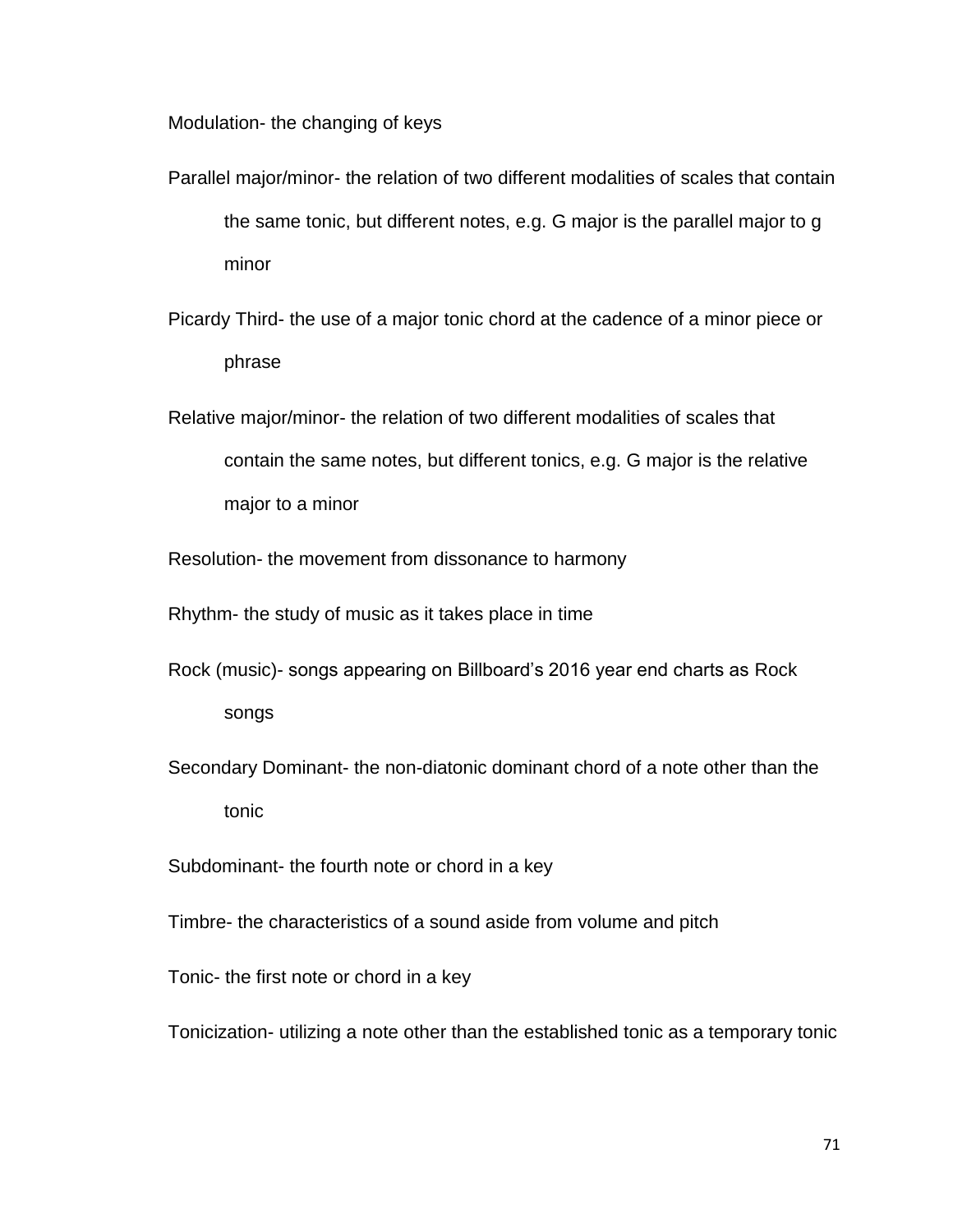Modulation- the changing of keys

Parallel major/minor- the relation of two different modalities of scales that contain the same tonic, but different notes, e.g. G major is the parallel major to g minor

Picardy Third- the use of a major tonic chord at the cadence of a minor piece or phrase

Relative major/minor- the relation of two different modalities of scales that contain the same notes, but different tonics, e.g. G major is the relative major to a minor

Resolution- the movement from dissonance to harmony

Rhythm- the study of music as it takes place in time

Rock (music)- songs appearing on Billboard's 2016 year end charts as Rock songs

Secondary Dominant- the non-diatonic dominant chord of a note other than the tonic

Subdominant- the fourth note or chord in a key

Timbre- the characteristics of a sound aside from volume and pitch

Tonic- the first note or chord in a key

Tonicization- utilizing a note other than the established tonic as a temporary tonic